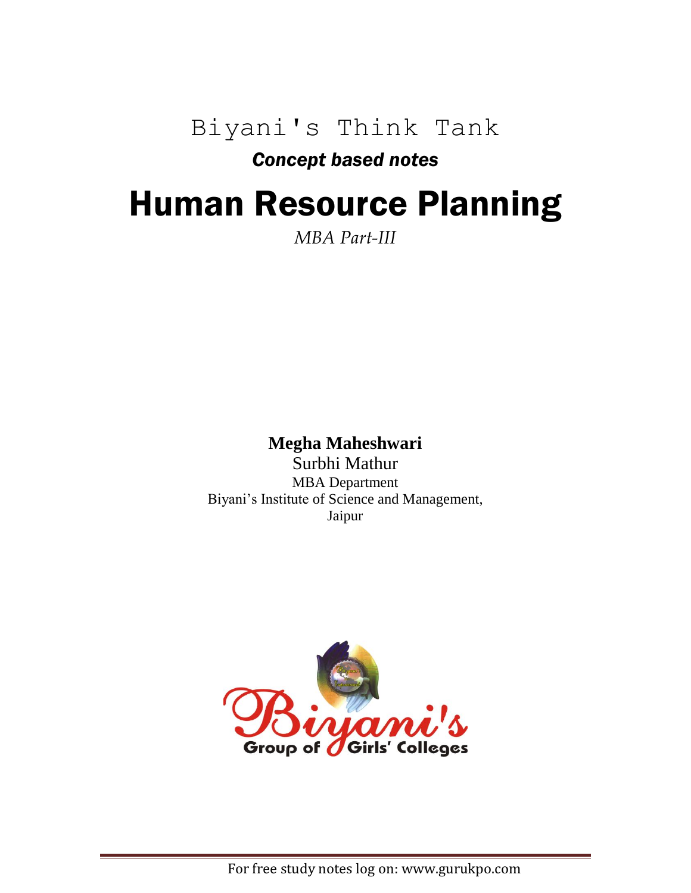Biyani's Think Tank

***Concept based notes***

# Human Resource Planning

*MBA Part-III*

**Megha Maheshwari**

Surbhi Mathur

MBA Department

Biyani's Institute of Science and Management,
Jaipur

For free study notes log on: www.gurukpo.com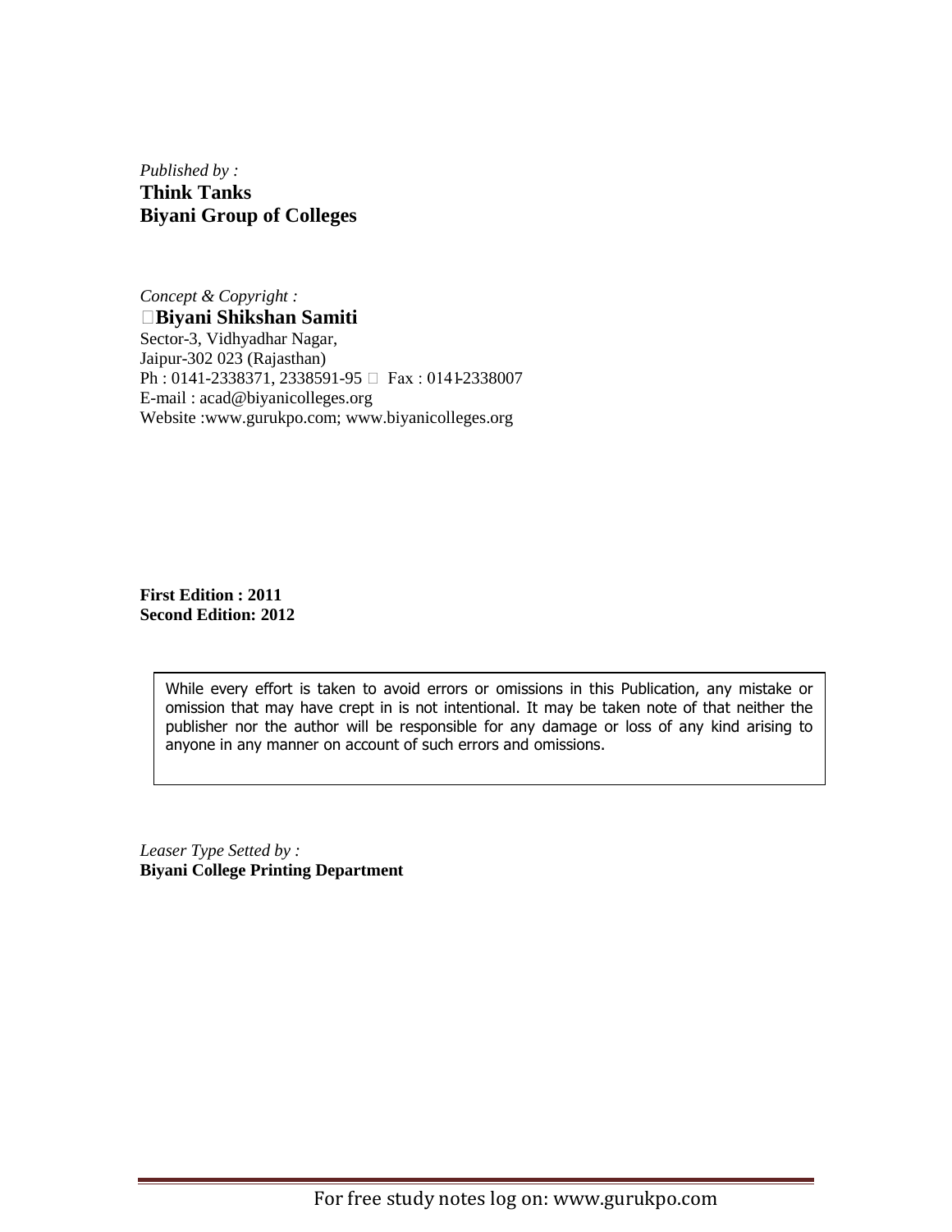*Published by :*
**Think Tanks**
**Biyani Group of Colleges**

*Concept & Copyright :*
**Biyani Shikshan Samiti**
Sector-3, Vidhyadhar Nagar,
Jaipur-302 023 (Rajasthan)
Ph : 0141-2338371, 2338591-95  Fax : 0141-2338007
E-mail : acad@biyanicolleges.org
Website :www.gurukpo.com; www.biyanicolleges.org

**First Edition : 2011**
**Second Edition: 2012**

While every effort is taken to avoid errors or omissions in this Publication, any mistake or omission that may have crept in is not intentional. It may be taken note of that neither the publisher nor the author will be responsible for any damage or loss of any kind arising to anyone in any manner on account of such errors and omissions.

*Leaser Type Setted by :*
**Biyani College Printing Department**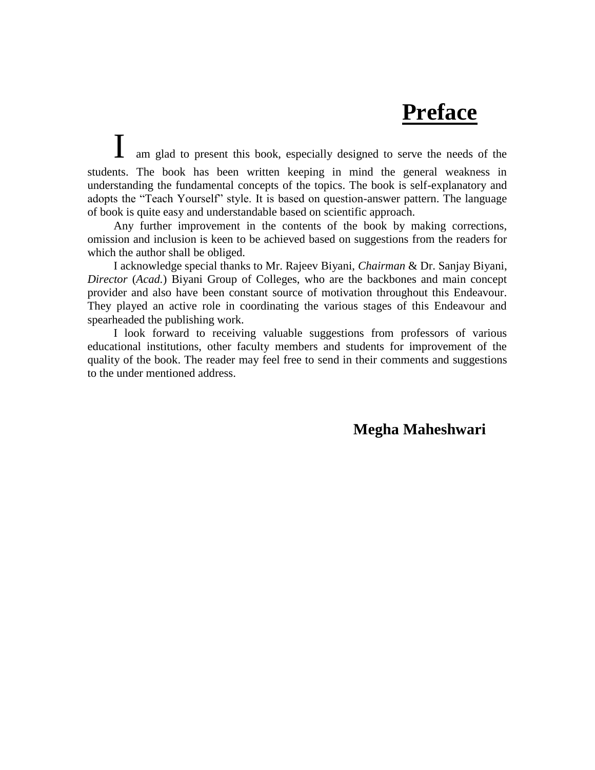# Preface

I am glad to present this book, especially designed to serve the needs of the students. The book has been written keeping in mind the general weakness in understanding the fundamental concepts of the topics. The book is self-explanatory and adopts the "Teach Yourself" style. It is based on question-answer pattern. The language of book is quite easy and understandable based on scientific approach.

Any further improvement in the contents of the book by making corrections, omission and inclusion is keen to be achieved based on suggestions from the readers for which the author shall be obliged.

I acknowledge special thanks to Mr. Rajeev Biyani, *Chairman* & Dr. Sanjay Biyani, *Director* (*Acad.*) Biyani Group of Colleges, who are the backbones and main concept provider and also have been constant source of motivation throughout this Endeavour. They played an active role in coordinating the various stages of this Endeavour and spearheaded the publishing work.

I look forward to receiving valuable suggestions from professors of various educational institutions, other faculty members and students for improvement of the quality of the book. The reader may feel free to send in their comments and suggestions to the under mentioned address.

**Megha Maheshwari**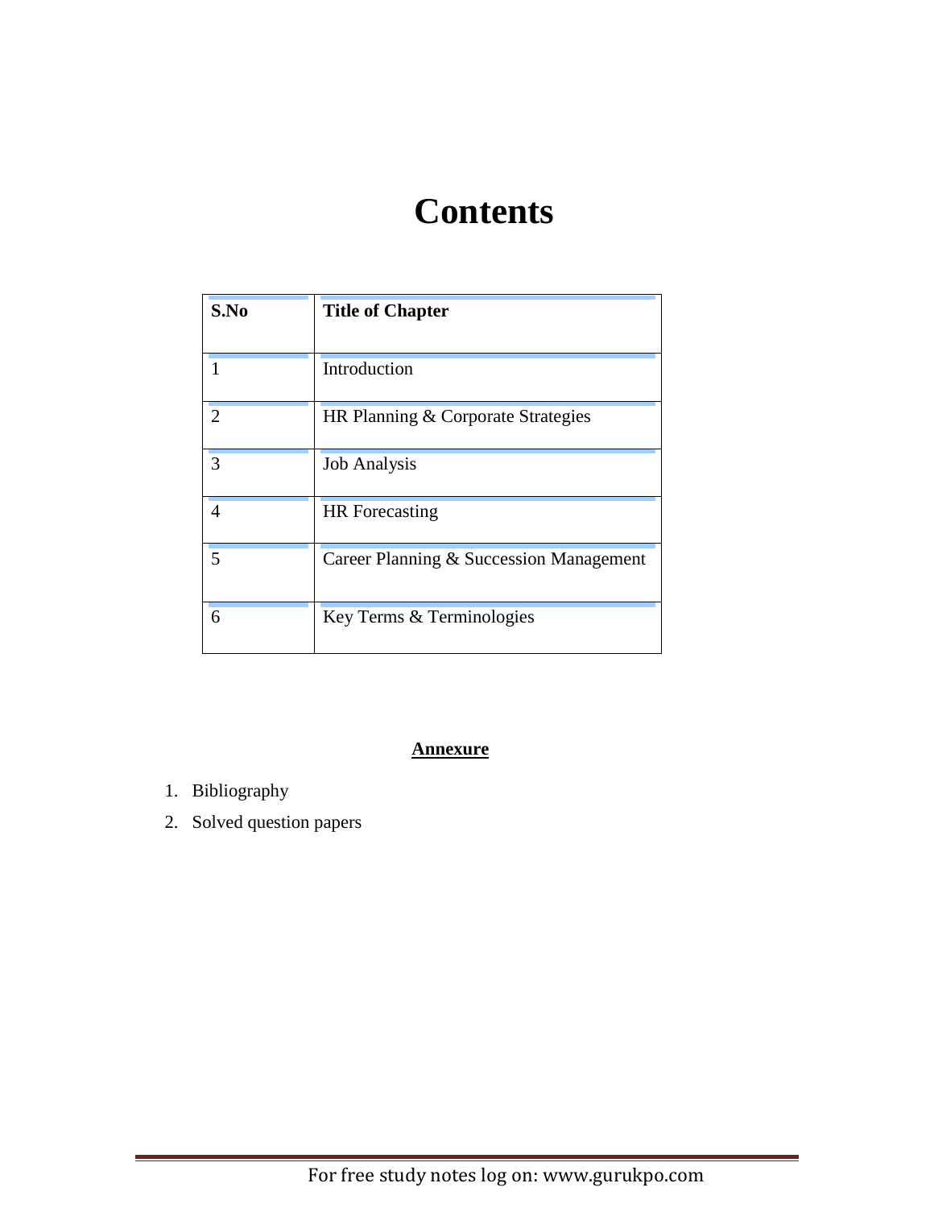# Contents

| S.No | Title of Chapter |
|---|---|
| 1 | Introduction |
| 2 | HR Planning & Corporate Strategies |
| 3 | Job Analysis |
| 4 | HR Forecasting |
| 5 | Career Planning & Succession Management |
| 6 | Key Terms & Terminologies |

**Annexure**

1. Bibliography
2. Solved question papers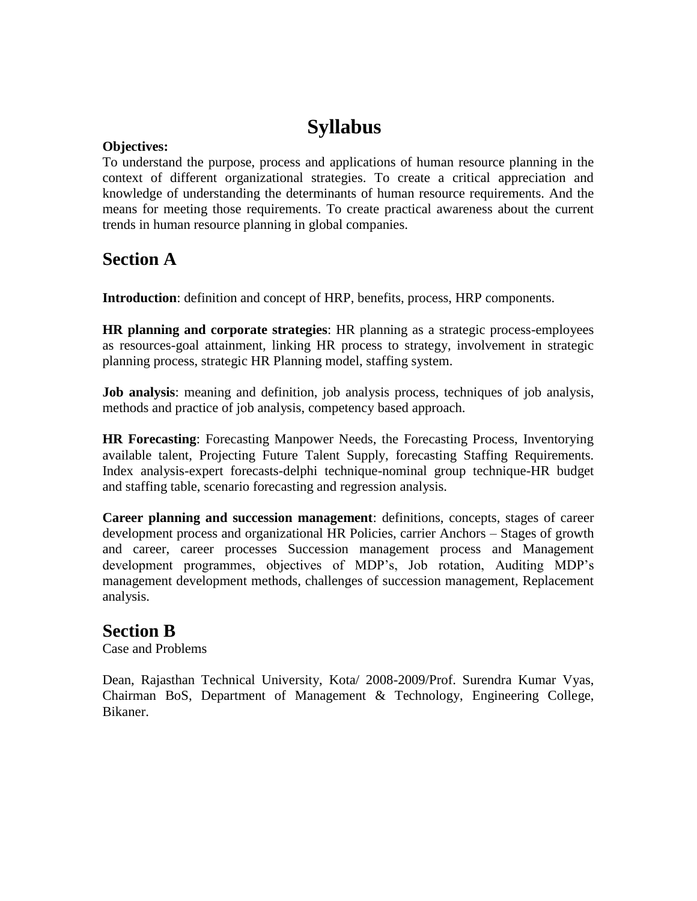# Syllabus

**Objectives:**

To understand the purpose, process and applications of human resource planning in the context of different organizational strategies. To create a critical appreciation and knowledge of understanding the determinants of human resource requirements. And the means for meeting those requirements. To create practical awareness about the current trends in human resource planning in global companies.

## Section A

**Introduction**: definition and concept of HRP, benefits, process, HRP components.

**HR planning and corporate strategies**: HR planning as a strategic process-employees as resources-goal attainment, linking HR process to strategy, involvement in strategic planning process, strategic HR Planning model, staffing system.

**Job analysis**: meaning and definition, job analysis process, techniques of job analysis, methods and practice of job analysis, competency based approach.

**HR Forecasting**: Forecasting Manpower Needs, the Forecasting Process, Inventorying available talent, Projecting Future Talent Supply, forecasting Staffing Requirements. Index analysis-expert forecasts-delphi technique-nominal group technique-HR budget and staffing table, scenario forecasting and regression analysis.

**Career planning and succession management**: definitions, concepts, stages of career development process and organizational HR Policies, carrier Anchors – Stages of growth and career, career processes Succession management process and Management development programmes, objectives of MDP's, Job rotation, Auditing MDP's management development methods, challenges of succession management, Replacement analysis.

## Section B

Case and Problems

Dean, Rajasthan Technical University, Kota/ 2008-2009/Prof. Surendra Kumar Vyas, Chairman BoS, Department of Management & Technology, Engineering College, Bikaner.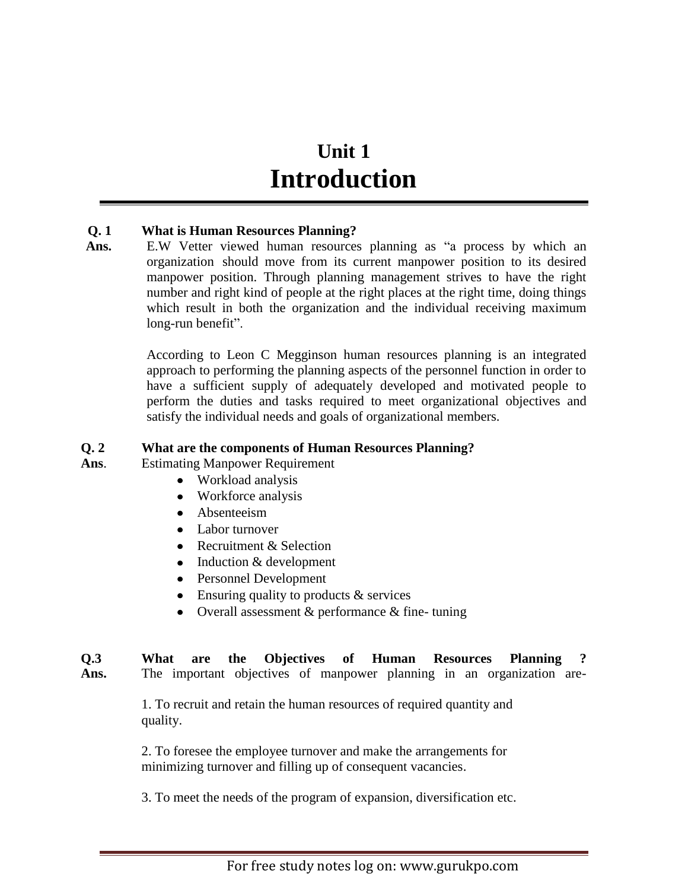# Unit 1
# Introduction

**Q. 1 What is Human Resources Planning?**

**Ans.** E.W Vetter viewed human resources planning as "a process by which an organization should move from its current manpower position to its desired manpower position. Through planning management strives to have the right number and right kind of people at the right places at the right time, doing things which result in both the organization and the individual receiving maximum long-run benefit".

According to Leon C Megginson human resources planning is an integrated approach to performing the planning aspects of the personnel function in order to have a sufficient supply of adequately developed and motivated people to perform the duties and tasks required to meet organizational objectives and satisfy the individual needs and goals of organizational members.

**Q. 2 What are the components of Human Resources Planning?**

**Ans**. Estimating Manpower Requirement

- Workload analysis
- Workforce analysis
- Absenteeism
- Labor turnover
- Recruitment & Selection
- Induction & development
- Personnel Development
- Ensuring quality to products & services
- Overall assessment & performance & fine- tuning

**Q.3 What are the Objectives of Human Resources Planning ?**

**Ans.** The important objectives of manpower planning in an organization are-

1. To recruit and retain the human resources of required quantity and quality.

2. To foresee the employee turnover and make the arrangements for minimizing turnover and filling up of consequent vacancies.

3. To meet the needs of the program of expansion, diversification etc.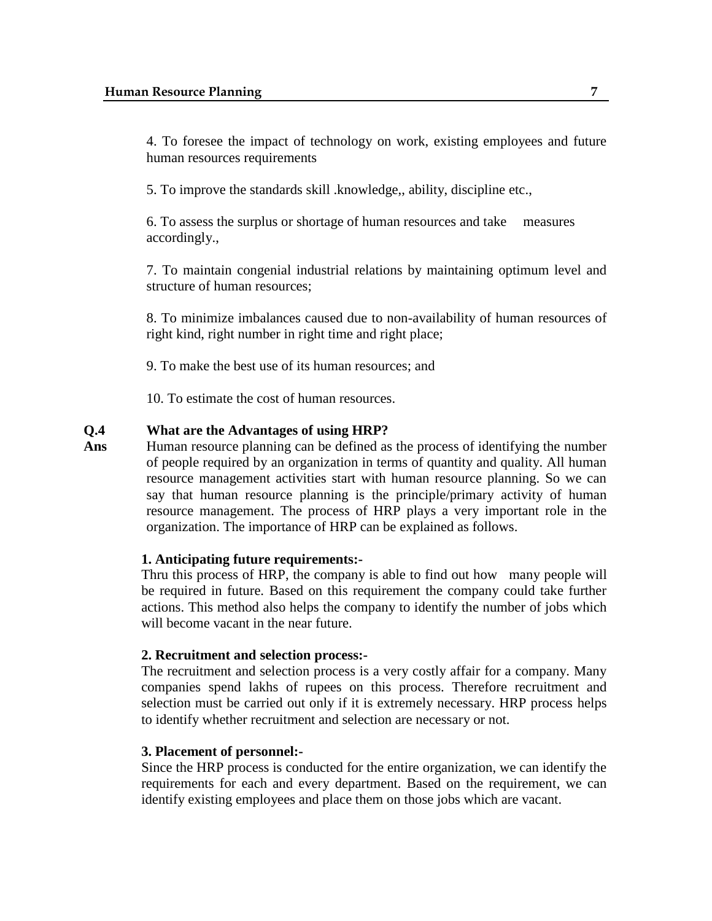4. To foresee the impact of technology on work, existing employees and future human resources requirements

5. To improve the standards skill .knowledge,, ability, discipline etc.,

6. To assess the surplus or shortage of human resources and take measures accordingly.,

7. To maintain congenial industrial relations by maintaining optimum level and structure of human resources;

8. To minimize imbalances caused due to non-availability of human resources of right kind, right number in right time and right place;

9. To make the best use of its human resources; and

10. To estimate the cost of human resources.

**Q.4 What are the Advantages of using HRP?**

**Ans** Human resource planning can be defined as the process of identifying the number of people required by an organization in terms of quantity and quality. All human resource management activities start with human resource planning. So we can say that human resource planning is the principle/primary activity of human resource management. The process of HRP plays a very important role in the organization. The importance of HRP can be explained as follows.

**1. Anticipating future requirements:-**

Thru this process of HRP, the company is able to find out how many people will be required in future. Based on this requirement the company could take further actions. This method also helps the company to identify the number of jobs which will become vacant in the near future.

**2. Recruitment and selection process:-**

The recruitment and selection process is a very costly affair for a company. Many companies spend lakhs of rupees on this process. Therefore recruitment and selection must be carried out only if it is extremely necessary. HRP process helps to identify whether recruitment and selection are necessary or not.

**3. Placement of personnel:-**

Since the HRP process is conducted for the entire organization, we can identify the requirements for each and every department. Based on the requirement, we can identify existing employees and place them on those jobs which are vacant.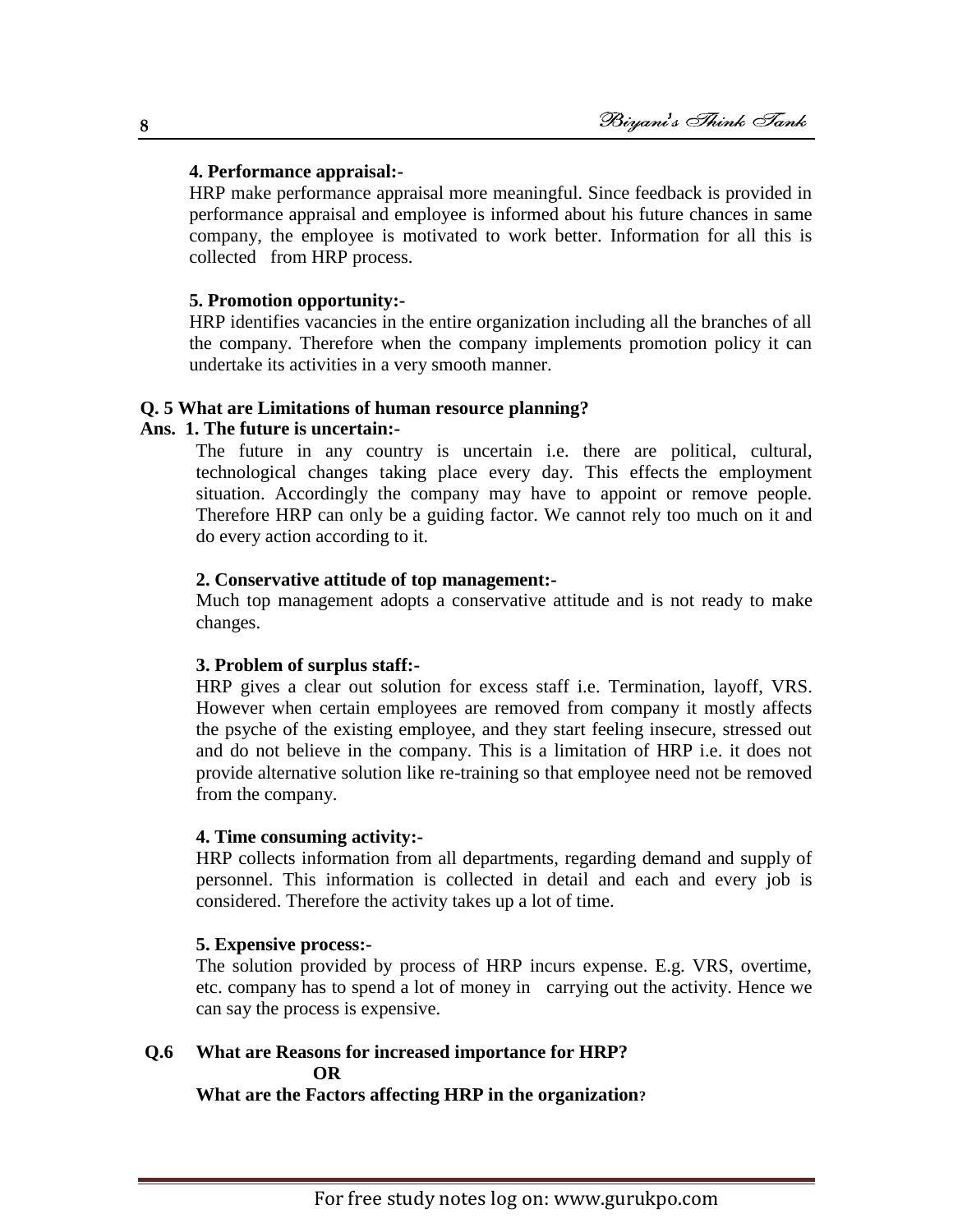**4. Performance appraisal:-**

HRP make performance appraisal more meaningful. Since feedback is provided in performance appraisal and employee is informed about his future chances in same company, the employee is motivated to work better. Information for all this is collected from HRP process.

**5. Promotion opportunity:-**

HRP identifies vacancies in the entire organization including all the branches of all the company. Therefore when the company implements promotion policy it can undertake its activities in a very smooth manner.

**Q. 5 What are Limitations of human resource planning?**

**Ans. 1. The future is uncertain:-**

The future in any country is uncertain i.e. there are political, cultural, technological changes taking place every day. This effects the employment situation. Accordingly the company may have to appoint or remove people. Therefore HRP can only be a guiding factor. We cannot rely too much on it and do every action according to it.

**2. Conservative attitude of top management:-**

Much top management adopts a conservative attitude and is not ready to make changes.

**3. Problem of surplus staff:-**

HRP gives a clear out solution for excess staff i.e. Termination, layoff, VRS. However when certain employees are removed from company it mostly affects the psyche of the existing employee, and they start feeling insecure, stressed out and do not believe in the company. This is a limitation of HRP i.e. it does not provide alternative solution like re-training so that employee need not be removed from the company.

**4. Time consuming activity:-**

HRP collects information from all departments, regarding demand and supply of personnel. This information is collected in detail and each and every job is considered. Therefore the activity takes up a lot of time.

**5. Expensive process:-**

The solution provided by process of HRP incurs expense. E.g. VRS, overtime, etc. company has to spend a lot of money in carrying out the activity. Hence we can say the process is expensive.

**Q.6 What are Reasons for increased importance for HRP?**

**OR**

**What are the Factors affecting HRP in the organization?**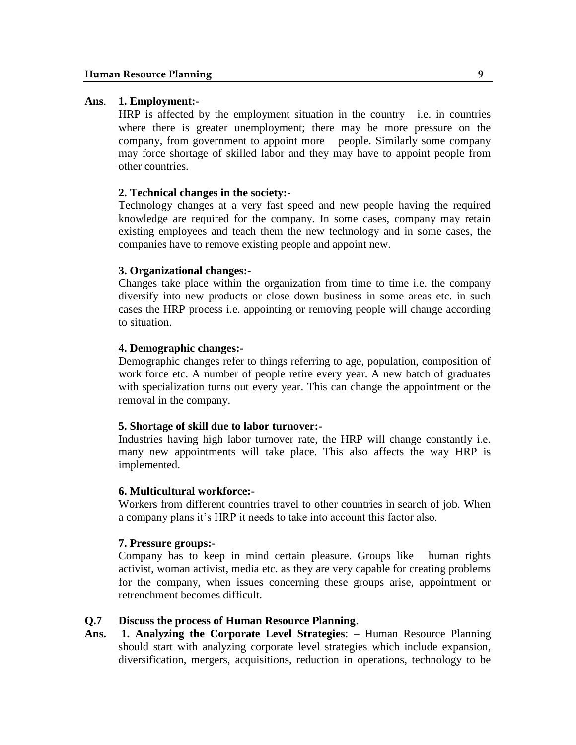**Ans**. **1. Employment:-**

HRP is affected by the employment situation in the country i.e. in countries where there is greater unemployment; there may be more pressure on the company, from government to appoint more people. Similarly some company may force shortage of skilled labor and they may have to appoint people from other countries.

**2. Technical changes in the society:-**

Technology changes at a very fast speed and new people having the required knowledge are required for the company. In some cases, company may retain existing employees and teach them the new technology and in some cases, the companies have to remove existing people and appoint new.

**3. Organizational changes:-**

Changes take place within the organization from time to time i.e. the company diversify into new products or close down business in some areas etc. in such cases the HRP process i.e. appointing or removing people will change according to situation.

**4. Demographic changes:-**

Demographic changes refer to things referring to age, population, composition of work force etc. A number of people retire every year. A new batch of graduates with specialization turns out every year. This can change the appointment or the removal in the company.

**5. Shortage of skill due to labor turnover:-**

Industries having high labor turnover rate, the HRP will change constantly i.e. many new appointments will take place. This also affects the way HRP is implemented.

**6. Multicultural workforce:-**

Workers from different countries travel to other countries in search of job. When a company plans it's HRP it needs to take into account this factor also.

**7. Pressure groups:-**

Company has to keep in mind certain pleasure. Groups like human rights activist, woman activist, media etc. as they are very capable for creating problems for the company, when issues concerning these groups arise, appointment or retrenchment becomes difficult.

**Q.7 Discuss the process of Human Resource Planning**.

**Ans. 1. Analyzing the Corporate Level Strategies**: – Human Resource Planning should start with analyzing corporate level strategies which include expansion, diversification, mergers, acquisitions, reduction in operations, technology to be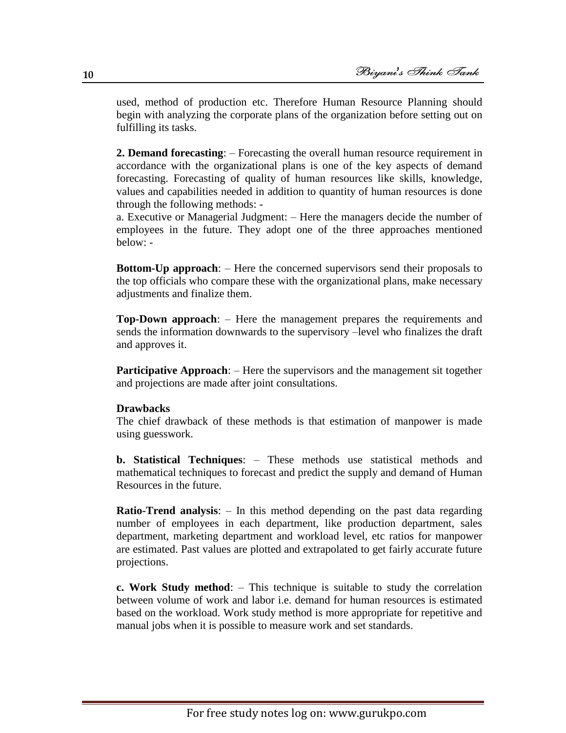used, method of production etc. Therefore Human Resource Planning should begin with analyzing the corporate plans of the organization before setting out on fulfilling its tasks.

**2. Demand forecasting**: – Forecasting the overall human resource requirement in accordance with the organizational plans is one of the key aspects of demand forecasting. Forecasting of quality of human resources like skills, knowledge, values and capabilities needed in addition to quantity of human resources is done through the following methods: -

a. Executive or Managerial Judgment: – Here the managers decide the number of employees in the future. They adopt one of the three approaches mentioned below: -

**Bottom-Up approach**: – Here the concerned supervisors send their proposals to the top officials who compare these with the organizational plans, make necessary adjustments and finalize them.

**Top-Down approach**: – Here the management prepares the requirements and sends the information downwards to the supervisory –level who finalizes the draft and approves it.

**Participative Approach**: – Here the supervisors and the management sit together and projections are made after joint consultations.

**Drawbacks**

The chief drawback of these methods is that estimation of manpower is made using guesswork.

**b. Statistical Techniques**: – These methods use statistical methods and mathematical techniques to forecast and predict the supply and demand of Human Resources in the future.

**Ratio-Trend analysis**: – In this method depending on the past data regarding number of employees in each department, like production department, sales department, marketing department and workload level, etc ratios for manpower are estimated. Past values are plotted and extrapolated to get fairly accurate future projections.

**c. Work Study method**: – This technique is suitable to study the correlation between volume of work and labor i.e. demand for human resources is estimated based on the workload. Work study method is more appropriate for repetitive and manual jobs when it is possible to measure work and set standards.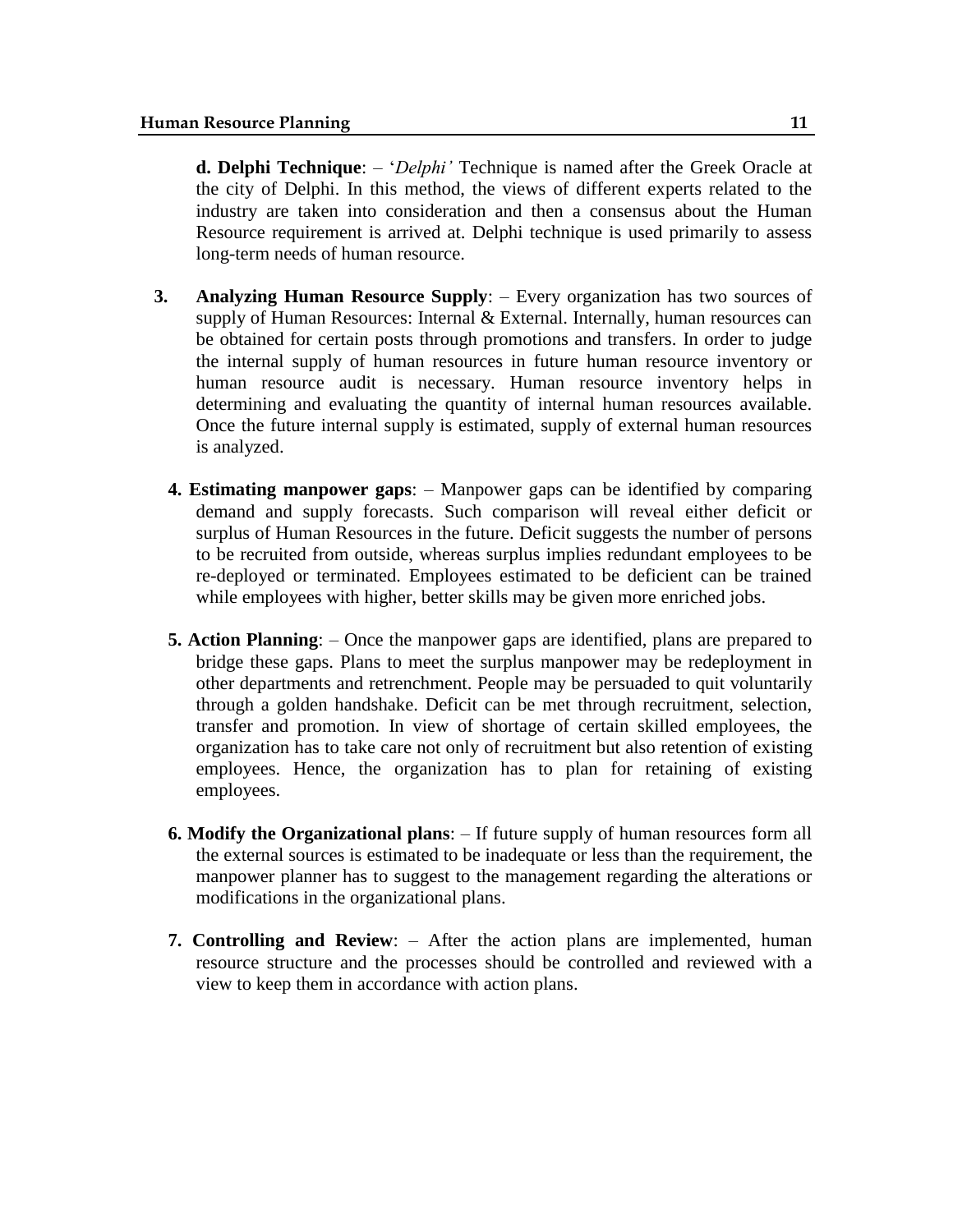**d. Delphi Technique**: – '*Delphi'* Technique is named after the Greek Oracle at the city of Delphi. In this method, the views of different experts related to the industry are taken into consideration and then a consensus about the Human Resource requirement is arrived at. Delphi technique is used primarily to assess long-term needs of human resource.

3. **Analyzing Human Resource Supply**: – Every organization has two sources of supply of Human Resources: Internal & External. Internally, human resources can be obtained for certain posts through promotions and transfers. In order to judge the internal supply of human resources in future human resource inventory or human resource audit is necessary. Human resource inventory helps in determining and evaluating the quantity of internal human resources available. Once the future internal supply is estimated, supply of external human resources is analyzed.

4. **Estimating manpower gaps**: – Manpower gaps can be identified by comparing demand and supply forecasts. Such comparison will reveal either deficit or surplus of Human Resources in the future. Deficit suggests the number of persons to be recruited from outside, whereas surplus implies redundant employees to be re-deployed or terminated. Employees estimated to be deficient can be trained while employees with higher, better skills may be given more enriched jobs.

5. **Action Planning**: – Once the manpower gaps are identified, plans are prepared to bridge these gaps. Plans to meet the surplus manpower may be redeployment in other departments and retrenchment. People may be persuaded to quit voluntarily through a golden handshake. Deficit can be met through recruitment, selection, transfer and promotion. In view of shortage of certain skilled employees, the organization has to take care not only of recruitment but also retention of existing employees. Hence, the organization has to plan for retaining of existing employees.

6. **Modify the Organizational plans**: – If future supply of human resources form all the external sources is estimated to be inadequate or less than the requirement, the manpower planner has to suggest to the management regarding the alterations or modifications in the organizational plans.

7. **Controlling and Review**: – After the action plans are implemented, human resource structure and the processes should be controlled and reviewed with a view to keep them in accordance with action plans.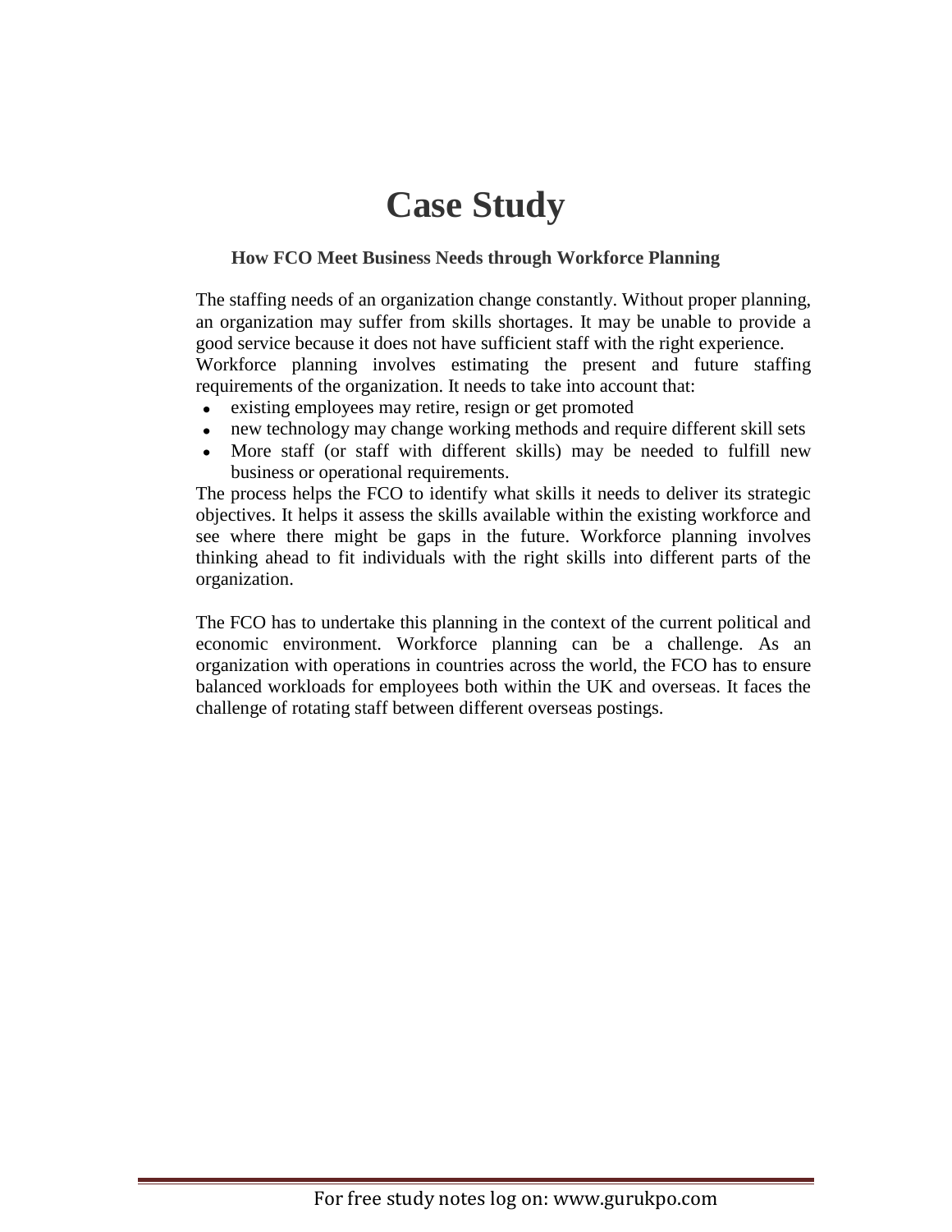# Case Study

### How FCO Meet Business Needs through Workforce Planning

The staffing needs of an organization change constantly. Without proper planning, an organization may suffer from skills shortages. It may be unable to provide a good service because it does not have sufficient staff with the right experience.
Workforce planning involves estimating the present and future staffing requirements of the organization. It needs to take into account that:

- existing employees may retire, resign or get promoted
- new technology may change working methods and require different skill sets
- More staff (or staff with different skills) may be needed to fulfill new business or operational requirements.

The process helps the FCO to identify what skills it needs to deliver its strategic objectives. It helps it assess the skills available within the existing workforce and see where there might be gaps in the future. Workforce planning involves thinking ahead to fit individuals with the right skills into different parts of the organization.

The FCO has to undertake this planning in the context of the current political and economic environment. Workforce planning can be a challenge. As an organization with operations in countries across the world, the FCO has to ensure balanced workloads for employees both within the UK and overseas. It faces the challenge of rotating staff between different overseas postings.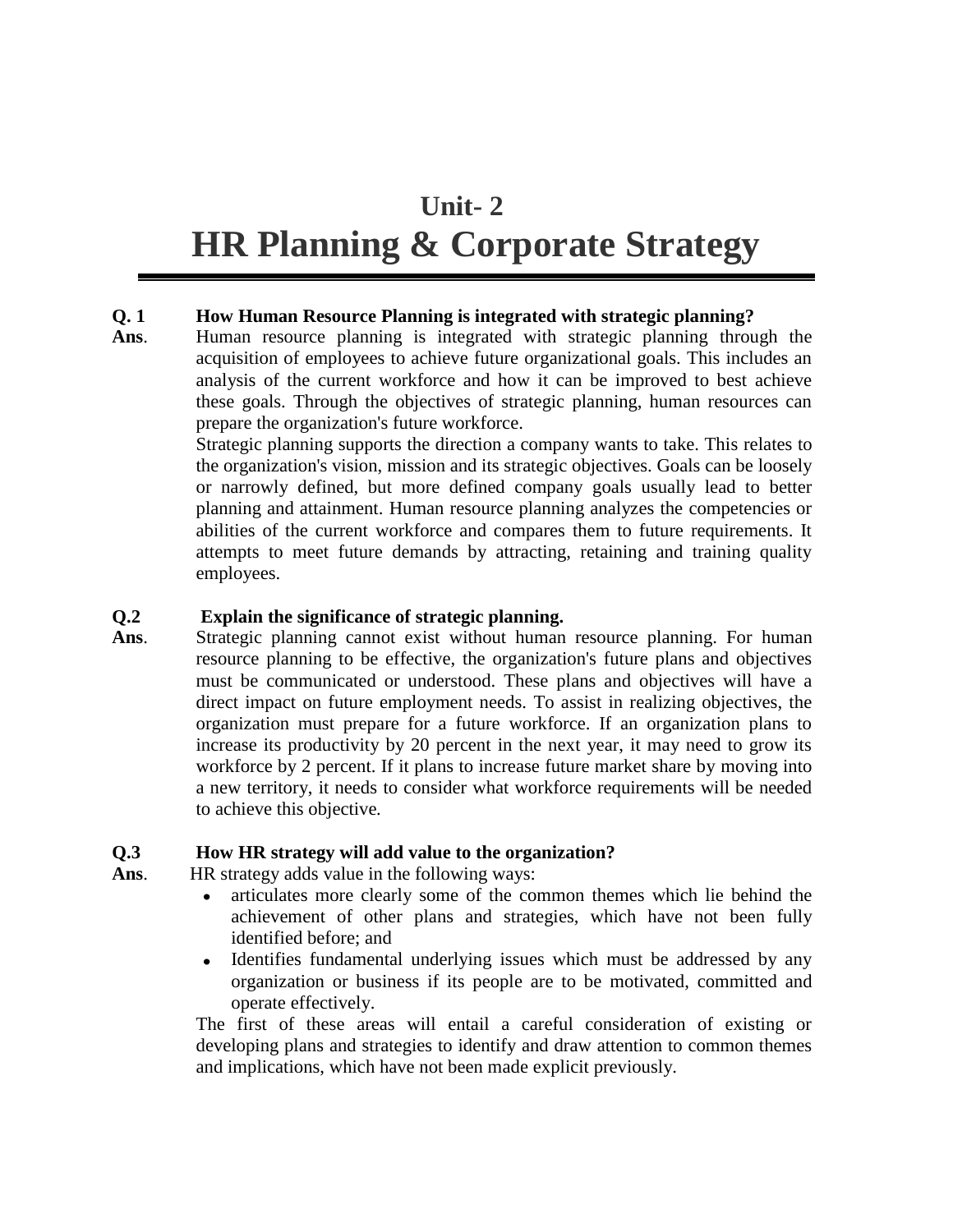# Unit- 2
# HR Planning & Corporate Strategy

---

**Q. 1 How Human Resource Planning is integrated with strategic planning?**

**Ans**. Human resource planning is integrated with strategic planning through the acquisition of employees to achieve future organizational goals. This includes an analysis of the current workforce and how it can be improved to best achieve these goals. Through the objectives of strategic planning, human resources can prepare the organization's future workforce.

Strategic planning supports the direction a company wants to take. This relates to the organization's vision, mission and its strategic objectives. Goals can be loosely or narrowly defined, but more defined company goals usually lead to better planning and attainment. Human resource planning analyzes the competencies or abilities of the current workforce and compares them to future requirements. It attempts to meet future demands by attracting, retaining and training quality employees.

**Q.2 Explain the significance of strategic planning.**

**Ans**. Strategic planning cannot exist without human resource planning. For human resource planning to be effective, the organization's future plans and objectives must be communicated or understood. These plans and objectives will have a direct impact on future employment needs. To assist in realizing objectives, the organization must prepare for a future workforce. If an organization plans to increase its productivity by 20 percent in the next year, it may need to grow its workforce by 2 percent. If it plans to increase future market share by moving into a new territory, it needs to consider what workforce requirements will be needed to achieve this objective.

**Q.3 How HR strategy will add value to the organization?**

**Ans**. HR strategy adds value in the following ways:

- articulates more clearly some of the common themes which lie behind the achievement of other plans and strategies, which have not been fully identified before; and
- Identifies fundamental underlying issues which must be addressed by any organization or business if its people are to be motivated, committed and operate effectively.

The first of these areas will entail a careful consideration of existing or developing plans and strategies to identify and draw attention to common themes and implications, which have not been made explicit previously.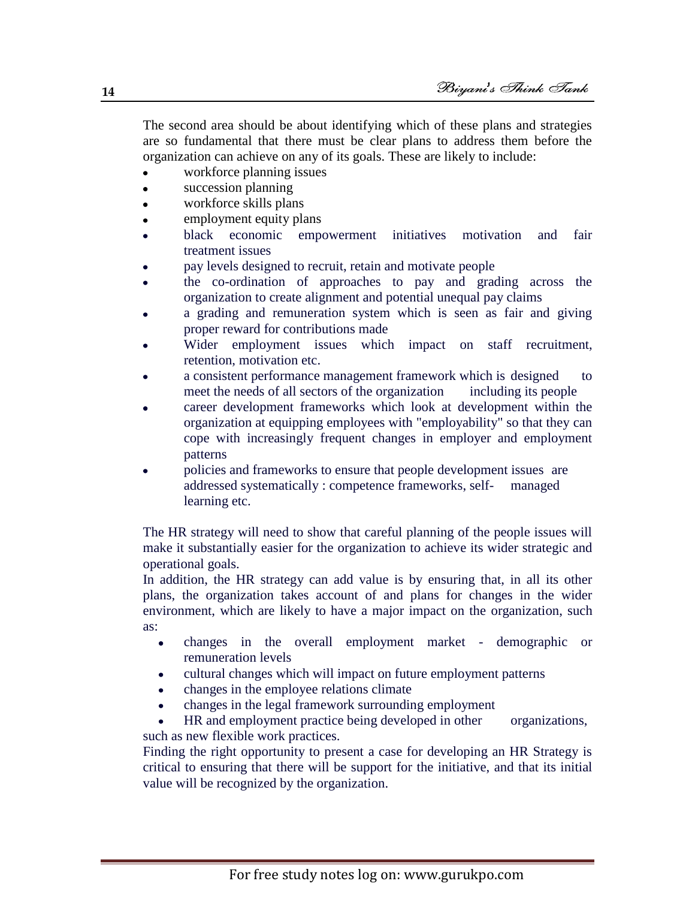The second area should be about identifying which of these plans and strategies are so fundamental that there must be clear plans to address them before the organization can achieve on any of its goals. These are likely to include:

- workforce planning issues
- succession planning
- workforce skills plans
- employment equity plans
- black economic empowerment initiatives motivation and fair treatment issues
- pay levels designed to recruit, retain and motivate people
- the co-ordination of approaches to pay and grading across the organization to create alignment and potential unequal pay claims
- a grading and remuneration system which is seen as fair and giving proper reward for contributions made
- Wider employment issues which impact on staff recruitment, retention, motivation etc.
- a consistent performance management framework which is designed to meet the needs of all sectors of the organization including its people
- career development frameworks which look at development within the organization at equipping employees with "employability" so that they can cope with increasingly frequent changes in employer and employment patterns
- policies and frameworks to ensure that people development issues are addressed systematically : competence frameworks, self- managed learning etc.

The HR strategy will need to show that careful planning of the people issues will make it substantially easier for the organization to achieve its wider strategic and operational goals.

In addition, the HR strategy can add value is by ensuring that, in all its other plans, the organization takes account of and plans for changes in the wider environment, which are likely to have a major impact on the organization, such as:

- changes in the overall employment market - demographic or remuneration levels
- cultural changes which will impact on future employment patterns
- changes in the employee relations climate
- changes in the legal framework surrounding employment
- HR and employment practice being developed in other organizations, such as new flexible work practices.

Finding the right opportunity to present a case for developing an HR Strategy is critical to ensuring that there will be support for the initiative, and that its initial value will be recognized by the organization.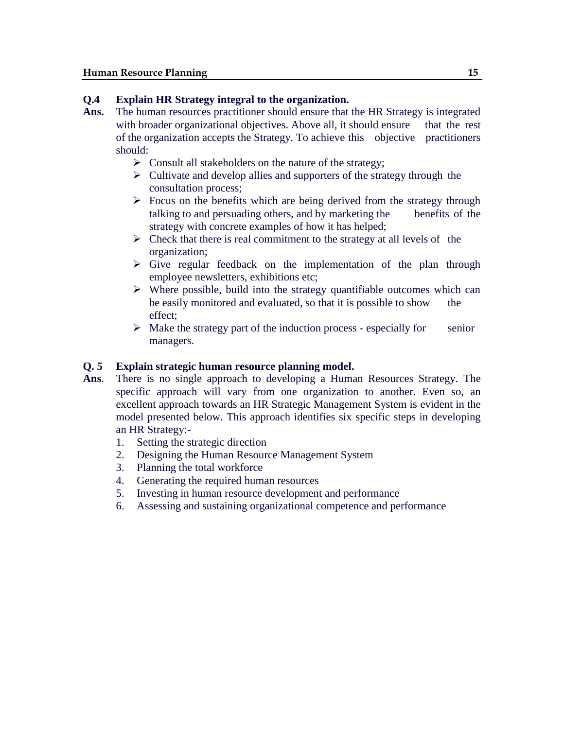**Q.4 Explain HR Strategy integral to the organization.**

**Ans.** The human resources practitioner should ensure that the HR Strategy is integrated with broader organizational objectives. Above all, it should ensure that the rest of the organization accepts the Strategy. To achieve this objective practitioners should:

- Consult all stakeholders on the nature of the strategy;
- Cultivate and develop allies and supporters of the strategy through the consultation process;
- Focus on the benefits which are being derived from the strategy through talking to and persuading others, and by marketing the benefits of the strategy with concrete examples of how it has helped;
- Check that there is real commitment to the strategy at all levels of the organization;
- Give regular feedback on the implementation of the plan through employee newsletters, exhibitions etc;
- Where possible, build into the strategy quantifiable outcomes which can be easily monitored and evaluated, so that it is possible to show the effect;
- Make the strategy part of the induction process - especially for senior managers.

**Q. 5 Explain strategic human resource planning model.**

**Ans**. There is no single approach to developing a Human Resources Strategy. The specific approach will vary from one organization to another. Even so, an excellent approach towards an HR Strategic Management System is evident in the model presented below. This approach identifies six specific steps in developing an HR Strategy:-

1. Setting the strategic direction
2. Designing the Human Resource Management System
3. Planning the total workforce
4. Generating the required human resources
5. Investing in human resource development and performance
6. Assessing and sustaining organizational competence and performance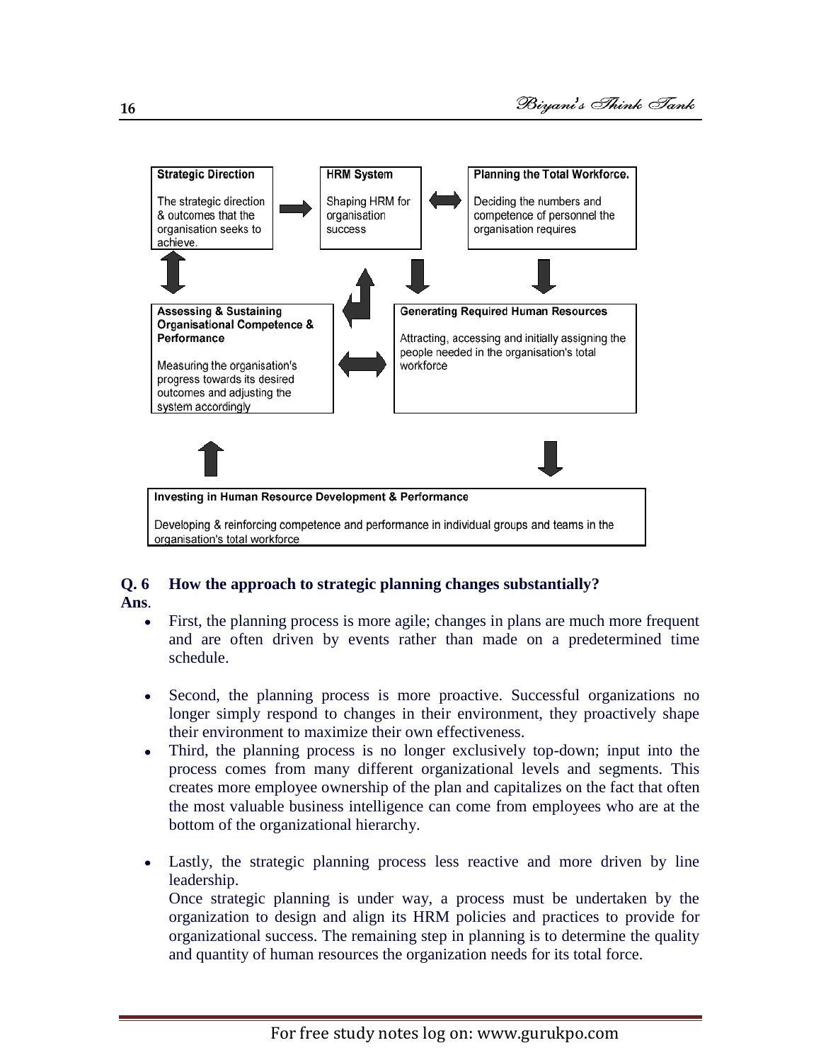**Strategic Direction**

The strategic direction & outcomes that the organisation seeks to achieve.

**HRM System**

Shaping HRM for organisation success

**Planning the Total Workforce.**

Deciding the numbers and competence of personnel the organisation requires

**Assessing & Sustaining Organisational Competence & Performance**

Measuring the organisation's progress towards its desired outcomes and adjusting the system accordingly

**Generating Required Human Resources**

Attracting, accessing and initially assigning the people needed in the organisation's total workforce

**Investing in Human Resource Development & Performance**

Developing & reinforcing competence and performance in individual groups and teams in the organisation's total workforce

**Q. 6 How the approach to strategic planning changes substantially?**

**Ans**.

- First, the planning process is more agile; changes in plans are much more frequent and are often driven by events rather than made on a predetermined time schedule.
- Second, the planning process is more proactive. Successful organizations no longer simply respond to changes in their environment, they proactively shape their environment to maximize their own effectiveness.
- Third, the planning process is no longer exclusively top-down; input into the process comes from many different organizational levels and segments. This creates more employee ownership of the plan and capitalizes on the fact that often the most valuable business intelligence can come from employees who are at the bottom of the organizational hierarchy.
- Lastly, the strategic planning process less reactive and more driven by line leadership.

  Once strategic planning is under way, a process must be undertaken by the organization to design and align its HRM policies and practices to provide for organizational success. The remaining step in planning is to determine the quality and quantity of human resources the organization needs for its total force.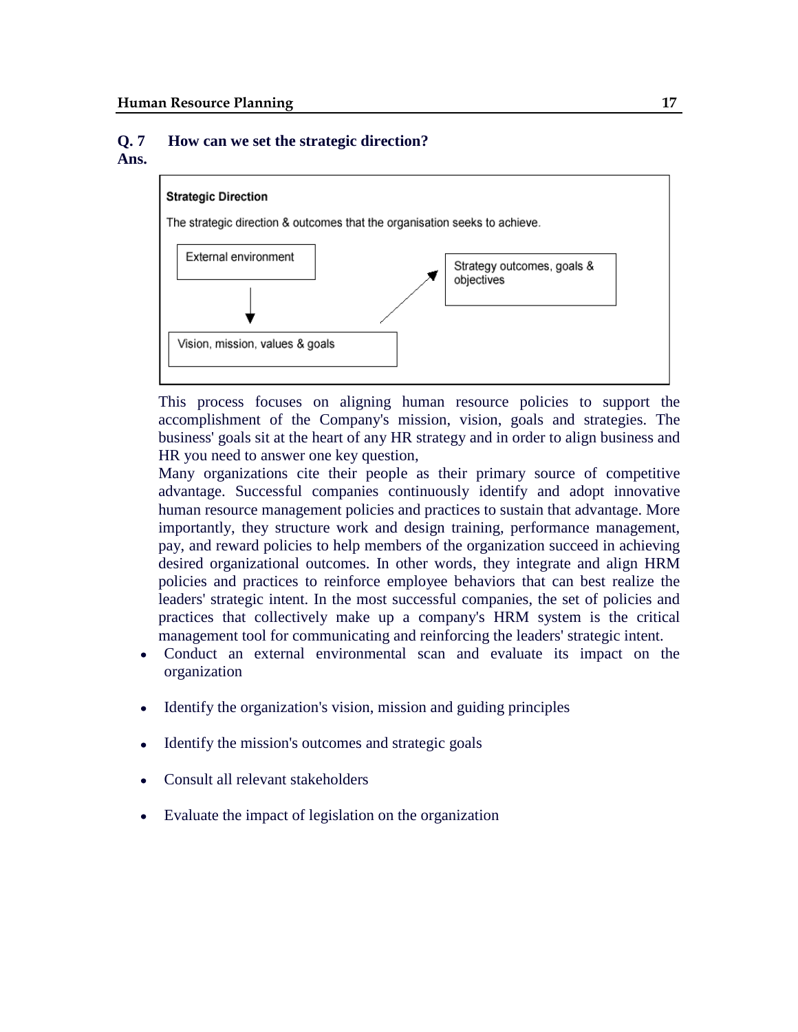**Q. 7 How can we set the strategic direction?**

**Ans.**

**Strategic Direction**

The strategic direction & outcomes that the organisation seeks to achieve.

External environment → Vision, mission, values & goals → Strategy outcomes, goals & objectives

This process focuses on aligning human resource policies to support the accomplishment of the Company's mission, vision, goals and strategies. The business' goals sit at the heart of any HR strategy and in order to align business and HR you need to answer one key question,

Many organizations cite their people as their primary source of competitive advantage. Successful companies continuously identify and adopt innovative human resource management policies and practices to sustain that advantage. More importantly, they structure work and design training, performance management, pay, and reward policies to help members of the organization succeed in achieving desired organizational outcomes. In other words, they integrate and align HRM policies and practices to reinforce employee behaviors that can best realize the leaders' strategic intent. In the most successful companies, the set of policies and practices that collectively make up a company's HRM system is the critical management tool for communicating and reinforcing the leaders' strategic intent.

- Conduct an external environmental scan and evaluate its impact on the organization
- Identify the organization's vision, mission and guiding principles
- Identify the mission's outcomes and strategic goals
- Consult all relevant stakeholders
- Evaluate the impact of legislation on the organization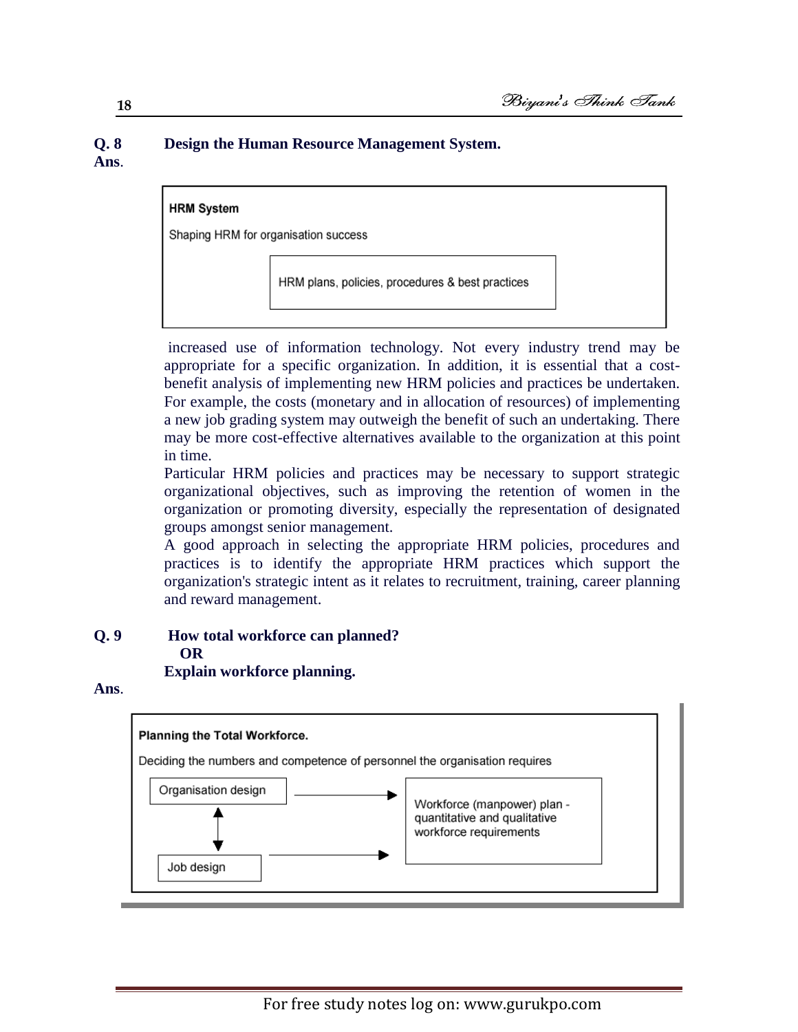**Q. 8 Design the Human Resource Management System.**

**Ans**.

**HRM System**

Shaping HRM for organisation success

HRM plans, policies, procedures & best practices

increased use of information technology. Not every industry trend may be appropriate for a specific organization. In addition, it is essential that a cost-benefit analysis of implementing new HRM policies and practices be undertaken. For example, the costs (monetary and in allocation of resources) of implementing a new job grading system may outweigh the benefit of such an undertaking. There may be more cost-effective alternatives available to the organization at this point in time.

Particular HRM policies and practices may be necessary to support strategic organizational objectives, such as improving the retention of women in the organization or promoting diversity, especially the representation of designated groups amongst senior management.

A good approach in selecting the appropriate HRM policies, procedures and practices is to identify the appropriate HRM practices which support the organization's strategic intent as it relates to recruitment, training, career planning and reward management.

**Q. 9 How total workforce can planned?**

**OR**

**Explain workforce planning.**

**Ans**.

**Planning the Total Workforce.**

Deciding the numbers and competence of personnel the organisation requires

Organisation design ↕ Job design → Workforce (manpower) plan - quantitative and qualitative workforce requirements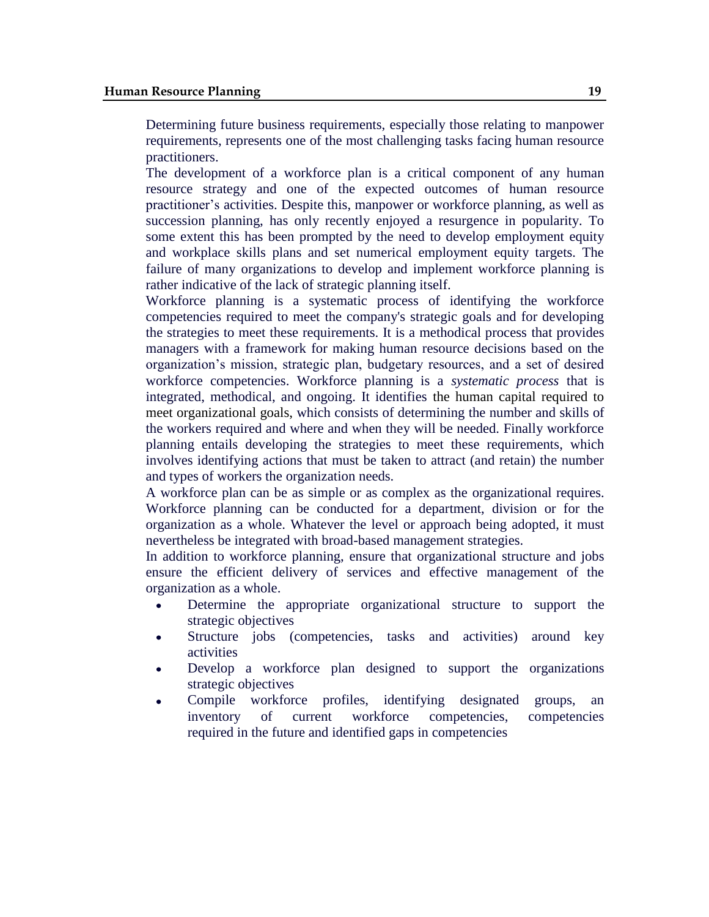Determining future business requirements, especially those relating to manpower requirements, represents one of the most challenging tasks facing human resource practitioners.

The development of a workforce plan is a critical component of any human resource strategy and one of the expected outcomes of human resource practitioner's activities. Despite this, manpower or workforce planning, as well as succession planning, has only recently enjoyed a resurgence in popularity. To some extent this has been prompted by the need to develop employment equity and workplace skills plans and set numerical employment equity targets. The failure of many organizations to develop and implement workforce planning is rather indicative of the lack of strategic planning itself.

Workforce planning is a systematic process of identifying the workforce competencies required to meet the company's strategic goals and for developing the strategies to meet these requirements. It is a methodical process that provides managers with a framework for making human resource decisions based on the organization's mission, strategic plan, budgetary resources, and a set of desired workforce competencies. Workforce planning is a *systematic process* that is integrated, methodical, and ongoing. It identifies the human capital required to meet organizational goals, which consists of determining the number and skills of the workers required and where and when they will be needed. Finally workforce planning entails developing the strategies to meet these requirements, which involves identifying actions that must be taken to attract (and retain) the number and types of workers the organization needs.

A workforce plan can be as simple or as complex as the organizational requires. Workforce planning can be conducted for a department, division or for the organization as a whole. Whatever the level or approach being adopted, it must nevertheless be integrated with broad-based management strategies.

In addition to workforce planning, ensure that organizational structure and jobs ensure the efficient delivery of services and effective management of the organization as a whole.

- Determine the appropriate organizational structure to support the strategic objectives
- Structure jobs (competencies, tasks and activities) around key activities
- Develop a workforce plan designed to support the organizations strategic objectives
- Compile workforce profiles, identifying designated groups, an inventory of current workforce competencies, competencies required in the future and identified gaps in competencies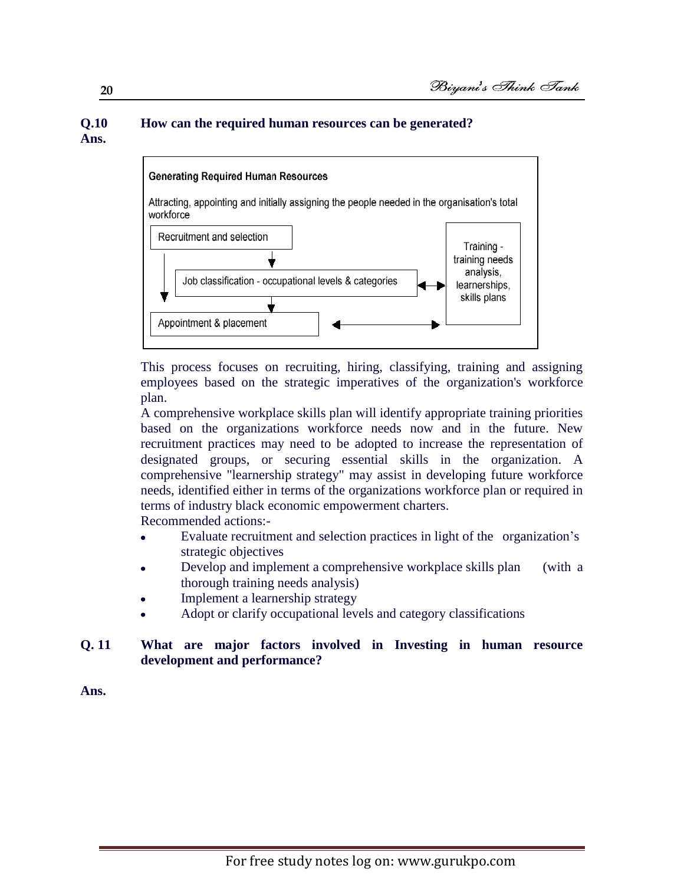**Q.10 How can the required human resources can be generated?**

**Ans.**

**Generating Required Human Resources**

Attracting, appointing and initially assigning the people needed in the organisation's total workforce

- Recruitment and selection
- Job classification - occupational levels & categories
- Appointment & placement
- Training - training needs analysis, learnerships, skills plans

This process focuses on recruiting, hiring, classifying, training and assigning employees based on the strategic imperatives of the organization's workforce plan.

A comprehensive workplace skills plan will identify appropriate training priorities based on the organizations workforce needs now and in the future. New recruitment practices may need to be adopted to increase the representation of designated groups, or securing essential skills in the organization. A comprehensive "learnership strategy" may assist in developing future workforce needs, identified either in terms of the organizations workforce plan or required in terms of industry black economic empowerment charters.

Recommended actions:-

- Evaluate recruitment and selection practices in light of the organization's strategic objectives
- Develop and implement a comprehensive workplace skills plan (with a thorough training needs analysis)
- Implement a learnership strategy
- Adopt or clarify occupational levels and category classifications

**Q. 11 What are major factors involved in Investing in human resource development and performance?**

**Ans.**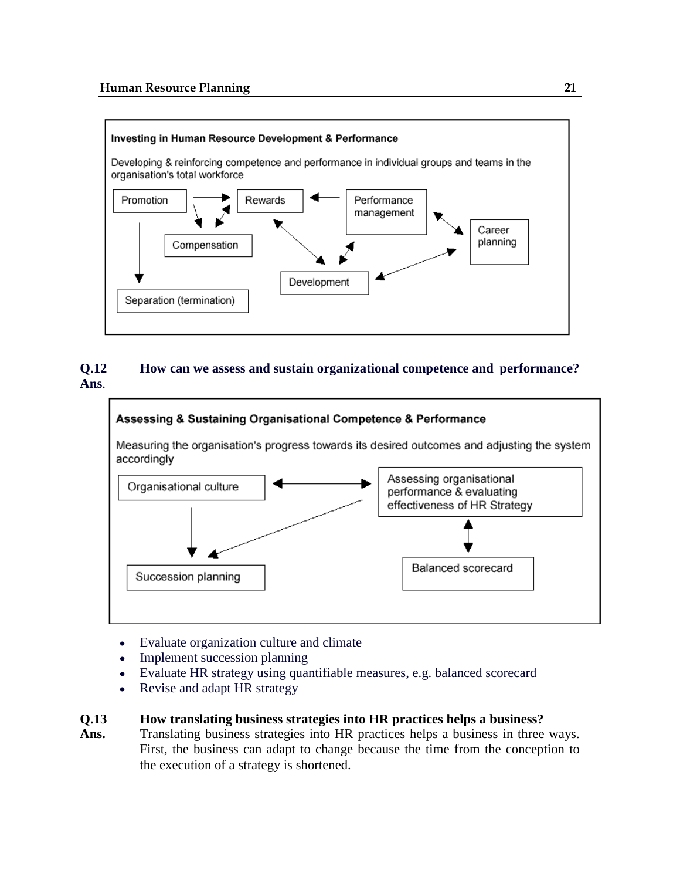**Investing in Human Resource Development & Performance**

Developing & reinforcing competence and performance in individual groups and teams in the organisation's total workforce

Promotion → Rewards ← Performance management ↔ Career planning

Promotion → Compensation ↔ Rewards

Rewards ↔ Development ↔ Performance management

Career planning ↔ Development

Promotion → Separation (termination)

**Q.12 How can we assess and sustain organizational competence and performance?**

**Ans**.

**Assessing & Sustaining Organisational Competence & Performance**

Measuring the organisation's progress towards its desired outcomes and adjusting the system accordingly

Organisational culture ↔ Assessing organisational performance & evaluating effectiveness of HR Strategy

Organisational culture → Succession planning

Assessing organisational performance & evaluating effectiveness of HR Strategy → Succession planning

Assessing organisational performance & evaluating effectiveness of HR Strategy ↔ Balanced scorecard

- Evaluate organization culture and climate
- Implement succession planning
- Evaluate HR strategy using quantifiable measures, e.g. balanced scorecard
- Revise and adapt HR strategy

**Q.13 How translating business strategies into HR practices helps a business?**

**Ans.** Translating business strategies into HR practices helps a business in three ways. First, the business can adapt to change because the time from the conception to the execution of a strategy is shortened.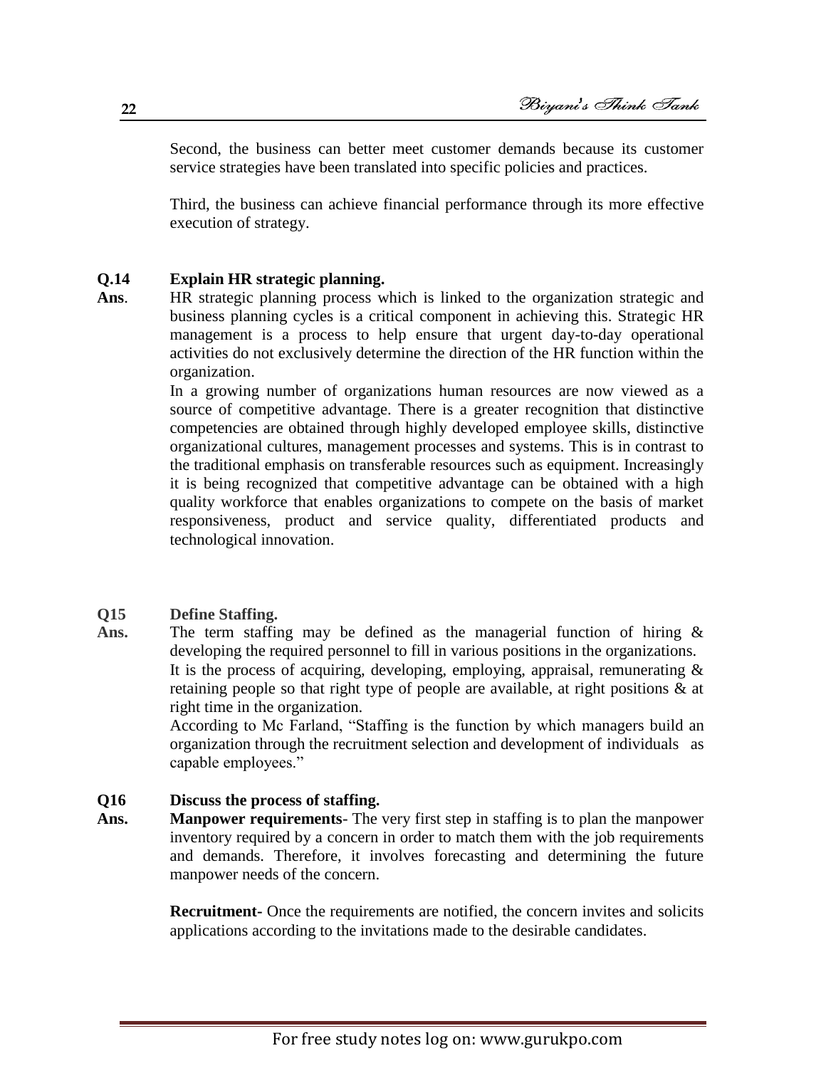Second, the business can better meet customer demands because its customer service strategies have been translated into specific policies and practices.

Third, the business can achieve financial performance through its more effective execution of strategy.

**Q.14 Explain HR strategic planning.**

**Ans.** HR strategic planning process which is linked to the organization strategic and business planning cycles is a critical component in achieving this. Strategic HR management is a process to help ensure that urgent day-to-day operational activities do not exclusively determine the direction of the HR function within the organization.

In a growing number of organizations human resources are now viewed as a source of competitive advantage. There is a greater recognition that distinctive competencies are obtained through highly developed employee skills, distinctive organizational cultures, management processes and systems. This is in contrast to the traditional emphasis on transferable resources such as equipment. Increasingly it is being recognized that competitive advantage can be obtained with a high quality workforce that enables organizations to compete on the basis of market responsiveness, product and service quality, differentiated products and technological innovation.

**Q15 Define Staffing.**

**Ans.** The term staffing may be defined as the managerial function of hiring & developing the required personnel to fill in various positions in the organizations.

It is the process of acquiring, developing, employing, appraisal, remunerating & retaining people so that right type of people are available, at right positions & at right time in the organization.

According to Mc Farland, "Staffing is the function by which managers build an organization through the recruitment selection and development of individuals as capable employees."

**Q16 Discuss the process of staffing.**

**Ans.** **Manpower requirements**- The very first step in staffing is to plan the manpower inventory required by a concern in order to match them with the job requirements and demands. Therefore, it involves forecasting and determining the future manpower needs of the concern.

**Recruitment-** Once the requirements are notified, the concern invites and solicits applications according to the invitations made to the desirable candidates.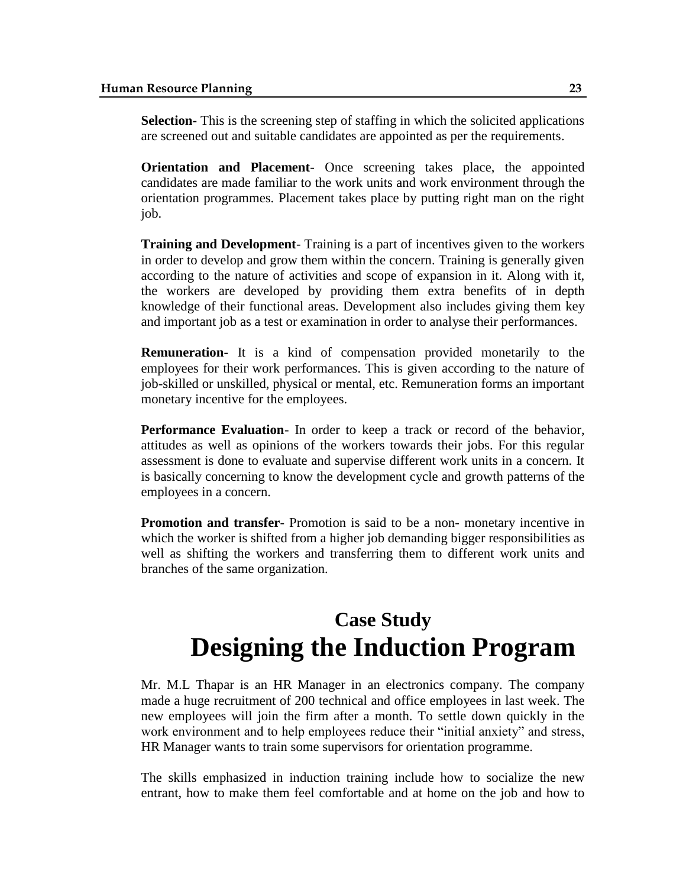**Selection-** This is the screening step of staffing in which the solicited applications are screened out and suitable candidates are appointed as per the requirements.

**Orientation and Placement**- Once screening takes place, the appointed candidates are made familiar to the work units and work environment through the orientation programmes. Placement takes place by putting right man on the right job.

**Training and Development**- Training is a part of incentives given to the workers in order to develop and grow them within the concern. Training is generally given according to the nature of activities and scope of expansion in it. Along with it, the workers are developed by providing them extra benefits of in depth knowledge of their functional areas. Development also includes giving them key and important job as a test or examination in order to analyse their performances.

**Remuneration-** It is a kind of compensation provided monetarily to the employees for their work performances. This is given according to the nature of job-skilled or unskilled, physical or mental, etc. Remuneration forms an important monetary incentive for the employees.

**Performance Evaluation**- In order to keep a track or record of the behavior, attitudes as well as opinions of the workers towards their jobs. For this regular assessment is done to evaluate and supervise different work units in a concern. It is basically concerning to know the development cycle and growth patterns of the employees in a concern.

**Promotion and transfer**- Promotion is said to be a non- monetary incentive in which the worker is shifted from a higher job demanding bigger responsibilities as well as shifting the workers and transferring them to different work units and branches of the same organization.

## Case Study

# Designing the Induction Program

Mr. M.L Thapar is an HR Manager in an electronics company. The company made a huge recruitment of 200 technical and office employees in last week. The new employees will join the firm after a month. To settle down quickly in the work environment and to help employees reduce their "initial anxiety" and stress, HR Manager wants to train some supervisors for orientation programme.

The skills emphasized in induction training include how to socialize the new entrant, how to make them feel comfortable and at home on the job and how to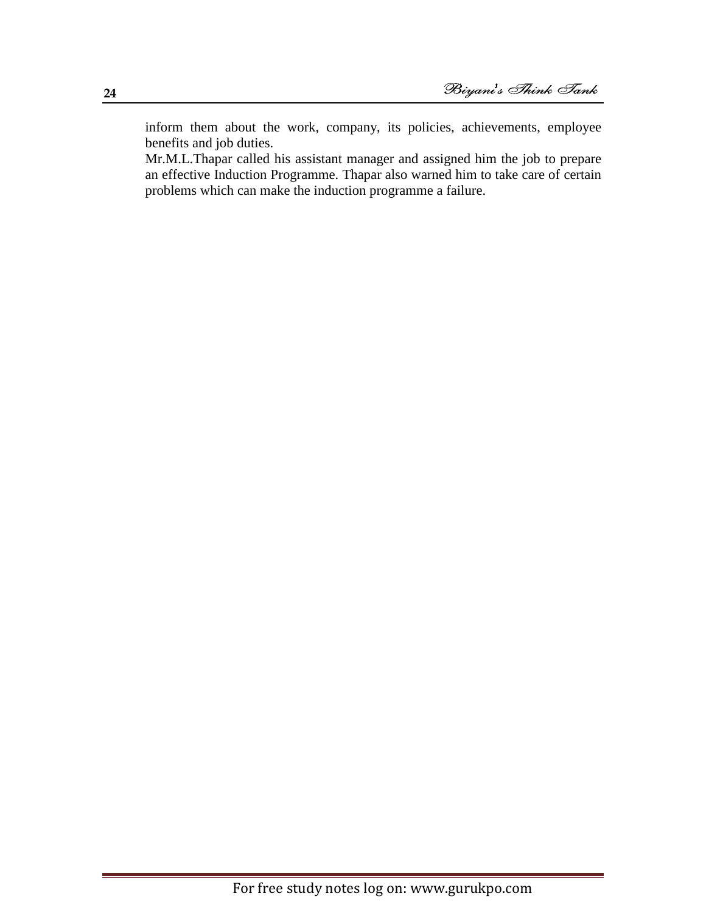inform them about the work, company, its policies, achievements, employee benefits and job duties.

Mr.M.L.Thapar called his assistant manager and assigned him the job to prepare an effective Induction Programme. Thapar also warned him to take care of certain problems which can make the induction programme a failure.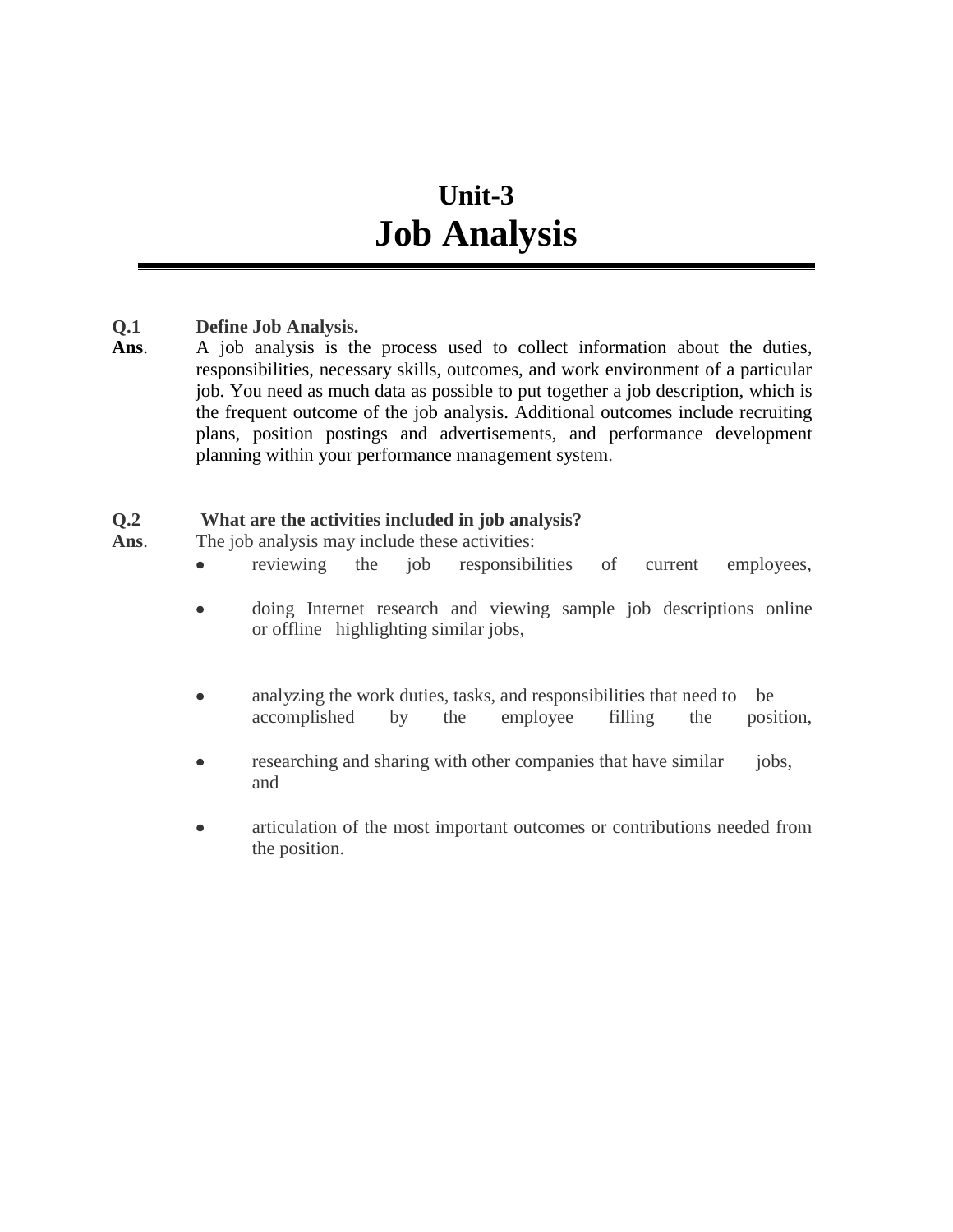# Unit-3
# Job Analysis

**Q.1 Define Job Analysis.**

**Ans**. A job analysis is the process used to collect information about the duties, responsibilities, necessary skills, outcomes, and work environment of a particular job. You need as much data as possible to put together a job description, which is the frequent outcome of the job analysis. Additional outcomes include recruiting plans, position postings and advertisements, and performance development planning within your performance management system.

**Q.2 What are the activities included in job analysis?**

**Ans**. The job analysis may include these activities:

- reviewing the job responsibilities of current employees,
- doing Internet research and viewing sample job descriptions online or offline highlighting similar jobs,
- analyzing the work duties, tasks, and responsibilities that need to be accomplished by the employee filling the position,
- researching and sharing with other companies that have similar jobs, and
- articulation of the most important outcomes or contributions needed from the position.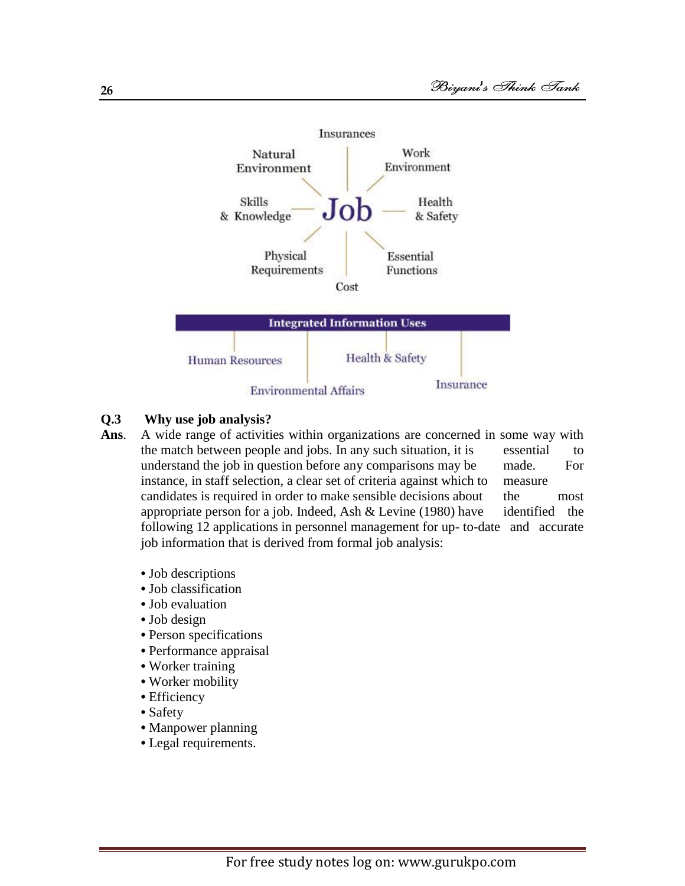**Q.3 Why use job analysis?**

**Ans.** A wide range of activities within organizations are concerned in some way with the match between people and jobs. In any such situation, it is essential to understand the job in question before any comparisons may be made. For instance, in staff selection, a clear set of criteria against which to measure candidates is required in order to make sensible decisions about the most appropriate person for a job. Indeed, Ash & Levine (1980) have identified the following 12 applications in personnel management for up- to-date and accurate job information that is derived from formal job analysis:

- Job descriptions
- Job classification
- Job evaluation
- Job design
- Person specifications
- Performance appraisal
- Worker training
- Worker mobility
- Efficiency
- Safety
- Manpower planning
- Legal requirements.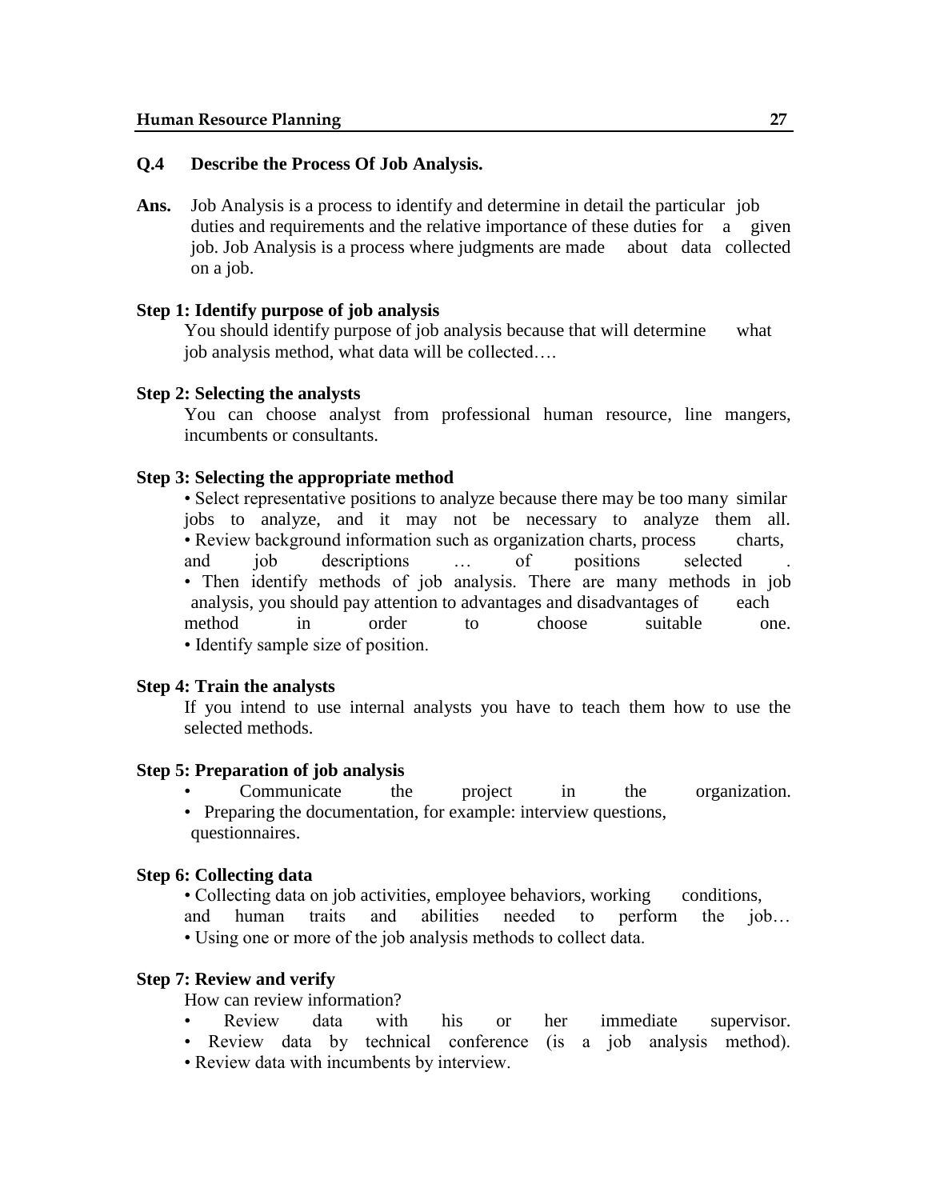**Q.4 Describe the Process Of Job Analysis.**

**Ans.** Job Analysis is a process to identify and determine in detail the particular job duties and requirements and the relative importance of these duties for a given job. Job Analysis is a process where judgments are made about data collected on a job.

**Step 1: Identify purpose of job analysis**

You should identify purpose of job analysis because that will determine what job analysis method, what data will be collected….

**Step 2: Selecting the analysts**

You can choose analyst from professional human resource, line mangers, incumbents or consultants.

**Step 3: Selecting the appropriate method**

- Select representative positions to analyze because there may be too many similar jobs to analyze, and it may not be necessary to analyze them all.
- Review background information such as organization charts, process charts, and job descriptions … of positions selected .
- Then identify methods of job analysis. There are many methods in job analysis, you should pay attention to advantages and disadvantages of each method in order to choose suitable one.
- Identify sample size of position.

**Step 4: Train the analysts**

If you intend to use internal analysts you have to teach them how to use the selected methods.

**Step 5: Preparation of job analysis**

- Communicate the project in the organization.
- Preparing the documentation, for example: interview questions, questionnaires.

**Step 6: Collecting data**

- Collecting data on job activities, employee behaviors, working conditions, and human traits and abilities needed to perform the job…
- Using one or more of the job analysis methods to collect data.

**Step 7: Review and verify**

How can review information?

- Review data with his or her immediate supervisor.
- Review data by technical conference (is a job analysis method).
- Review data with incumbents by interview.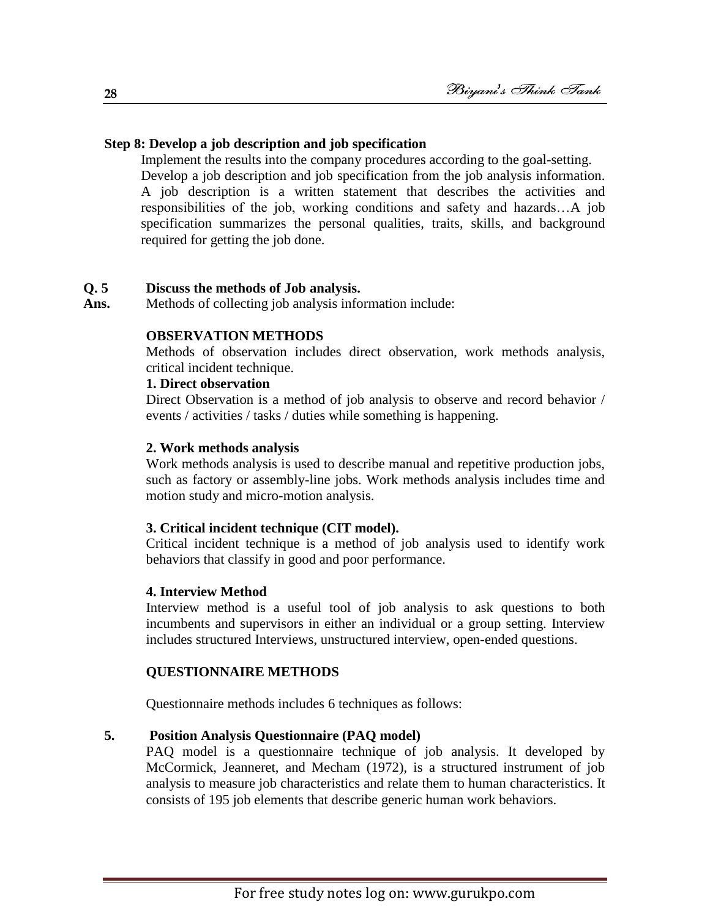**Step 8: Develop a job description and job specification**

Implement the results into the company procedures according to the goal-setting. Develop a job description and job specification from the job analysis information. A job description is a written statement that describes the activities and responsibilities of the job, working conditions and safety and hazards…A job specification summarizes the personal qualities, traits, skills, and background required for getting the job done.

**Q. 5 Discuss the methods of Job analysis.**

**Ans.** Methods of collecting job analysis information include:

**OBSERVATION METHODS**

Methods of observation includes direct observation, work methods analysis, critical incident technique.

**1. Direct observation**

Direct Observation is a method of job analysis to observe and record behavior / events / activities / tasks / duties while something is happening.

**2. Work methods analysis**

Work methods analysis is used to describe manual and repetitive production jobs, such as factory or assembly-line jobs. Work methods analysis includes time and motion study and micro-motion analysis.

**3. Critical incident technique (CIT model).**

Critical incident technique is a method of job analysis used to identify work behaviors that classify in good and poor performance.

**4. Interview Method**

Interview method is a useful tool of job analysis to ask questions to both incumbents and supervisors in either an individual or a group setting. Interview includes structured Interviews, unstructured interview, open-ended questions.

**QUESTIONNAIRE METHODS**

Questionnaire methods includes 6 techniques as follows:

**5. Position Analysis Questionnaire (PAQ model)**

PAQ model is a questionnaire technique of job analysis. It developed by McCormick, Jeanneret, and Mecham (1972), is a structured instrument of job analysis to measure job characteristics and relate them to human characteristics. It consists of 195 job elements that describe generic human work behaviors.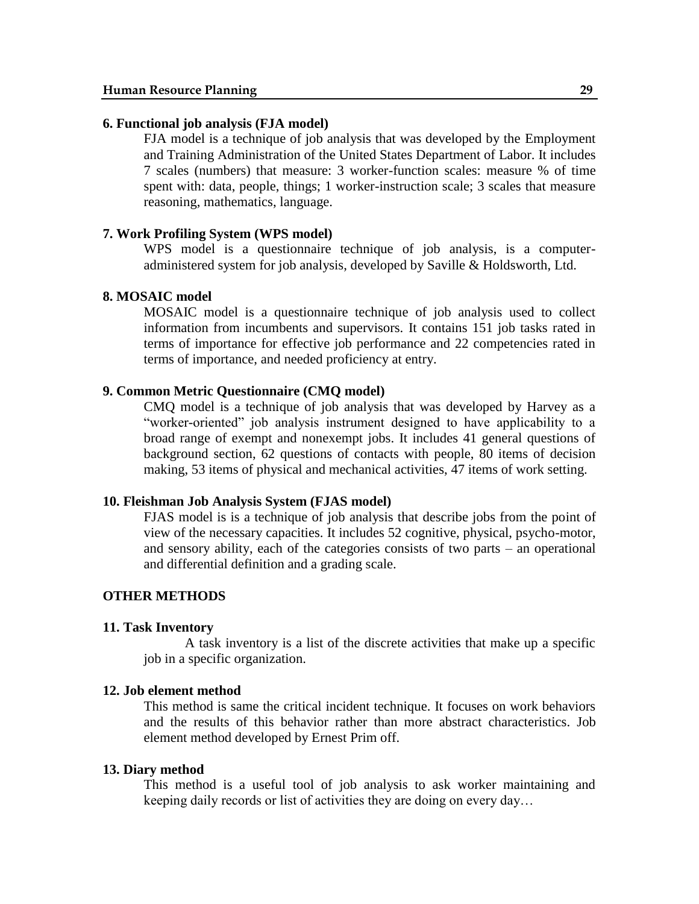**6. Functional job analysis (FJA model)**

FJA model is a technique of job analysis that was developed by the Employment and Training Administration of the United States Department of Labor. It includes 7 scales (numbers) that measure: 3 worker-function scales: measure % of time spent with: data, people, things; 1 worker-instruction scale; 3 scales that measure reasoning, mathematics, language.

**7. Work Profiling System (WPS model)**

WPS model is a questionnaire technique of job analysis, is a computer-administered system for job analysis, developed by Saville & Holdsworth, Ltd.

**8. MOSAIC model**

MOSAIC model is a questionnaire technique of job analysis used to collect information from incumbents and supervisors. It contains 151 job tasks rated in terms of importance for effective job performance and 22 competencies rated in terms of importance, and needed proficiency at entry.

**9. Common Metric Questionnaire (CMQ model)**

CMQ model is a technique of job analysis that was developed by Harvey as a "worker-oriented" job analysis instrument designed to have applicability to a broad range of exempt and nonexempt jobs. It includes 41 general questions of background section, 62 questions of contacts with people, 80 items of decision making, 53 items of physical and mechanical activities, 47 items of work setting.

**10. Fleishman Job Analysis System (FJAS model)**

FJAS model is is a technique of job analysis that describe jobs from the point of view of the necessary capacities. It includes 52 cognitive, physical, psycho-motor, and sensory ability, each of the categories consists of two parts – an operational and differential definition and a grading scale.

**OTHER METHODS**

**11. Task Inventory**

A task inventory is a list of the discrete activities that make up a specific job in a specific organization.

**12. Job element method**

This method is same the critical incident technique. It focuses on work behaviors and the results of this behavior rather than more abstract characteristics. Job element method developed by Ernest Prim off.

**13. Diary method**

This method is a useful tool of job analysis to ask worker maintaining and keeping daily records or list of activities they are doing on every day…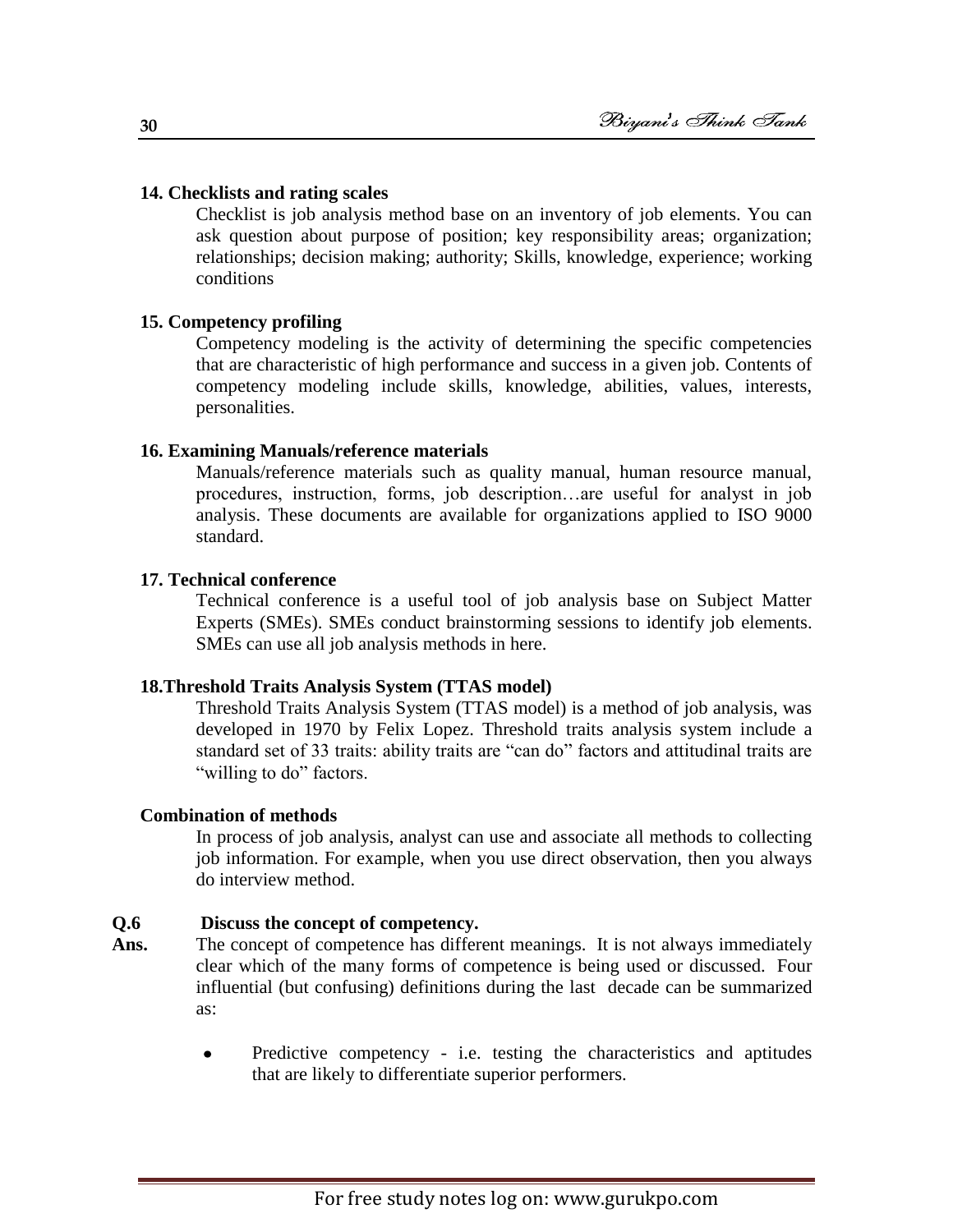**14. Checklists and rating scales**

Checklist is job analysis method base on an inventory of job elements. You can ask question about purpose of position; key responsibility areas; organization; relationships; decision making; authority; Skills, knowledge, experience; working conditions

**15. Competency profiling**

Competency modeling is the activity of determining the specific competencies that are characteristic of high performance and success in a given job. Contents of competency modeling include skills, knowledge, abilities, values, interests, personalities.

**16. Examining Manuals/reference materials**

Manuals/reference materials such as quality manual, human resource manual, procedures, instruction, forms, job description…are useful for analyst in job analysis. These documents are available for organizations applied to ISO 9000 standard.

**17. Technical conference**

Technical conference is a useful tool of job analysis base on Subject Matter Experts (SMEs). SMEs conduct brainstorming sessions to identify job elements. SMEs can use all job analysis methods in here.

**18.Threshold Traits Analysis System (TTAS model)**

Threshold Traits Analysis System (TTAS model) is a method of job analysis, was developed in 1970 by Felix Lopez. Threshold traits analysis system include a standard set of 33 traits: ability traits are "can do" factors and attitudinal traits are "willing to do" factors.

**Combination of methods**

In process of job analysis, analyst can use and associate all methods to collecting job information. For example, when you use direct observation, then you always do interview method.

**Q.6 Discuss the concept of competency.**

**Ans.** The concept of competence has different meanings. It is not always immediately clear which of the many forms of competence is being used or discussed. Four influential (but confusing) definitions during the last decade can be summarized as:

- Predictive competency - i.e. testing the characteristics and aptitudes that are likely to differentiate superior performers.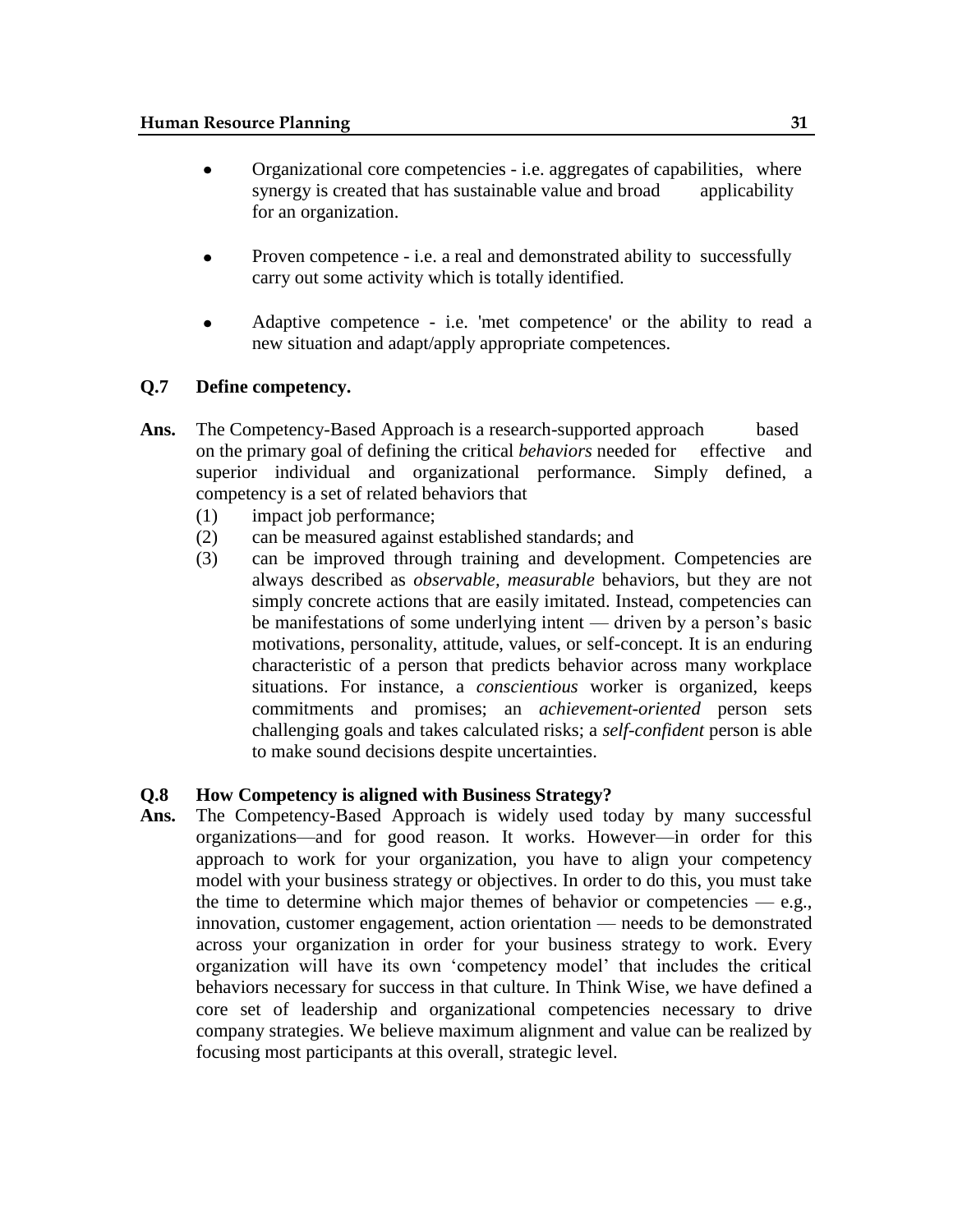- Organizational core competencies - i.e. aggregates of capabilities, where synergy is created that has sustainable value and broad applicability for an organization.
- Proven competence - i.e. a real and demonstrated ability to successfully carry out some activity which is totally identified.
- Adaptive competence - i.e. 'met competence' or the ability to read a new situation and adapt/apply appropriate competences.

**Q.7 Define competency.**

**Ans.** The Competency-Based Approach is a research-supported approach based on the primary goal of defining the critical *behaviors* needed for effective and superior individual and organizational performance. Simply defined, a competency is a set of related behaviors that

(1) impact job performance;

(2) can be measured against established standards; and

(3) can be improved through training and development. Competencies are always described as *observable*, *measurable* behaviors, but they are not simply concrete actions that are easily imitated. Instead, competencies can be manifestations of some underlying intent — driven by a person's basic motivations, personality, attitude, values, or self-concept. It is an enduring characteristic of a person that predicts behavior across many workplace situations. For instance, a *conscientious* worker is organized, keeps commitments and promises; an *achievement-oriented* person sets challenging goals and takes calculated risks; a *self-confident* person is able to make sound decisions despite uncertainties.

**Q.8 How Competency is aligned with Business Strategy?**

**Ans.** The Competency-Based Approach is widely used today by many successful organizations—and for good reason. It works. However—in order for this approach to work for your organization, you have to align your competency model with your business strategy or objectives. In order to do this, you must take the time to determine which major themes of behavior or competencies — e.g., innovation, customer engagement, action orientation — needs to be demonstrated across your organization in order for your business strategy to work. Every organization will have its own 'competency model' that includes the critical behaviors necessary for success in that culture. In Think Wise, we have defined a core set of leadership and organizational competencies necessary to drive company strategies. We believe maximum alignment and value can be realized by focusing most participants at this overall, strategic level.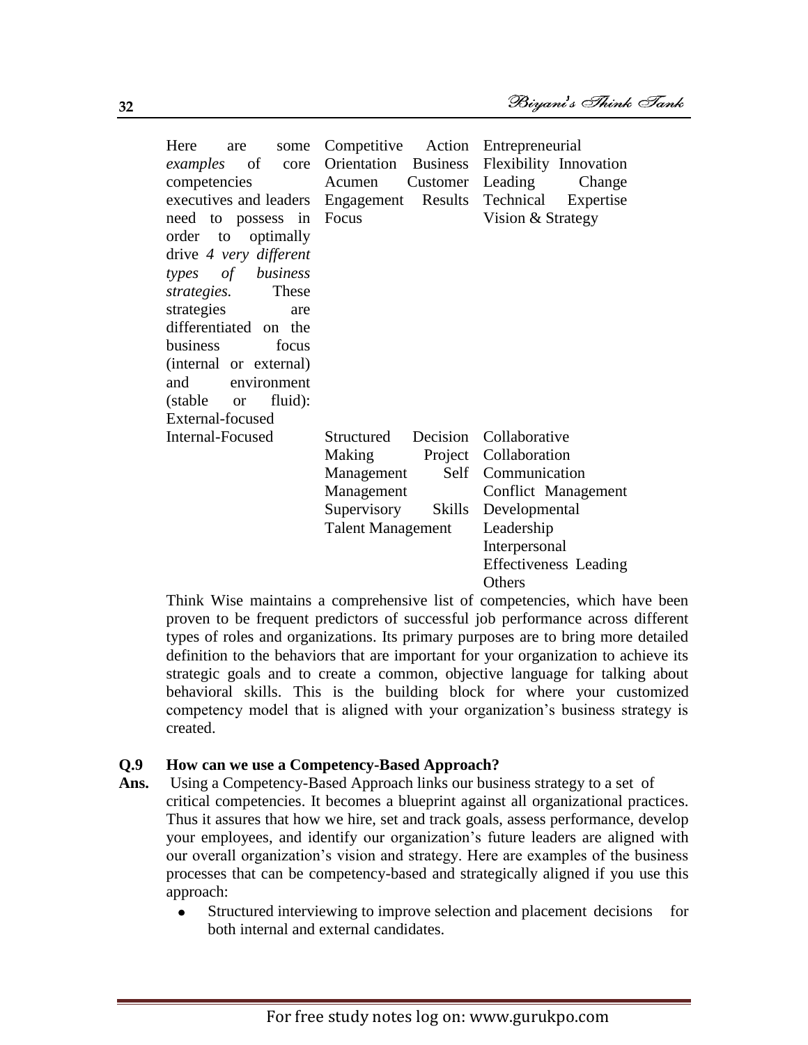| Here are some *examples* of core competencies executives and leaders need to possess in order to optimally drive *4 very different types of business strategies.* These strategies are differentiated on the business focus (internal or external) and environment (stable or fluid): External-focused | Competitive Action Orientation Business Acumen Customer Engagement Results Focus | Entrepreneurial Flexibility Innovation Leading Change Technical Expertise Vision & Strategy |
|---|---|---|
| Internal-Focused | Structured Decision Making Project Management Self Management Supervisory Skills Talent Management | Collaborative Collaboration Communication Conflict Management Developmental Leadership Interpersonal Effectiveness Leading Others |

Think Wise maintains a comprehensive list of competencies, which have been proven to be frequent predictors of successful job performance across different types of roles and organizations. Its primary purposes are to bring more detailed definition to the behaviors that are important for your organization to achieve its strategic goals and to create a common, objective language for talking about behavioral skills. This is the building block for where your customized competency model that is aligned with your organization's business strategy is created.

**Q.9 How can we use a Competency-Based Approach?**

**Ans.** Using a Competency-Based Approach links our business strategy to a set of critical competencies. It becomes a blueprint against all organizational practices. Thus it assures that how we hire, set and track goals, assess performance, develop your employees, and identify our organization's future leaders are aligned with our overall organization's vision and strategy. Here are examples of the business processes that can be competency-based and strategically aligned if you use this approach:

- Structured interviewing to improve selection and placement decisions for both internal and external candidates.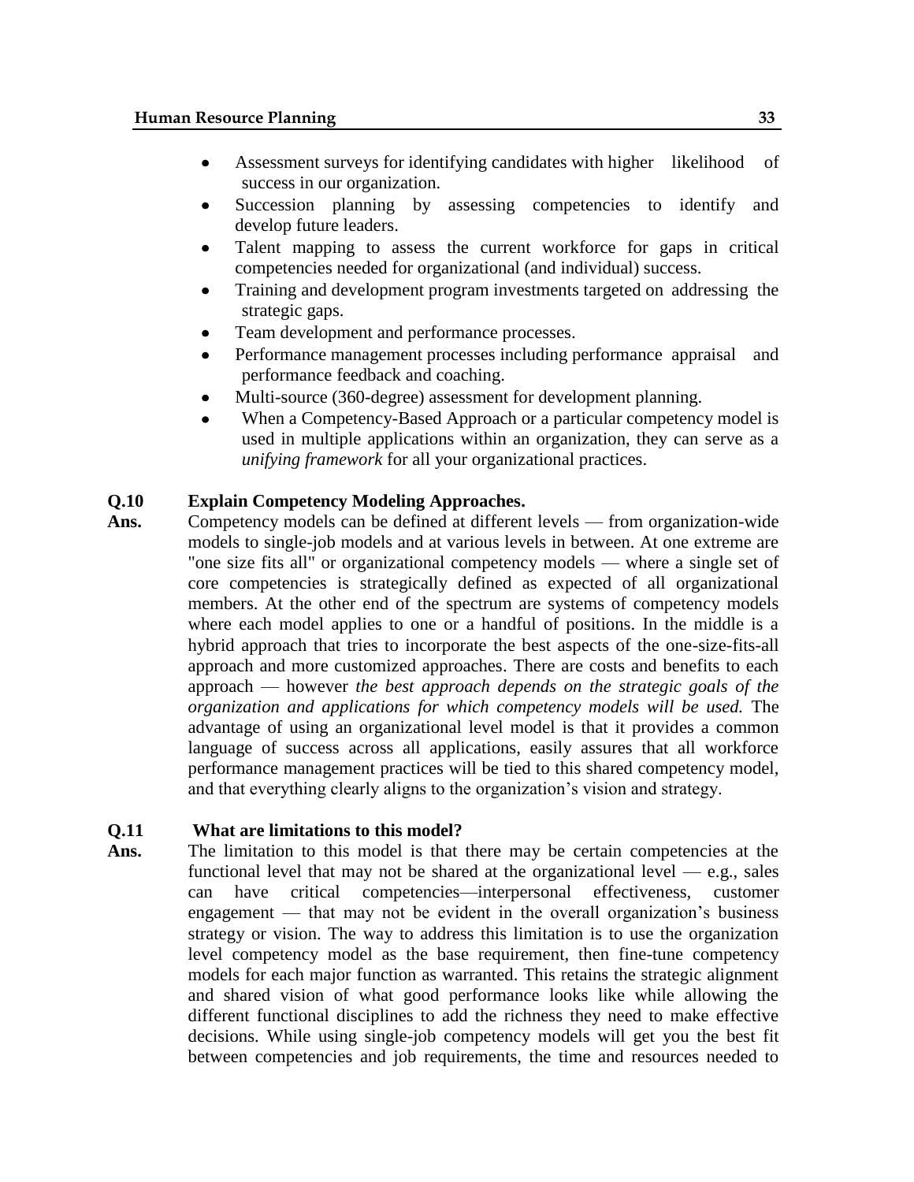- Assessment surveys for identifying candidates with higher likelihood of success in our organization.
- Succession planning by assessing competencies to identify and develop future leaders.
- Talent mapping to assess the current workforce for gaps in critical competencies needed for organizational (and individual) success.
- Training and development program investments targeted on addressing the strategic gaps.
- Team development and performance processes.
- Performance management processes including performance appraisal and performance feedback and coaching.
- Multi-source (360-degree) assessment for development planning.
- When a Competency-Based Approach or a particular competency model is used in multiple applications within an organization, they can serve as a *unifying framework* for all your organizational practices.

**Q.10 Explain Competency Modeling Approaches.**

**Ans.** Competency models can be defined at different levels — from organization-wide models to single-job models and at various levels in between. At one extreme are "one size fits all" or organizational competency models — where a single set of core competencies is strategically defined as expected of all organizational members. At the other end of the spectrum are systems of competency models where each model applies to one or a handful of positions. In the middle is a hybrid approach that tries to incorporate the best aspects of the one-size-fits-all approach and more customized approaches. There are costs and benefits to each approach — however *the best approach depends on the strategic goals of the organization and applications for which competency models will be used.* The advantage of using an organizational level model is that it provides a common language of success across all applications, easily assures that all workforce performance management practices will be tied to this shared competency model, and that everything clearly aligns to the organization's vision and strategy.

**Q.11 What are limitations to this model?**

**Ans.** The limitation to this model is that there may be certain competencies at the functional level that may not be shared at the organizational level — e.g., sales can have critical competencies—interpersonal effectiveness, customer engagement — that may not be evident in the overall organization's business strategy or vision. The way to address this limitation is to use the organization level competency model as the base requirement, then fine-tune competency models for each major function as warranted. This retains the strategic alignment and shared vision of what good performance looks like while allowing the different functional disciplines to add the richness they need to make effective decisions. While using single-job competency models will get you the best fit between competencies and job requirements, the time and resources needed to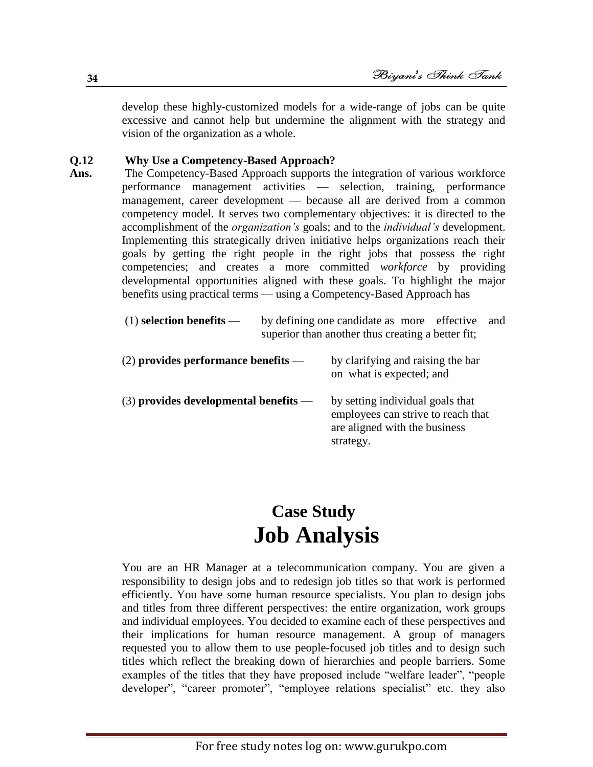develop these highly-customized models for a wide-range of jobs can be quite excessive and cannot help but undermine the alignment with the strategy and vision of the organization as a whole.

**Q.12 Why Use a Competency-Based Approach?**

**Ans.** The Competency-Based Approach supports the integration of various workforce performance management activities — selection, training, performance management, career development — because all are derived from a common competency model. It serves two complementary objectives: it is directed to the accomplishment of the *organization's* goals; and to the *individual's* development. Implementing this strategically driven initiative helps organizations reach their goals by getting the right people in the right jobs that possess the right competencies; and creates a more committed *workforce* by providing developmental opportunities aligned with these goals. To highlight the major benefits using practical terms — using a Competency-Based Approach has

(1) **selection benefits** — by defining one candidate as more effective and superior than another thus creating a better fit;

(2) **provides performance benefits** — by clarifying and raising the bar on what is expected; and

(3) **provides developmental benefits** — by setting individual goals that employees can strive to reach that are aligned with the business strategy.

# Case Study
# Job Analysis

You are an HR Manager at a telecommunication company. You are given a responsibility to design jobs and to redesign job titles so that work is performed efficiently. You have some human resource specialists. You plan to design jobs and titles from three different perspectives: the entire organization, work groups and individual employees. You decided to examine each of these perspectives and their implications for human resource management. A group of managers requested you to allow them to use people-focused job titles and to design such titles which reflect the breaking down of hierarchies and people barriers. Some examples of the titles that they have proposed include "welfare leader", "people developer", "career promoter", "employee relations specialist" etc. they also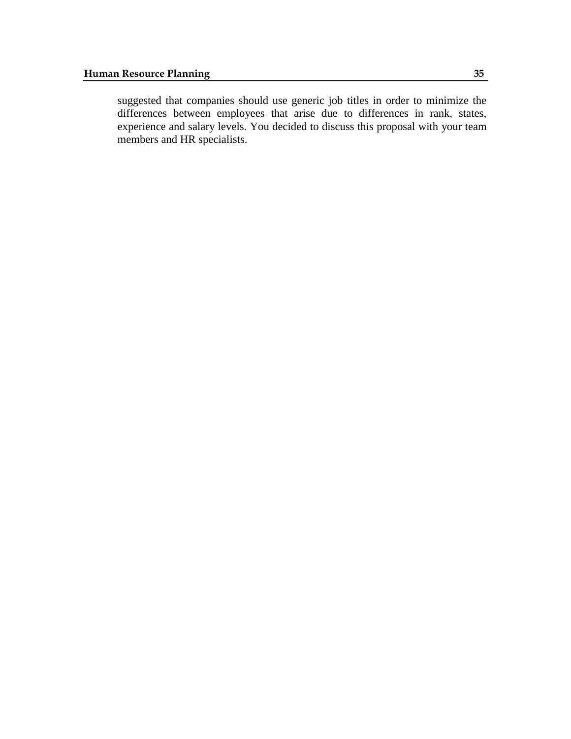suggested that companies should use generic job titles in order to minimize the differences between employees that arise due to differences in rank, states, experience and salary levels. You decided to discuss this proposal with your team members and HR specialists.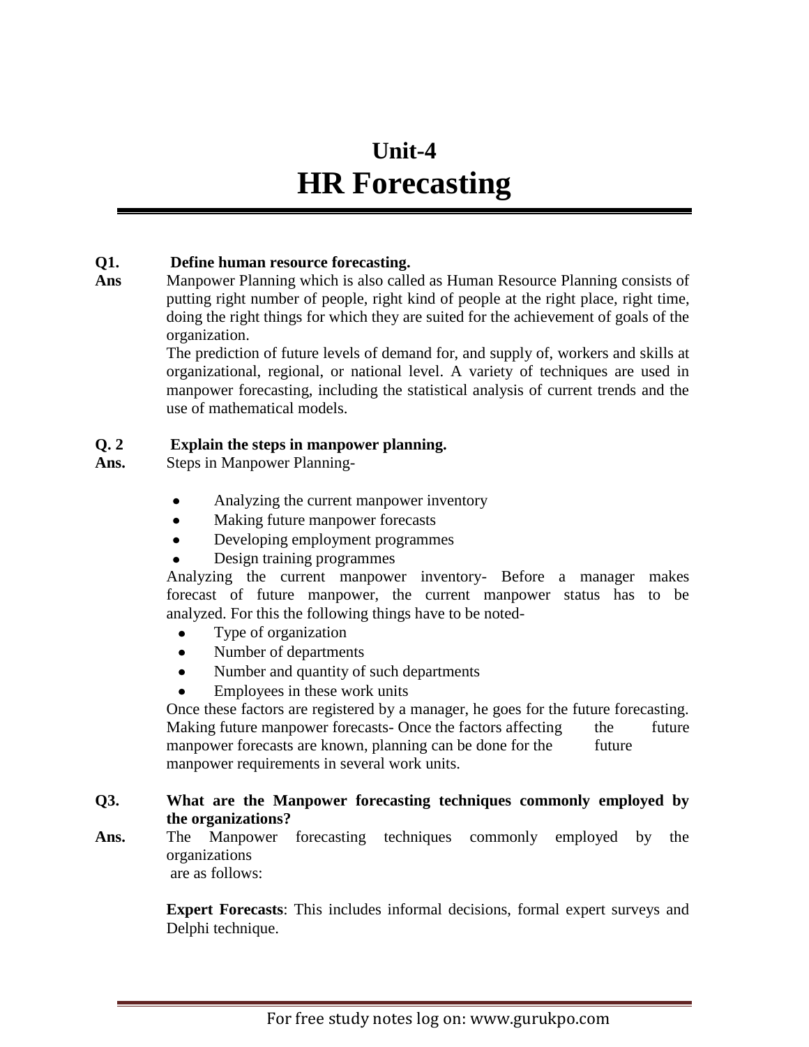# Unit-4
# HR Forecasting

**Q1. Define human resource forecasting.**

**Ans** Manpower Planning which is also called as Human Resource Planning consists of putting right number of people, right kind of people at the right place, right time, doing the right things for which they are suited for the achievement of goals of the organization.

The prediction of future levels of demand for, and supply of, workers and skills at organizational, regional, or national level. A variety of techniques are used in manpower forecasting, including the statistical analysis of current trends and the use of mathematical models.

**Q. 2 Explain the steps in manpower planning.**

**Ans.** Steps in Manpower Planning-

- Analyzing the current manpower inventory
- Making future manpower forecasts
- Developing employment programmes
- Design training programmes

Analyzing the current manpower inventory- Before a manager makes forecast of future manpower, the current manpower status has to be analyzed. For this the following things have to be noted-

- Type of organization
- Number of departments
- Number and quantity of such departments
- Employees in these work units

Once these factors are registered by a manager, he goes for the future forecasting. Making future manpower forecasts- Once the factors affecting the future manpower forecasts are known, planning can be done for the future manpower requirements in several work units.

**Q3. What are the Manpower forecasting techniques commonly employed by the organizations?**

**Ans.** The Manpower forecasting techniques commonly employed by the organizations are as follows:

**Expert Forecasts**: This includes informal decisions, formal expert surveys and Delphi technique.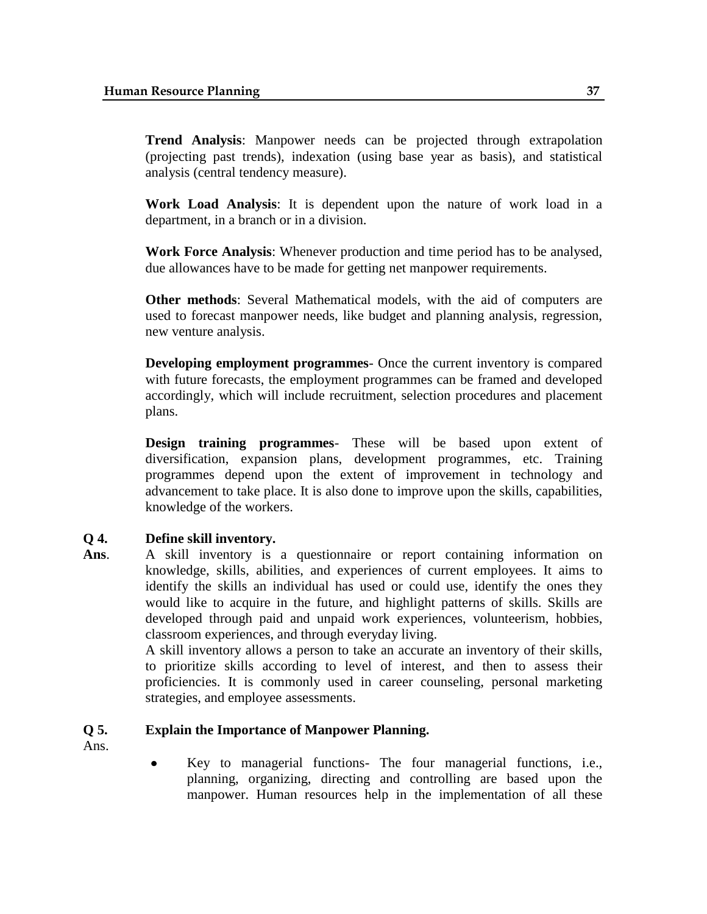**Trend Analysis**: Manpower needs can be projected through extrapolation (projecting past trends), indexation (using base year as basis), and statistical analysis (central tendency measure).

**Work Load Analysis**: It is dependent upon the nature of work load in a department, in a branch or in a division.

**Work Force Analysis**: Whenever production and time period has to be analysed, due allowances have to be made for getting net manpower requirements.

**Other methods**: Several Mathematical models, with the aid of computers are used to forecast manpower needs, like budget and planning analysis, regression, new venture analysis.

**Developing employment programmes**- Once the current inventory is compared with future forecasts, the employment programmes can be framed and developed accordingly, which will include recruitment, selection procedures and placement plans.

**Design training programmes**- These will be based upon extent of diversification, expansion plans, development programmes, etc. Training programmes depend upon the extent of improvement in technology and advancement to take place. It is also done to improve upon the skills, capabilities, knowledge of the workers.

**Q 4. Define skill inventory.**

**Ans**. A skill inventory is a questionnaire or report containing information on knowledge, skills, abilities, and experiences of current employees. It aims to identify the skills an individual has used or could use, identify the ones they would like to acquire in the future, and highlight patterns of skills. Skills are developed through paid and unpaid work experiences, volunteerism, hobbies, classroom experiences, and through everyday living.

A skill inventory allows a person to take an accurate an inventory of their skills, to prioritize skills according to level of interest, and then to assess their proficiencies. It is commonly used in career counseling, personal marketing strategies, and employee assessments.

**Q 5. Explain the Importance of Manpower Planning.**

Ans.

- Key to managerial functions- The four managerial functions, i.e., planning, organizing, directing and controlling are based upon the manpower. Human resources help in the implementation of all these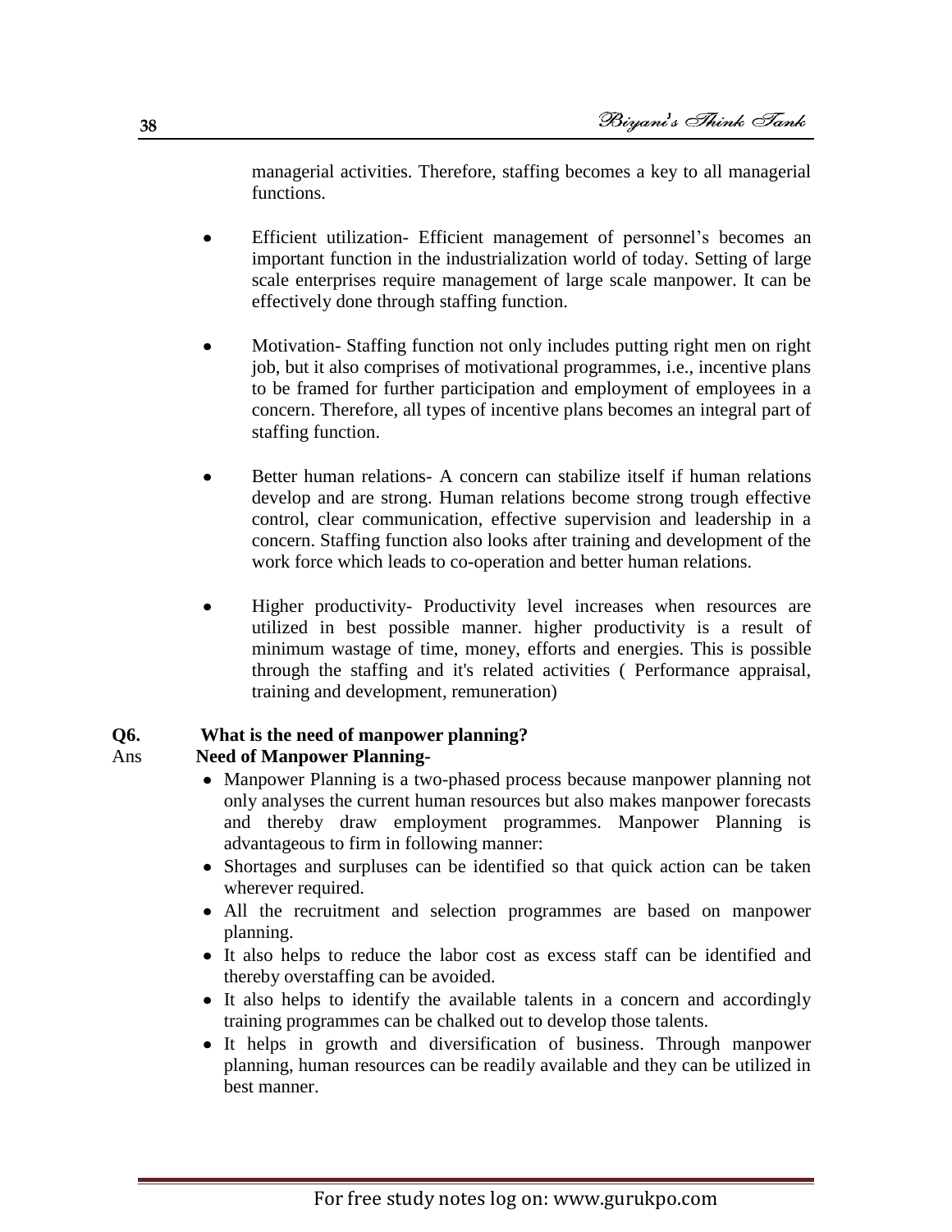managerial activities. Therefore, staffing becomes a key to all managerial functions.

- Efficient utilization- Efficient management of personnel's becomes an important function in the industrialization world of today. Setting of large scale enterprises require management of large scale manpower. It can be effectively done through staffing function.

- Motivation- Staffing function not only includes putting right men on right job, but it also comprises of motivational programmes, i.e., incentive plans to be framed for further participation and employment of employees in a concern. Therefore, all types of incentive plans becomes an integral part of staffing function.

- Better human relations- A concern can stabilize itself if human relations develop and are strong. Human relations become strong trough effective control, clear communication, effective supervision and leadership in a concern. Staffing function also looks after training and development of the work force which leads to co-operation and better human relations.

- Higher productivity- Productivity level increases when resources are utilized in best possible manner. higher productivity is a result of minimum wastage of time, money, efforts and energies. This is possible through the staffing and it's related activities ( Performance appraisal, training and development, remuneration)

**Q6. What is the need of manpower planning?**

Ans **Need of Manpower Planning-**

- Manpower Planning is a two-phased process because manpower planning not only analyses the current human resources but also makes manpower forecasts and thereby draw employment programmes. Manpower Planning is advantageous to firm in following manner:
- Shortages and surpluses can be identified so that quick action can be taken wherever required.
- All the recruitment and selection programmes are based on manpower planning.
- It also helps to reduce the labor cost as excess staff can be identified and thereby overstaffing can be avoided.
- It also helps to identify the available talents in a concern and accordingly training programmes can be chalked out to develop those talents.
- It helps in growth and diversification of business. Through manpower planning, human resources can be readily available and they can be utilized in best manner.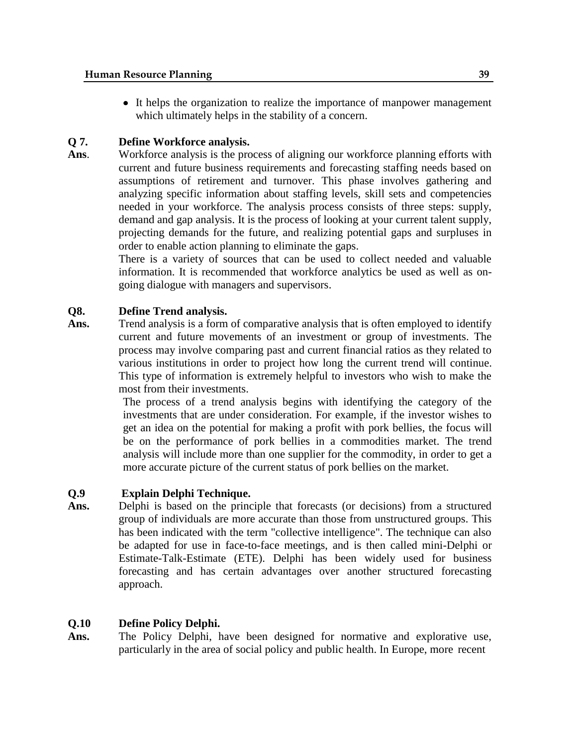- It helps the organization to realize the importance of manpower management which ultimately helps in the stability of a concern.

**Q 7. Define Workforce analysis.**

**Ans**. Workforce analysis is the process of aligning our workforce planning efforts with current and future business requirements and forecasting staffing needs based on assumptions of retirement and turnover. This phase involves gathering and analyzing specific information about staffing levels, skill sets and competencies needed in your workforce. The analysis process consists of three steps: supply, demand and gap analysis. It is the process of looking at your current talent supply, projecting demands for the future, and realizing potential gaps and surpluses in order to enable action planning to eliminate the gaps.

There is a variety of sources that can be used to collect needed and valuable information. It is recommended that workforce analytics be used as well as on-going dialogue with managers and supervisors.

**Q8. Define Trend analysis.**

**Ans.** Trend analysis is a form of comparative analysis that is often employed to identify current and future movements of an investment or group of investments. The process may involve comparing past and current financial ratios as they related to various institutions in order to project how long the current trend will continue. This type of information is extremely helpful to investors who wish to make the most from their investments.

The process of a trend analysis begins with identifying the category of the investments that are under consideration. For example, if the investor wishes to get an idea on the potential for making a profit with pork bellies, the focus will be on the performance of pork bellies in a commodities market. The trend analysis will include more than one supplier for the commodity, in order to get a more accurate picture of the current status of pork bellies on the market.

**Q.9 Explain Delphi Technique.**

**Ans.** Delphi is based on the principle that forecasts (or decisions) from a structured group of individuals are more accurate than those from unstructured groups. This has been indicated with the term "collective intelligence". The technique can also be adapted for use in face-to-face meetings, and is then called mini-Delphi or Estimate-Talk-Estimate (ETE). Delphi has been widely used for business forecasting and has certain advantages over another structured forecasting approach.

**Q.10 Define Policy Delphi.**

**Ans.** The Policy Delphi, have been designed for normative and explorative use, particularly in the area of social policy and public health. In Europe, more recent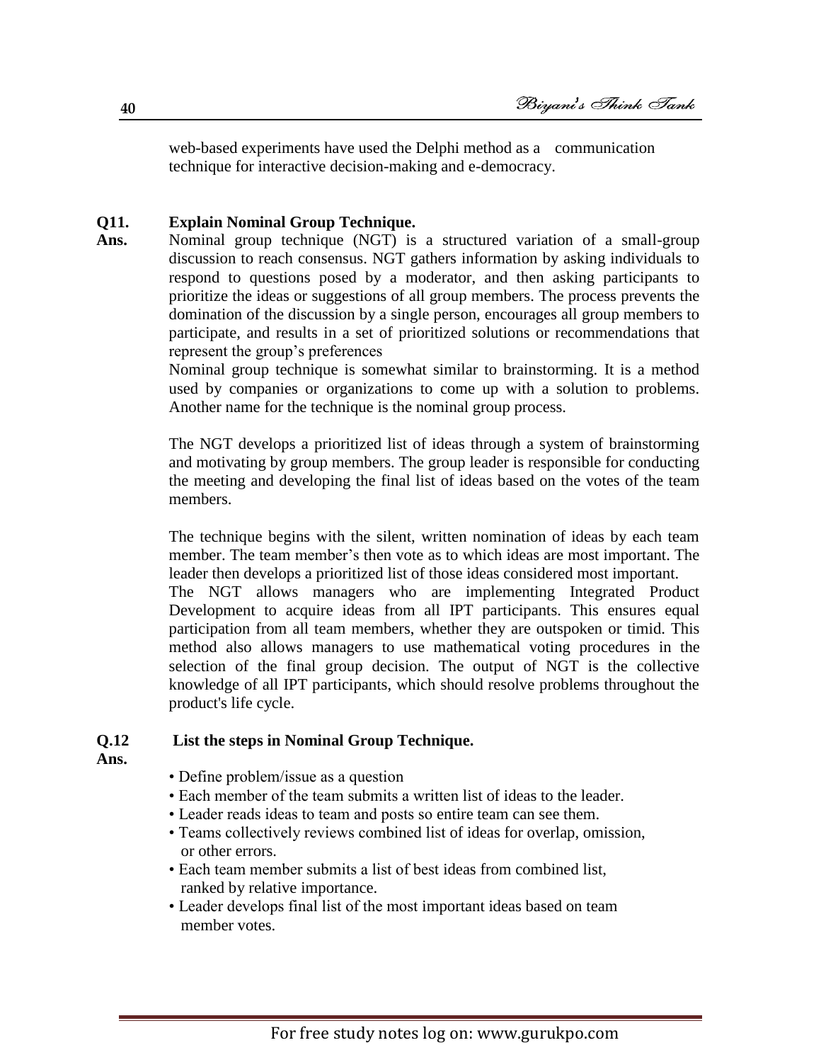web-based experiments have used the Delphi method as a communication technique for interactive decision-making and e-democracy.

**Q11. Explain Nominal Group Technique.**

**Ans.** Nominal group technique (NGT) is a structured variation of a small-group discussion to reach consensus. NGT gathers information by asking individuals to respond to questions posed by a moderator, and then asking participants to prioritize the ideas or suggestions of all group members. The process prevents the domination of the discussion by a single person, encourages all group members to participate, and results in a set of prioritized solutions or recommendations that represent the group's preferences

Nominal group technique is somewhat similar to brainstorming. It is a method used by companies or organizations to come up with a solution to problems. Another name for the technique is the nominal group process.

The NGT develops a prioritized list of ideas through a system of brainstorming and motivating by group members. The group leader is responsible for conducting the meeting and developing the final list of ideas based on the votes of the team members.

The technique begins with the silent, written nomination of ideas by each team member. The team member's then vote as to which ideas are most important. The leader then develops a prioritized list of those ideas considered most important.

The NGT allows managers who are implementing Integrated Product Development to acquire ideas from all IPT participants. This ensures equal participation from all team members, whether they are outspoken or timid. This method also allows managers to use mathematical voting procedures in the selection of the final group decision. The output of NGT is the collective knowledge of all IPT participants, which should resolve problems throughout the product's life cycle.

**Q.12 List the steps in Nominal Group Technique.**

**Ans.**

- Define problem/issue as a question
- Each member of the team submits a written list of ideas to the leader.
- Leader reads ideas to team and posts so entire team can see them.
- Teams collectively reviews combined list of ideas for overlap, omission, or other errors.
- Each team member submits a list of best ideas from combined list, ranked by relative importance.
- Leader develops final list of the most important ideas based on team member votes.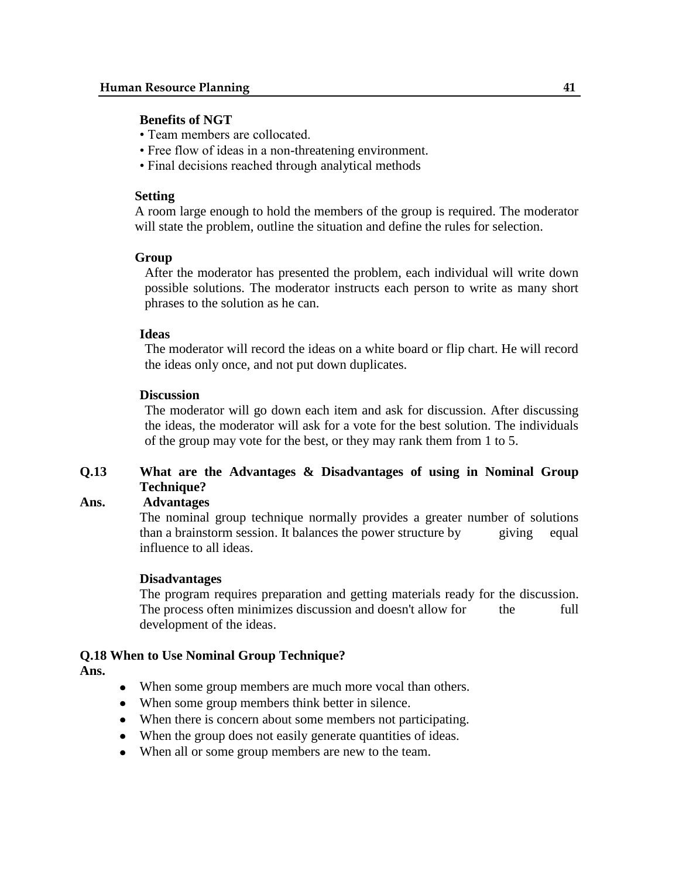**Benefits of NGT**

- Team members are collocated.
- Free flow of ideas in a non-threatening environment.
- Final decisions reached through analytical methods

**Setting**

A room large enough to hold the members of the group is required. The moderator will state the problem, outline the situation and define the rules for selection.

**Group**

After the moderator has presented the problem, each individual will write down possible solutions. The moderator instructs each person to write as many short phrases to the solution as he can.

**Ideas**

The moderator will record the ideas on a white board or flip chart. He will record the ideas only once, and not put down duplicates.

**Discussion**

The moderator will go down each item and ask for discussion. After discussing the ideas, the moderator will ask for a vote for the best solution. The individuals of the group may vote for the best, or they may rank them from 1 to 5.

**Q.13 What are the Advantages & Disadvantages of using in Nominal Group Technique?**

**Ans. Advantages**

The nominal group technique normally provides a greater number of solutions than a brainstorm session. It balances the power structure by giving equal influence to all ideas.

**Disadvantages**

The program requires preparation and getting materials ready for the discussion. The process often minimizes discussion and doesn't allow for the full development of the ideas.

**Q.18 When to Use Nominal Group Technique?**

**Ans.**

- When some group members are much more vocal than others.
- When some group members think better in silence.
- When there is concern about some members not participating.
- When the group does not easily generate quantities of ideas.
- When all or some group members are new to the team.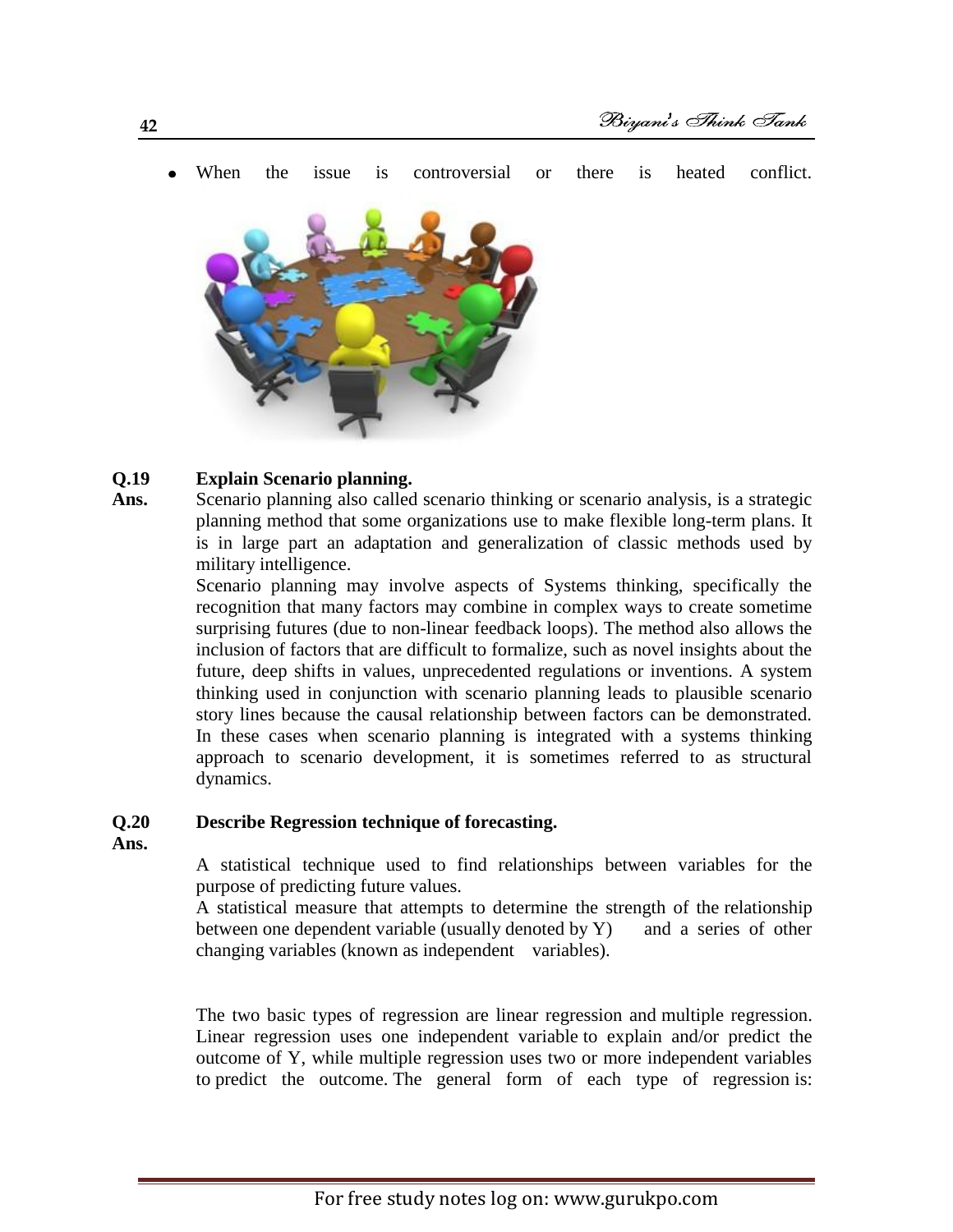- When the issue is controversial or there is heated conflict.

**Q.19 Explain Scenario planning.**

**Ans.** Scenario planning also called scenario thinking or scenario analysis, is a strategic planning method that some organizations use to make flexible long-term plans. It is in large part an adaptation and generalization of classic methods used by military intelligence.

Scenario planning may involve aspects of Systems thinking, specifically the recognition that many factors may combine in complex ways to create sometime surprising futures (due to non-linear feedback loops). The method also allows the inclusion of factors that are difficult to formalize, such as novel insights about the future, deep shifts in values, unprecedented regulations or inventions. A system thinking used in conjunction with scenario planning leads to plausible scenario story lines because the causal relationship between factors can be demonstrated. In these cases when scenario planning is integrated with a systems thinking approach to scenario development, it is sometimes referred to as structural dynamics.

**Q.20 Describe Regression technique of forecasting.**

**Ans.**

A statistical technique used to find relationships between variables for the purpose of predicting future values.

A statistical measure that attempts to determine the strength of the relationship between one dependent variable (usually denoted by Y) and a series of other changing variables (known as independent variables).

The two basic types of regression are linear regression and multiple regression. Linear regression uses one independent variable to explain and/or predict the outcome of Y, while multiple regression uses two or more independent variables to predict the outcome. The general form of each type of regression is: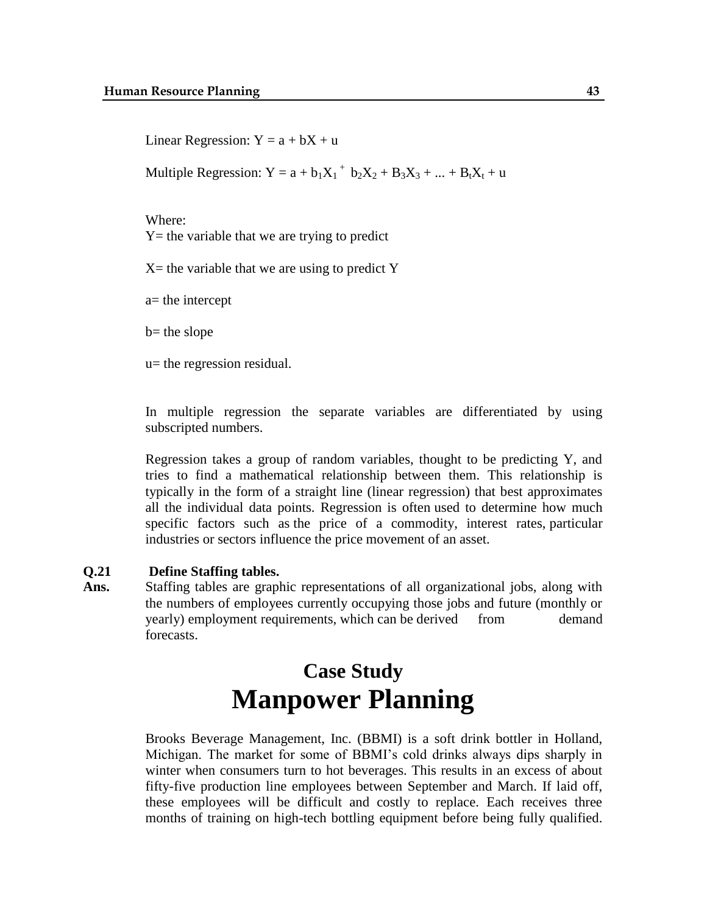Linear Regression: $Y = a + bX + u$

Multiple Regression: $Y = a + b_1X_1 + b_2X_2 + B_3X_3 + ... + B_tX_t + u$

Where:

$Y$= the variable that we are trying to predict

$X$= the variable that we are using to predict $Y$

$a$= the intercept

$b$= the slope

$u$= the regression residual.

In multiple regression the separate variables are differentiated by using subscripted numbers.

Regression takes a group of random variables, thought to be predicting Y, and tries to find a mathematical relationship between them. This relationship is typically in the form of a straight line (linear regression) that best approximates all the individual data points. Regression is often used to determine how much specific factors such as the price of a commodity, interest rates, particular industries or sectors influence the price movement of an asset.

**Q.21 Define Staffing tables.**

**Ans.** Staffing tables are graphic representations of all organizational jobs, along with the numbers of employees currently occupying those jobs and future (monthly or yearly) employment requirements, which can be derived from demand forecasts.

## Case Study

# Manpower Planning

Brooks Beverage Management, Inc. (BBMI) is a soft drink bottler in Holland, Michigan. The market for some of BBMI's cold drinks always dips sharply in winter when consumers turn to hot beverages. This results in an excess of about fifty-five production line employees between September and March. If laid off, these employees will be difficult and costly to replace. Each receives three months of training on high-tech bottling equipment before being fully qualified.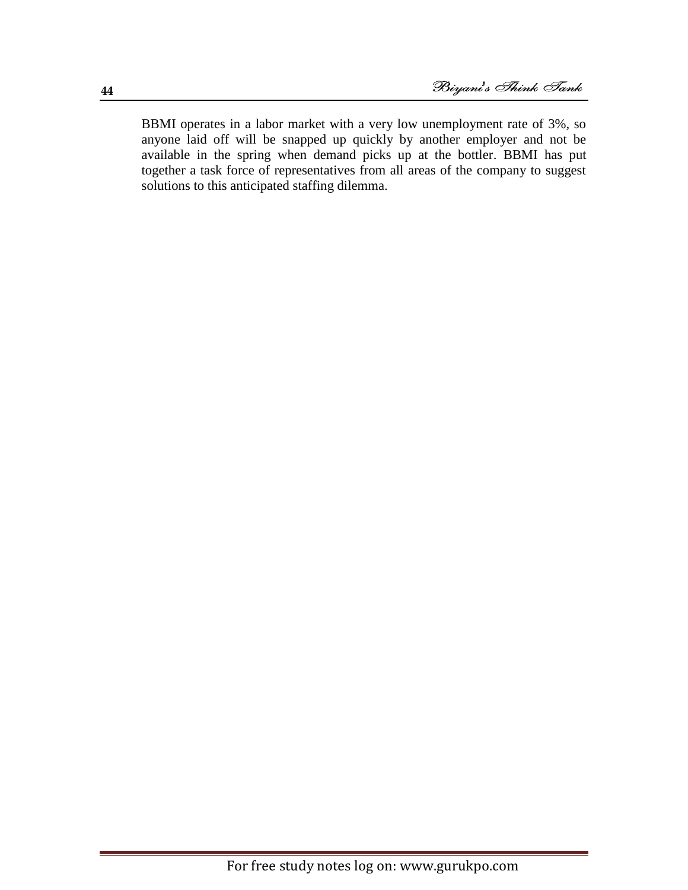BBMI operates in a labor market with a very low unemployment rate of 3%, so anyone laid off will be snapped up quickly by another employer and not be available in the spring when demand picks up at the bottler. BBMI has put together a task force of representatives from all areas of the company to suggest solutions to this anticipated staffing dilemma.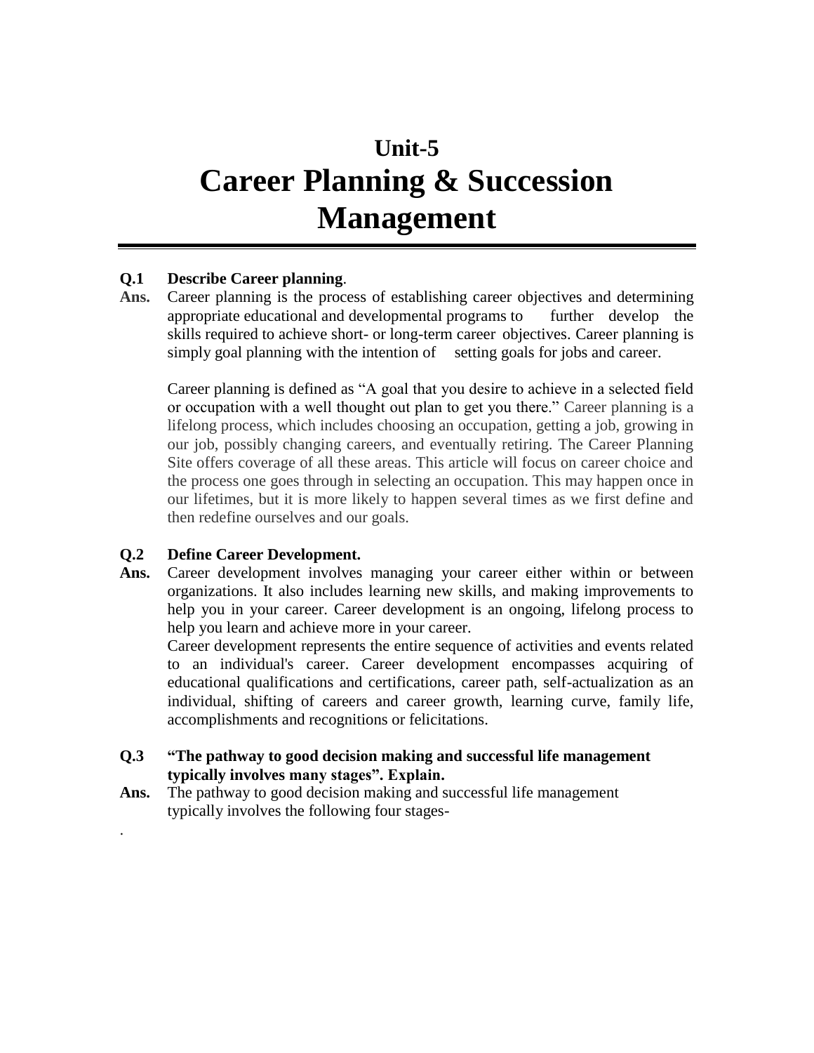# Unit-5
# Career Planning & Succession Management

**Q.1 Describe Career planning**.

**Ans.** Career planning is the process of establishing career objectives and determining appropriate educational and developmental programs to further develop the skills required to achieve short- or long-term career objectives. Career planning is simply goal planning with the intention of setting goals for jobs and career.

Career planning is defined as "A goal that you desire to achieve in a selected field or occupation with a well thought out plan to get you there." Career planning is a lifelong process, which includes choosing an occupation, getting a job, growing in our job, possibly changing careers, and eventually retiring. The Career Planning Site offers coverage of all these areas. This article will focus on career choice and the process one goes through in selecting an occupation. This may happen once in our lifetimes, but it is more likely to happen several times as we first define and then redefine ourselves and our goals.

**Q.2 Define Career Development.**

**Ans.** Career development involves managing your career either within or between organizations. It also includes learning new skills, and making improvements to help you in your career. Career development is an ongoing, lifelong process to help you learn and achieve more in your career.

Career development represents the entire sequence of activities and events related to an individual's career. Career development encompasses acquiring of educational qualifications and certifications, career path, self-actualization as an individual, shifting of careers and career growth, learning curve, family life, accomplishments and recognitions or felicitations.

**Q.3 "The pathway to good decision making and successful life management typically involves many stages". Explain.**

**Ans.** The pathway to good decision making and successful life management typically involves the following four stages-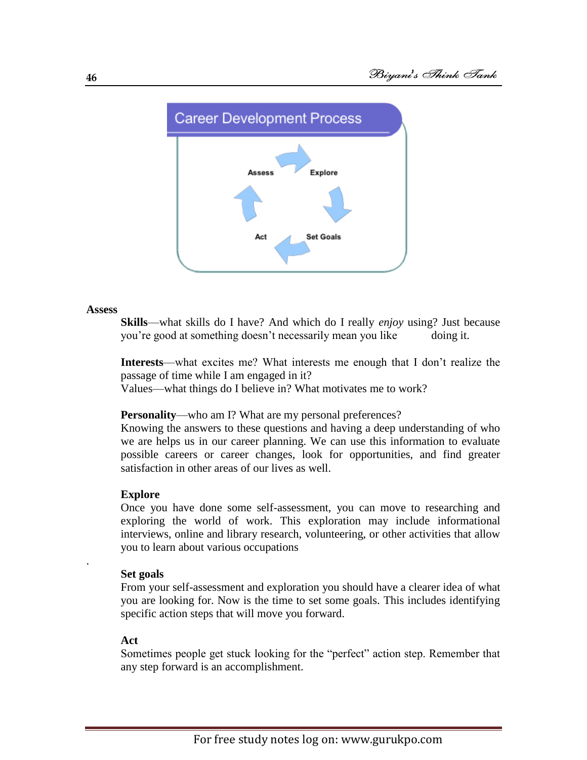Career Development Process

Assess → Explore → Set Goals → Act

**Assess**

**Skills**—what skills do I have? And which do I really *enjoy* using? Just because you're good at something doesn't necessarily mean you like doing it.

**Interests**—what excites me? What interests me enough that I don't realize the passage of time while I am engaged in it?
Values—what things do I believe in? What motivates me to work?

**Personality**—who am I? What are my personal preferences?
Knowing the answers to these questions and having a deep understanding of who we are helps us in our career planning. We can use this information to evaluate possible careers or career changes, look for opportunities, and find greater satisfaction in other areas of our lives as well.

**Explore**
Once you have done some self-assessment, you can move to researching and exploring the world of work. This exploration may include informational interviews, online and library research, volunteering, or other activities that allow you to learn about various occupations

.

**Set goals**
From your self-assessment and exploration you should have a clearer idea of what you are looking for. Now is the time to set some goals. This includes identifying specific action steps that will move you forward.

**Act**
Sometimes people get stuck looking for the "perfect" action step. Remember that any step forward is an accomplishment.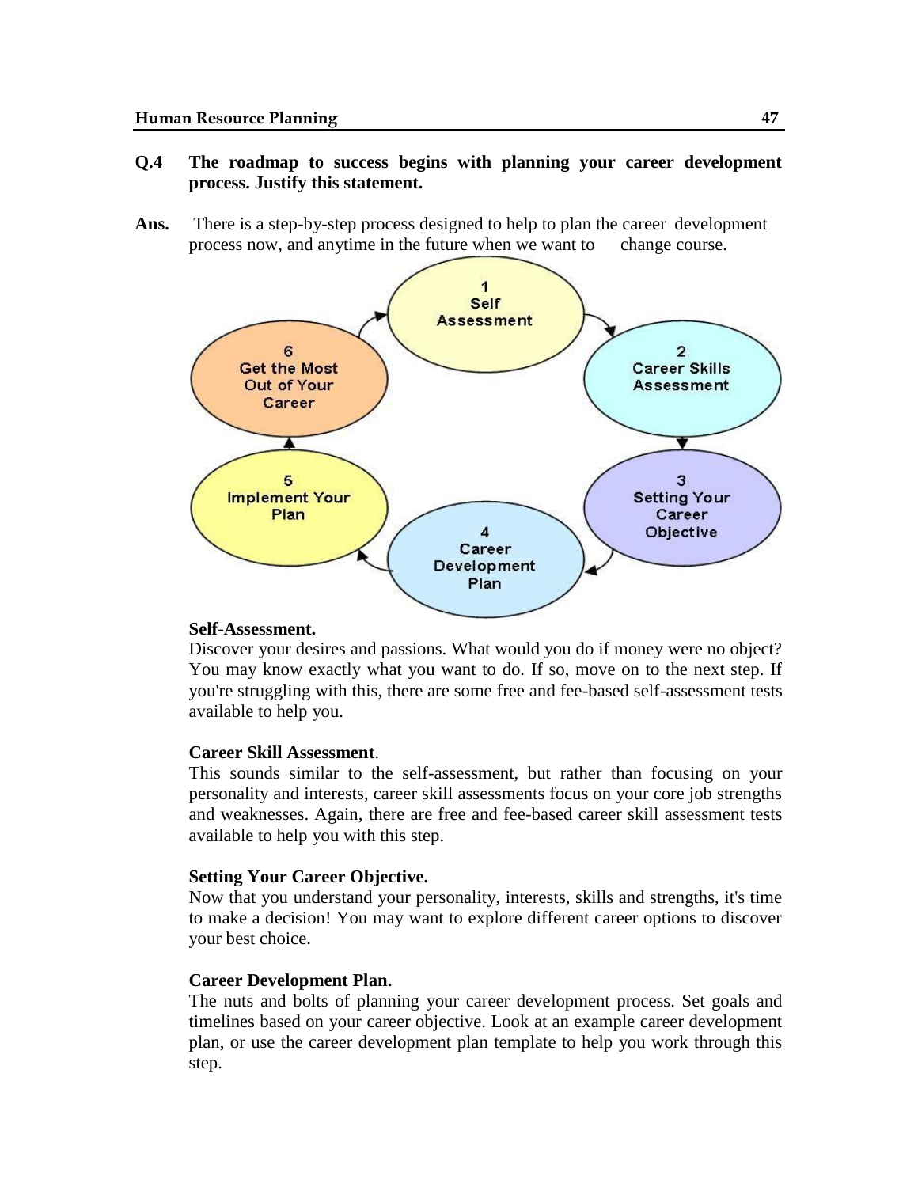**Q.4 The roadmap to success begins with planning your career development process. Justify this statement.**

**Ans.** There is a step-by-step process designed to help to plan the career development process now, and anytime in the future when we want to change course.

1 Self Assessment → 2 Career Skills Assessment → 3 Setting Your Career Objective → 4 Career Development Plan → 5 Implement Your Plan → 6 Get the Most Out of Your Career

**Self-Assessment.**

Discover your desires and passions. What would you do if money were no object? You may know exactly what you want to do. If so, move on to the next step. If you're struggling with this, there are some free and fee-based self-assessment tests available to help you.

**Career Skill Assessment**.

This sounds similar to the self-assessment, but rather than focusing on your personality and interests, career skill assessments focus on your core job strengths and weaknesses. Again, there are free and fee-based career skill assessment tests available to help you with this step.

**Setting Your Career Objective.**

Now that you understand your personality, interests, skills and strengths, it's time to make a decision! You may want to explore different career options to discover your best choice.

**Career Development Plan.**

The nuts and bolts of planning your career development process. Set goals and timelines based on your career objective. Look at an example career development plan, or use the career development plan template to help you work through this step.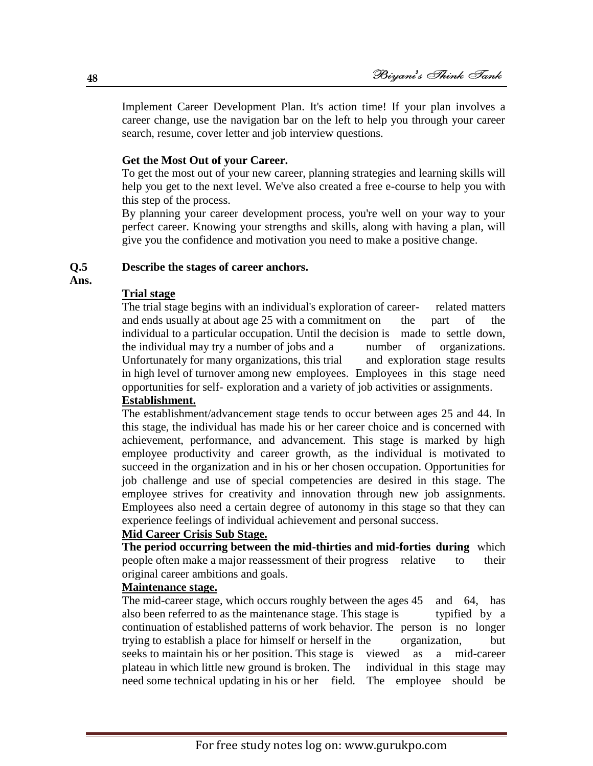Implement Career Development Plan. It's action time! If your plan involves a career change, use the navigation bar on the left to help you through your career search, resume, cover letter and job interview questions.

**Get the Most Out of your Career.**

To get the most out of your new career, planning strategies and learning skills will help you get to the next level. We've also created a free e-course to help you with this step of the process.

By planning your career development process, you're well on your way to your perfect career. Knowing your strengths and skills, along with having a plan, will give you the confidence and motivation you need to make a positive change.

**Q.5 Describe the stages of career anchors.**

**Ans.**

**<u>Trial stage</u>**

The trial stage begins with an individual's exploration of career- related matters and ends usually at about age 25 with a commitment on the part of the individual to a particular occupation. Until the decision is made to settle down, the individual may try a number of jobs and a number of organizations. Unfortunately for many organizations, this trial and exploration stage results in high level of turnover among new employees. Employees in this stage need opportunities for self- exploration and a variety of job activities or assignments.

**<u>Establishment.</u>**

The establishment/advancement stage tends to occur between ages 25 and 44. In this stage, the individual has made his or her career choice and is concerned with achievement, performance, and advancement. This stage is marked by high employee productivity and career growth, as the individual is motivated to succeed in the organization and in his or her chosen occupation. Opportunities for job challenge and use of special competencies are desired in this stage. The employee strives for creativity and innovation through new job assignments. Employees also need a certain degree of autonomy in this stage so that they can experience feelings of individual achievement and personal success.

**<u>Mid Career Crisis Sub Stage.</u>**

**The period occurring between the mid-thirties and mid-forties during** which people often make a major reassessment of their progress relative to their original career ambitions and goals.

**<u>Maintenance stage.</u>**

The mid-career stage, which occurs roughly between the ages 45 and 64, has also been referred to as the maintenance stage. This stage is typified by a continuation of established patterns of work behavior. The person is no longer trying to establish a place for himself or herself in the organization, but seeks to maintain his or her position. This stage is viewed as a mid-career plateau in which little new ground is broken. The individual in this stage may need some technical updating in his or her field. The employee should be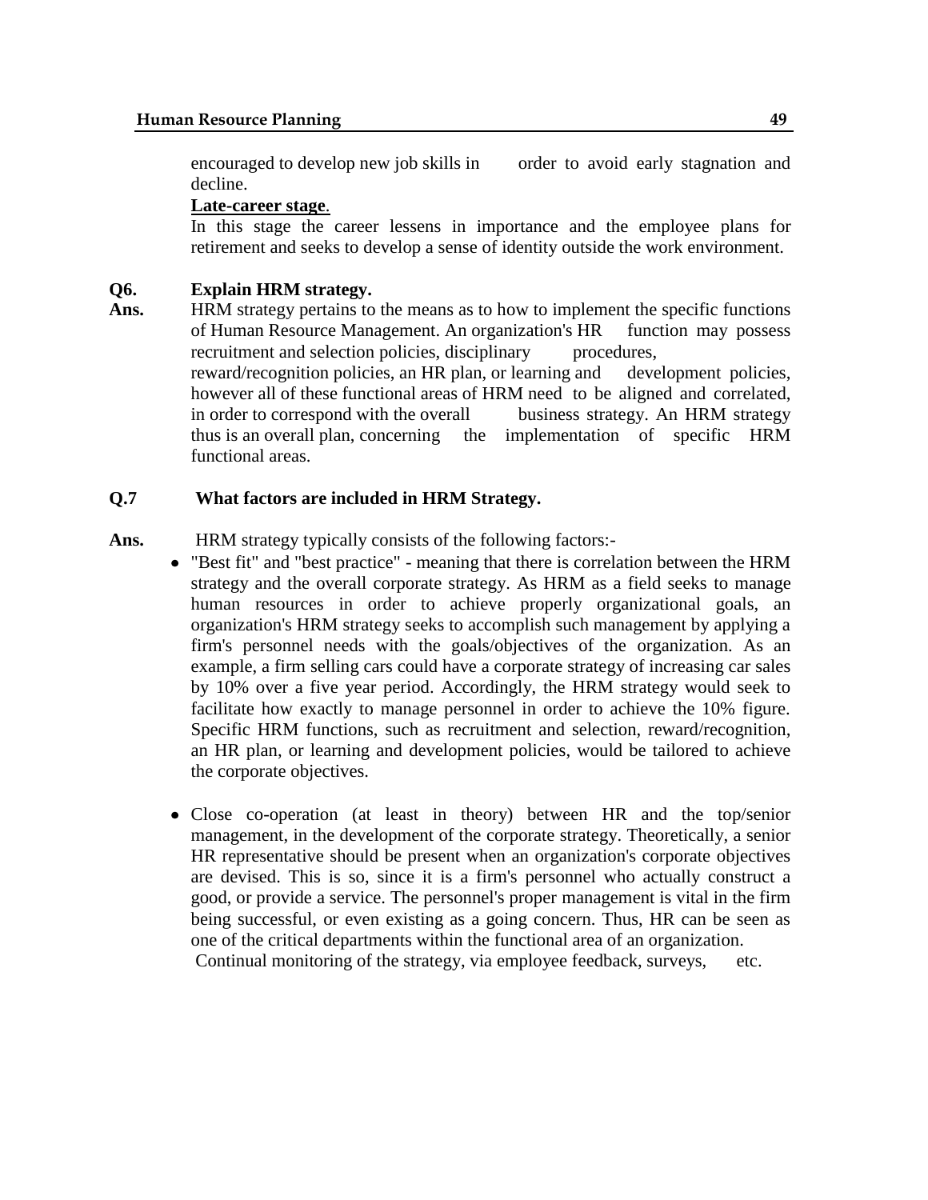encouraged to develop new job skills in order to avoid early stagnation and decline.

**Late-career stage**.

In this stage the career lessens in importance and the employee plans for retirement and seeks to develop a sense of identity outside the work environment.

**Q6. Explain HRM strategy.**

**Ans.** HRM strategy pertains to the means as to how to implement the specific functions of Human Resource Management. An organization's HR function may possess recruitment and selection policies, disciplinary procedures, reward/recognition policies, an HR plan, or learning and development policies, however all of these functional areas of HRM need to be aligned and correlated, in order to correspond with the overall business strategy. An HRM strategy thus is an overall plan, concerning the implementation of specific HRM functional areas.

**Q.7 What factors are included in HRM Strategy.**

**Ans.** HRM strategy typically consists of the following factors:-

- "Best fit" and "best practice" - meaning that there is correlation between the HRM strategy and the overall corporate strategy. As HRM as a field seeks to manage human resources in order to achieve properly organizational goals, an organization's HRM strategy seeks to accomplish such management by applying a firm's personnel needs with the goals/objectives of the organization. As an example, a firm selling cars could have a corporate strategy of increasing car sales by 10% over a five year period. Accordingly, the HRM strategy would seek to facilitate how exactly to manage personnel in order to achieve the 10% figure. Specific HRM functions, such as recruitment and selection, reward/recognition, an HR plan, or learning and development policies, would be tailored to achieve the corporate objectives.

- Close co-operation (at least in theory) between HR and the top/senior management, in the development of the corporate strategy. Theoretically, a senior HR representative should be present when an organization's corporate objectives are devised. This is so, since it is a firm's personnel who actually construct a good, or provide a service. The personnel's proper management is vital in the firm being successful, or even existing as a going concern. Thus, HR can be seen as one of the critical departments within the functional area of an organization.

  Continual monitoring of the strategy, via employee feedback, surveys, etc.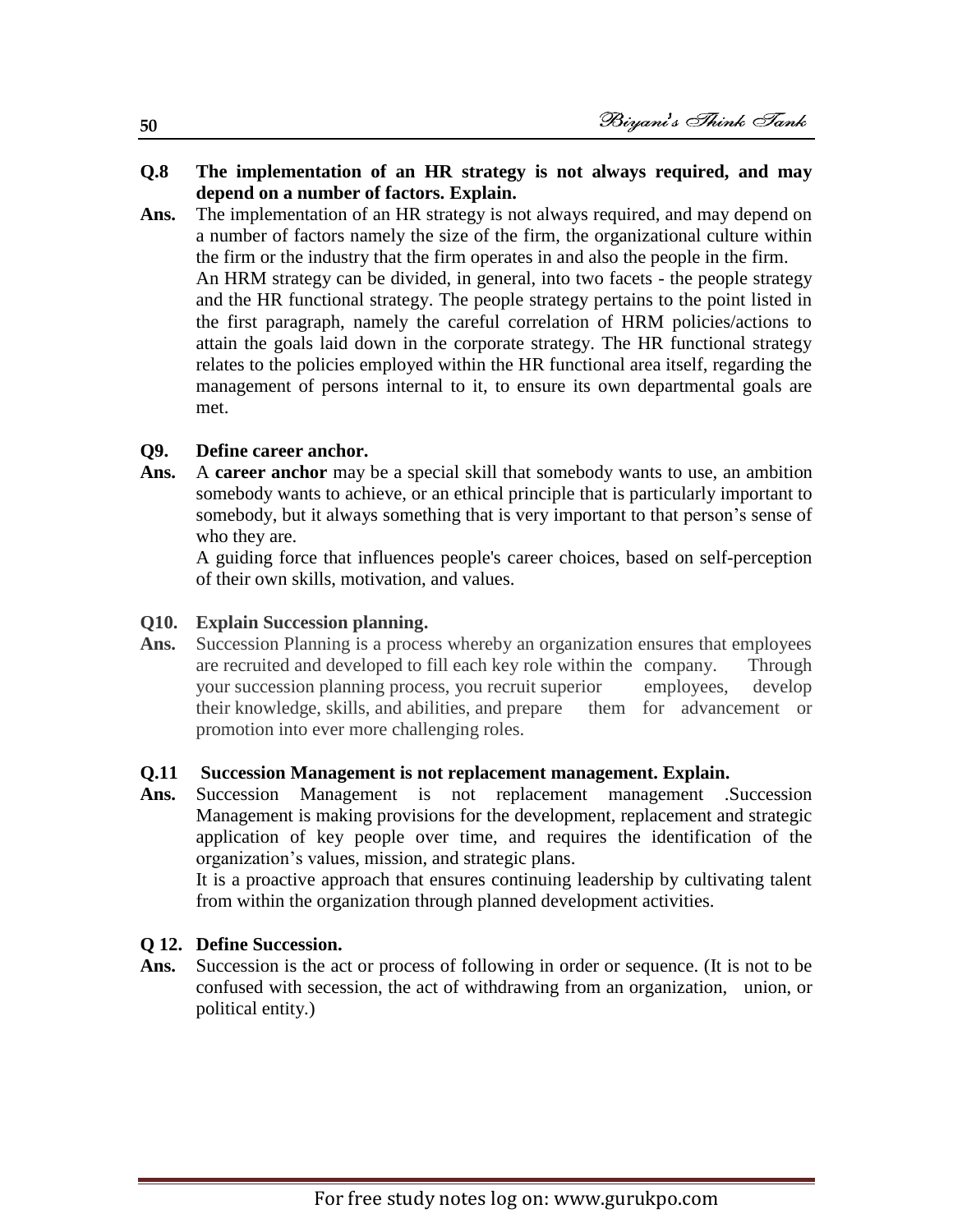**Q.8 The implementation of an HR strategy is not always required, and may depend on a number of factors. Explain.**

**Ans.** The implementation of an HR strategy is not always required, and may depend on a number of factors namely the size of the firm, the organizational culture within the firm or the industry that the firm operates in and also the people in the firm.

An HRM strategy can be divided, in general, into two facets - the people strategy and the HR functional strategy. The people strategy pertains to the point listed in the first paragraph, namely the careful correlation of HRM policies/actions to attain the goals laid down in the corporate strategy. The HR functional strategy relates to the policies employed within the HR functional area itself, regarding the management of persons internal to it, to ensure its own departmental goals are met.

**Q9. Define career anchor.**

**Ans.** A **career anchor** may be a special skill that somebody wants to use, an ambition somebody wants to achieve, or an ethical principle that is particularly important to somebody, but it always something that is very important to that person's sense of who they are.

A guiding force that influences people's career choices, based on self-perception of their own skills, motivation, and values.

**Q10. Explain Succession planning.**

**Ans.** Succession Planning is a process whereby an organization ensures that employees are recruited and developed to fill each key role within the company. Through your succession planning process, you recruit superior employees, develop their knowledge, skills, and abilities, and prepare them for advancement or promotion into ever more challenging roles.

**Q.11 Succession Management is not replacement management. Explain.**

**Ans.** Succession Management is not replacement management .Succession Management is making provisions for the development, replacement and strategic application of key people over time, and requires the identification of the organization's values, mission, and strategic plans.

It is a proactive approach that ensures continuing leadership by cultivating talent from within the organization through planned development activities.

**Q 12. Define Succession.**

**Ans.** Succession is the act or process of following in order or sequence. (It is not to be confused with secession, the act of withdrawing from an organization, union, or political entity.)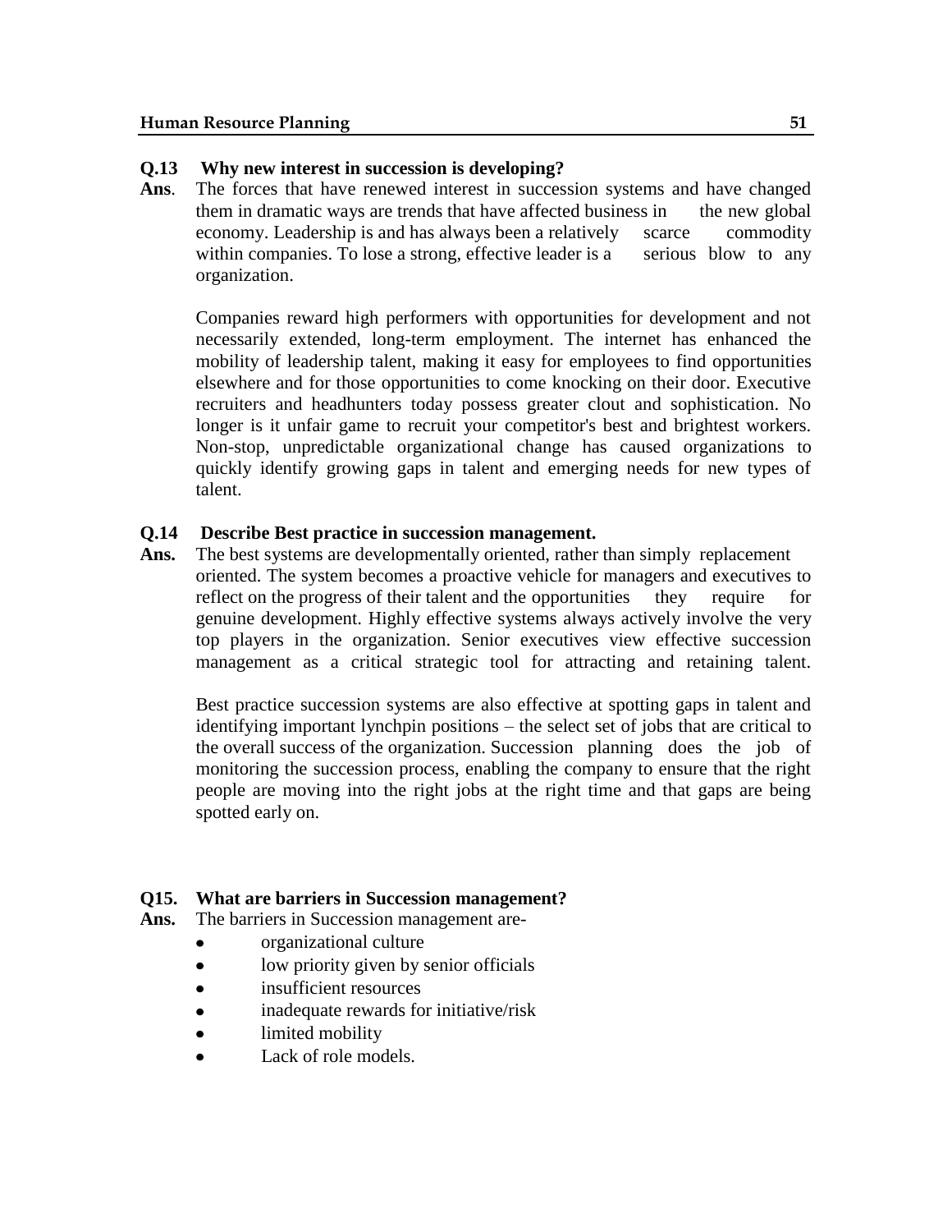**Q.13 Why new interest in succession is developing?**

**Ans.** The forces that have renewed interest in succession systems and have changed them in dramatic ways are trends that have affected business in the new global economy. Leadership is and has always been a relatively scarce commodity within companies. To lose a strong, effective leader is a serious blow to any organization.

Companies reward high performers with opportunities for development and not necessarily extended, long-term employment. The internet has enhanced the mobility of leadership talent, making it easy for employees to find opportunities elsewhere and for those opportunities to come knocking on their door. Executive recruiters and headhunters today possess greater clout and sophistication. No longer is it unfair game to recruit your competitor's best and brightest workers. Non-stop, unpredictable organizational change has caused organizations to quickly identify growing gaps in talent and emerging needs for new types of talent.

**Q.14 Describe Best practice in succession management.**

**Ans.** The best systems are developmentally oriented, rather than simply replacement oriented. The system becomes a proactive vehicle for managers and executives to reflect on the progress of their talent and the opportunities they require for genuine development. Highly effective systems always actively involve the very top players in the organization. Senior executives view effective succession management as a critical strategic tool for attracting and retaining talent.

Best practice succession systems are also effective at spotting gaps in talent and identifying important lynchpin positions – the select set of jobs that are critical to the overall success of the organization. Succession planning does the job of monitoring the succession process, enabling the company to ensure that the right people are moving into the right jobs at the right time and that gaps are being spotted early on.

**Q15. What are barriers in Succession management?**

**Ans.** The barriers in Succession management are-

- organizational culture
- low priority given by senior officials
- insufficient resources
- inadequate rewards for initiative/risk
- limited mobility
- Lack of role models.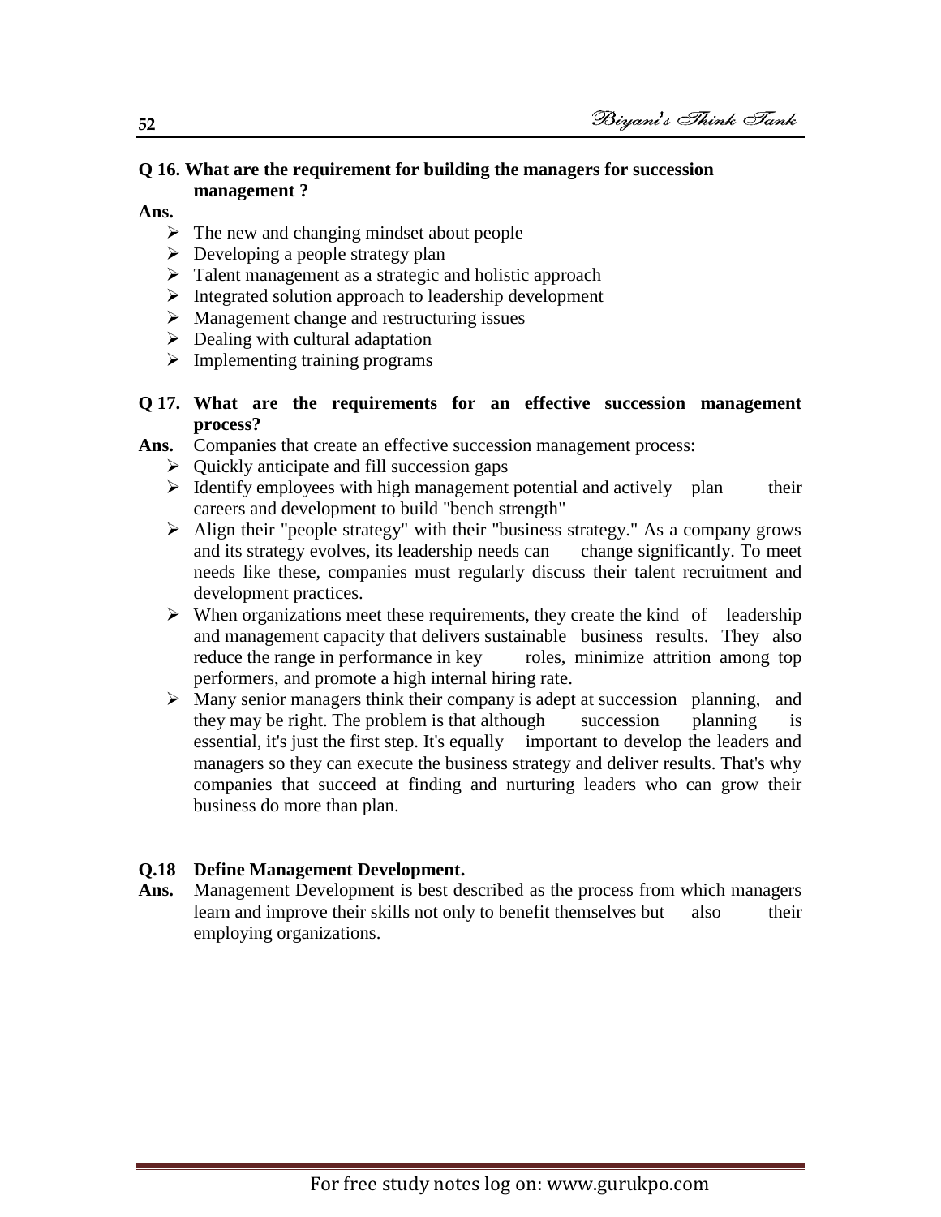**Q 16. What are the requirement for building the managers for succession management ?**

**Ans.**

- The new and changing mindset about people
- Developing a people strategy plan
- Talent management as a strategic and holistic approach
- Integrated solution approach to leadership development
- Management change and restructuring issues
- Dealing with cultural adaptation
- Implementing training programs

**Q 17. What are the requirements for an effective succession management process?**

**Ans.** Companies that create an effective succession management process:

- Quickly anticipate and fill succession gaps
- Identify employees with high management potential and actively plan their careers and development to build "bench strength"
- Align their "people strategy" with their "business strategy." As a company grows and its strategy evolves, its leadership needs can change significantly. To meet needs like these, companies must regularly discuss their talent recruitment and development practices.
- When organizations meet these requirements, they create the kind of leadership and management capacity that delivers sustainable business results. They also reduce the range in performance in key roles, minimize attrition among top performers, and promote a high internal hiring rate.
- Many senior managers think their company is adept at succession planning, and they may be right. The problem is that although succession planning is essential, it's just the first step. It's equally important to develop the leaders and managers so they can execute the business strategy and deliver results. That's why companies that succeed at finding and nurturing leaders who can grow their business do more than plan.

**Q.18 Define Management Development.**

**Ans.** Management Development is best described as the process from which managers learn and improve their skills not only to benefit themselves but also their employing organizations.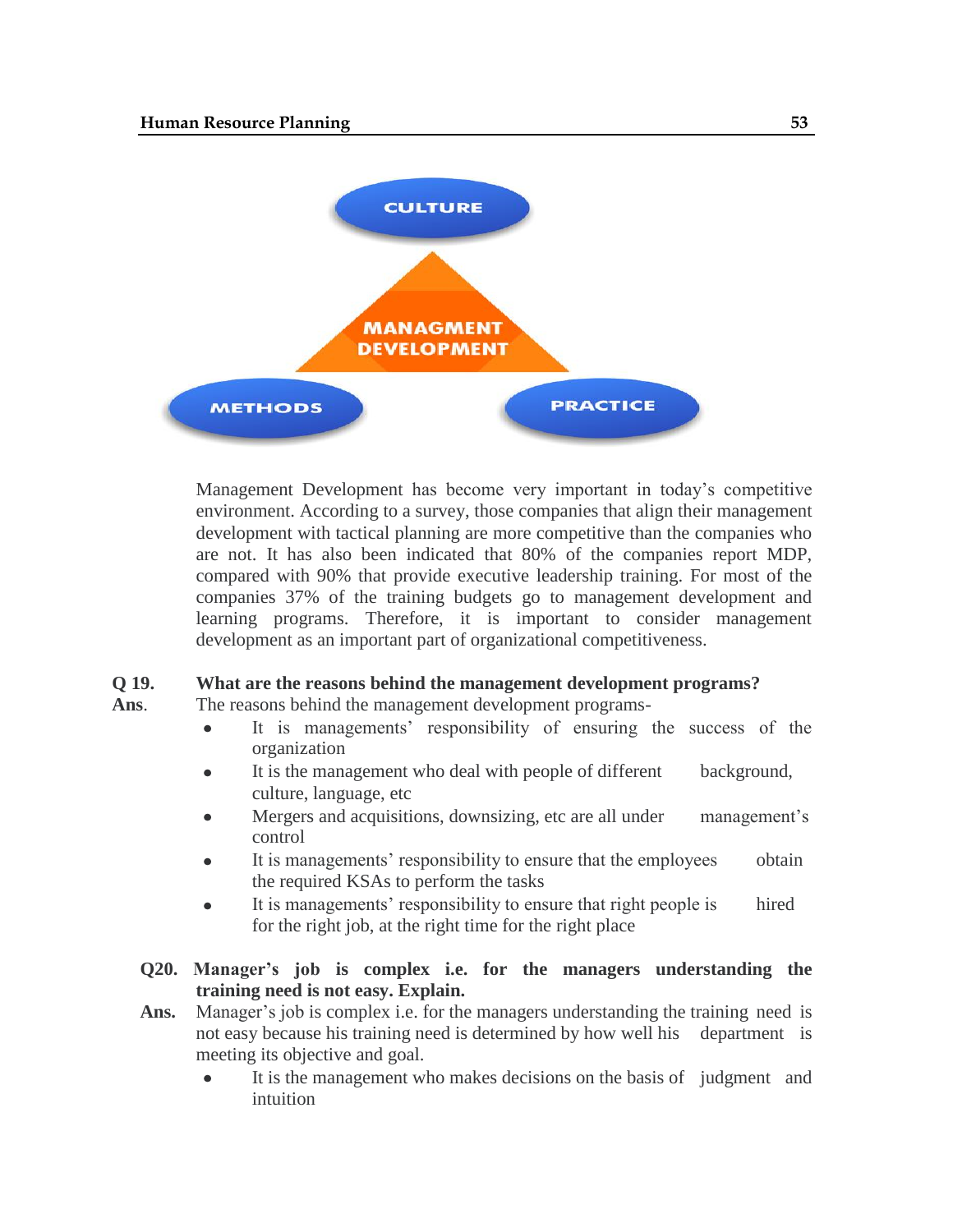CULTURE

MANAGMENT DEVELOPMENT

METHODS

PRACTICE

Management Development has become very important in today's competitive environment. According to a survey, those companies that align their management development with tactical planning are more competitive than the companies who are not. It has also been indicated that 80% of the companies report MDP, compared with 90% that provide executive leadership training. For most of the companies 37% of the training budgets go to management development and learning programs. Therefore, it is important to consider management development as an important part of organizational competitiveness.

**Q 19. What are the reasons behind the management development programs?**

**Ans.** The reasons behind the management development programs-

- It is managements' responsibility of ensuring the success of the organization
- It is the management who deal with people of different background, culture, language, etc
- Mergers and acquisitions, downsizing, etc are all under management's control
- It is managements' responsibility to ensure that the employees obtain the required KSAs to perform the tasks
- It is managements' responsibility to ensure that right people is hired for the right job, at the right time for the right place

**Q20. Manager's job is complex i.e. for the managers understanding the training need is not easy. Explain.**

**Ans.** Manager's job is complex i.e. for the managers understanding the training need is not easy because his training need is determined by how well his department is meeting its objective and goal.

- It is the management who makes decisions on the basis of judgment and intuition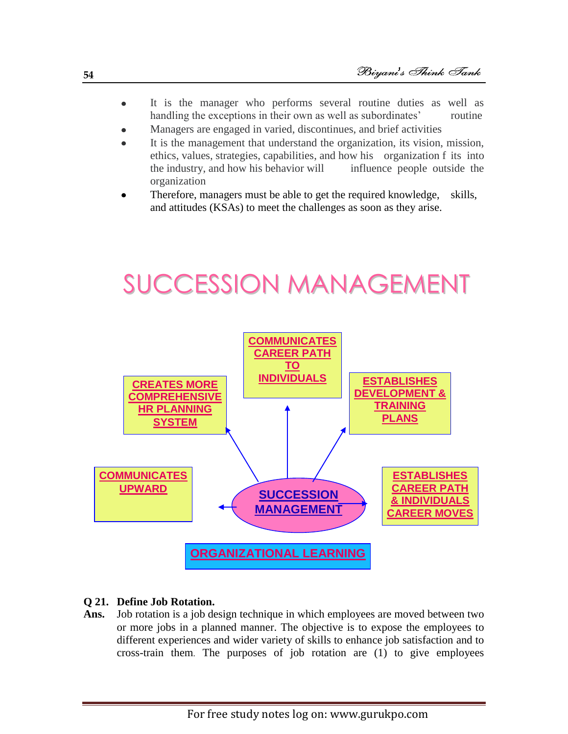- It is the manager who performs several routine duties as well as handling the exceptions in their own as well as subordinates' routine
- Managers are engaged in varied, discontinues, and brief activities
- It is the management that understand the organization, its vision, mission, ethics, values, strategies, capabilities, and how his organization f its into the industry, and how his behavior will influence people outside the organization
- Therefore, managers must be able to get the required knowledge, skills, and attitudes (KSAs) to meet the challenges as soon as they arise.

# SUCCESSION MANAGEMENT

SUCCESSION MANAGEMENT

- CREATES MORE COMPREHENSIVE HR PLANNING SYSTEM
- COMMUNICATES CAREER PATH TO INDIVIDUALS
- ESTABLISHES DEVELOPMENT & TRAINING PLANS
- COMMUNICATES UPWARD
- ESTABLISHES CAREER PATH & INDIVIDUALS CAREER MOVES

ORGANIZATIONAL LEARNING

**Q 21. Define Job Rotation.**

**Ans.** Job rotation is a job design technique in which employees are moved between two or more jobs in a planned manner. The objective is to expose the employees to different experiences and wider variety of skills to enhance job satisfaction and to cross-train them. The purposes of job rotation are (1) to give employees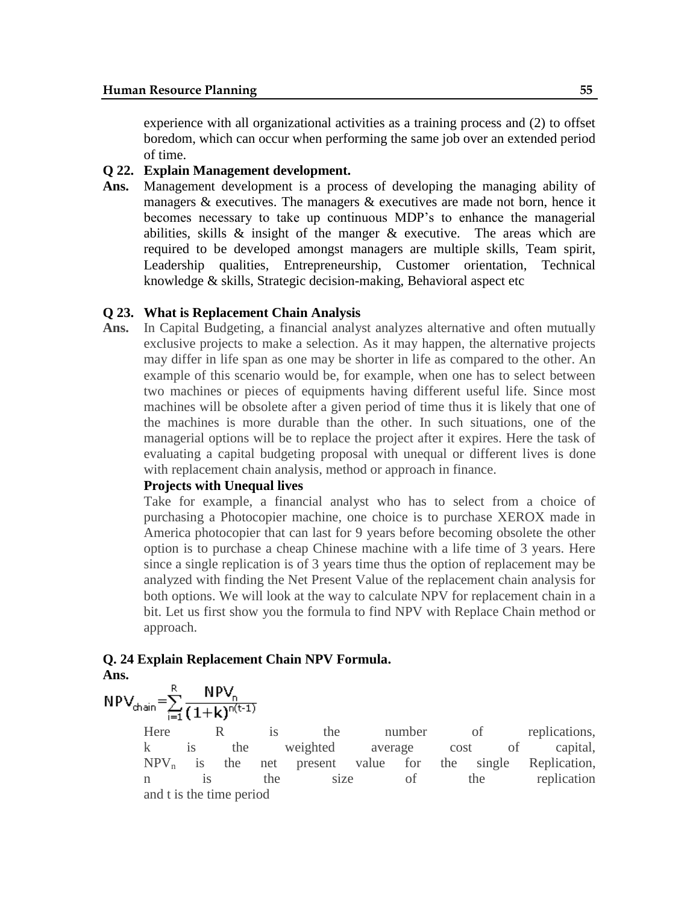experience with all organizational activities as a training process and (2) to offset boredom, which can occur when performing the same job over an extended period of time.

**Q 22. Explain Management development.**

**Ans.** Management development is a process of developing the managing ability of managers & executives. The managers & executives are made not born, hence it becomes necessary to take up continuous MDP's to enhance the managerial abilities, skills & insight of the manger & executive. The areas which are required to be developed amongst managers are multiple skills, Team spirit, Leadership qualities, Entrepreneurship, Customer orientation, Technical knowledge & skills, Strategic decision-making, Behavioral aspect etc

**Q 23. What is Replacement Chain Analysis**

**Ans.** In Capital Budgeting, a financial analyst analyzes alternative and often mutually exclusive projects to make a selection. As it may happen, the alternative projects may differ in life span as one may be shorter in life as compared to the other. An example of this scenario would be, for example, when one has to select between two machines or pieces of equipments having different useful life. Since most machines will be obsolete after a given period of time thus it is likely that one of the machines is more durable than the other. In such situations, one of the managerial options will be to replace the project after it expires. Here the task of evaluating a capital budgeting proposal with unequal or different lives is done with replacement chain analysis, method or approach in finance.

**Projects with Unequal lives**

Take for example, a financial analyst who has to select from a choice of purchasing a Photocopier machine, one choice is to purchase XEROX made in America photocopier that can last for 9 years before becoming obsolete the other option is to purchase a cheap Chinese machine with a life time of 3 years. Here since a single replication is of 3 years time thus the option of replacement may be analyzed with finding the Net Present Value of the replacement chain analysis for both options. We will look at the way to calculate NPV for replacement chain in a bit. Let us first show you the formula to find NPV with Replace Chain method or approach.

**Q. 24 Explain Replacement Chain NPV Formula.**

**Ans.**

$$NPV_{chain} = \sum_{i=1}^{R} \frac{NPV_n}{(1+k)^{n(t-1)}}$$

Here R is the number of replications, k is the weighted average cost of capital, $NPV_n$ is the net present value for the single Replication, n is the size of the replication and t is the time period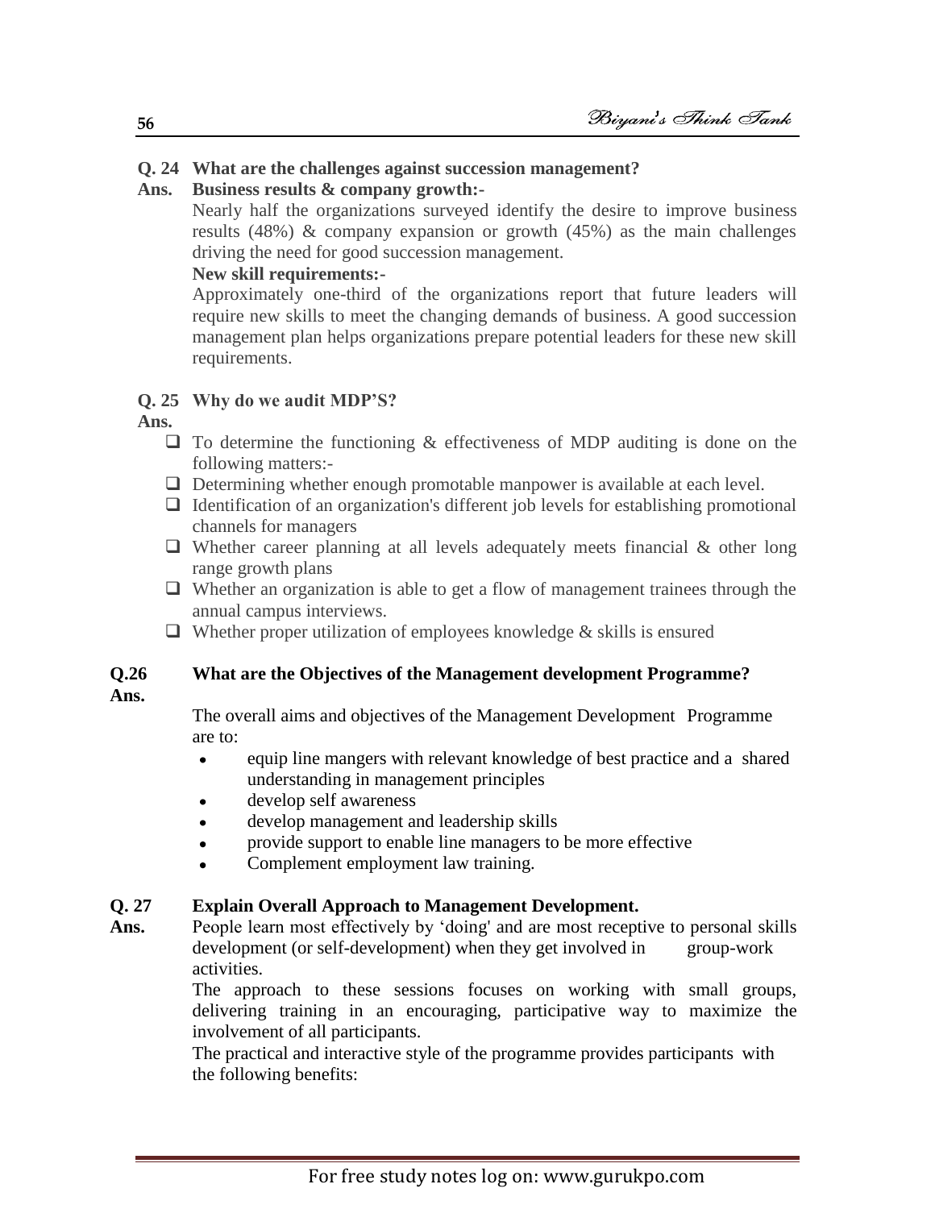**Q. 24 What are the challenges against succession management?**

**Ans. Business results & company growth:-**

Nearly half the organizations surveyed identify the desire to improve business results (48%) & company expansion or growth (45%) as the main challenges driving the need for good succession management.

**New skill requirements:-**

Approximately one-third of the organizations report that future leaders will require new skills to meet the changing demands of business. A good succession management plan helps organizations prepare potential leaders for these new skill requirements.

**Q. 25 Why do we audit MDP'S?**

**Ans.**

- To determine the functioning & effectiveness of MDP auditing is done on the following matters:-
- Determining whether enough promotable manpower is available at each level.
- Identification of an organization's different job levels for establishing promotional channels for managers
- Whether career planning at all levels adequately meets financial & other long range growth plans
- Whether an organization is able to get a flow of management trainees through the annual campus interviews.
- Whether proper utilization of employees knowledge & skills is ensured

**Q.26 What are the Objectives of the Management development Programme?**

**Ans.**

The overall aims and objectives of the Management Development Programme are to:

- equip line mangers with relevant knowledge of best practice and a shared understanding in management principles
- develop self awareness
- develop management and leadership skills
- provide support to enable line managers to be more effective
- Complement employment law training.

**Q. 27 Explain Overall Approach to Management Development.**

**Ans.** People learn most effectively by 'doing' and are most receptive to personal skills development (or self-development) when they get involved in group-work activities.

The approach to these sessions focuses on working with small groups, delivering training in an encouraging, participative way to maximize the involvement of all participants.

The practical and interactive style of the programme provides participants with the following benefits: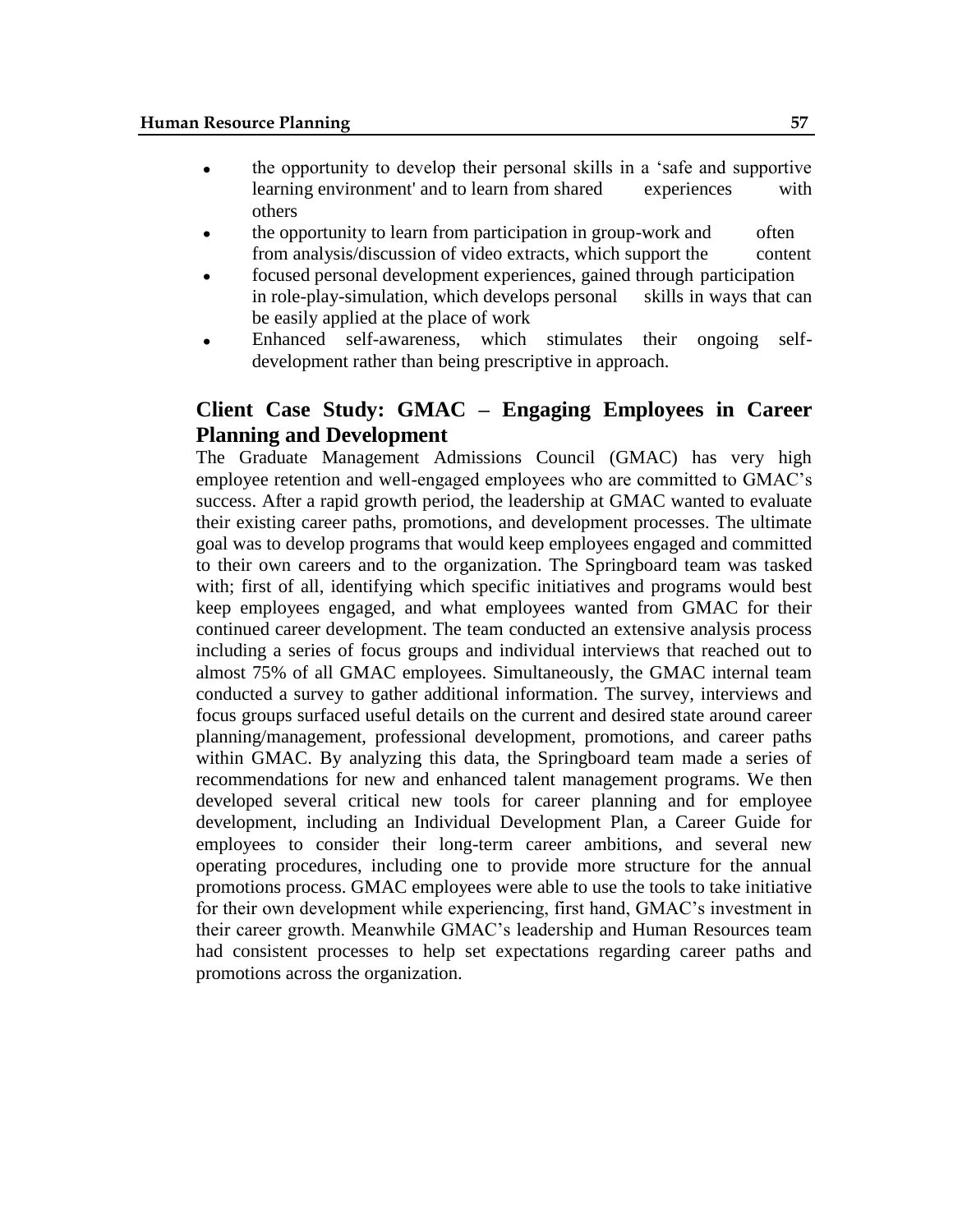- the opportunity to develop their personal skills in a 'safe and supportive learning environment' and to learn from shared experiences with others
- the opportunity to learn from participation in group-work and often from analysis/discussion of video extracts, which support the content
- focused personal development experiences, gained through participation in role-play-simulation, which develops personal skills in ways that can be easily applied at the place of work
- Enhanced self-awareness, which stimulates their ongoing self-development rather than being prescriptive in approach.

## Client Case Study: GMAC – Engaging Employees in Career Planning and Development

The Graduate Management Admissions Council (GMAC) has very high employee retention and well-engaged employees who are committed to GMAC's success. After a rapid growth period, the leadership at GMAC wanted to evaluate their existing career paths, promotions, and development processes. The ultimate goal was to develop programs that would keep employees engaged and committed to their own careers and to the organization. The Springboard team was tasked with; first of all, identifying which specific initiatives and programs would best keep employees engaged, and what employees wanted from GMAC for their continued career development. The team conducted an extensive analysis process including a series of focus groups and individual interviews that reached out to almost 75% of all GMAC employees. Simultaneously, the GMAC internal team conducted a survey to gather additional information. The survey, interviews and focus groups surfaced useful details on the current and desired state around career planning/management, professional development, promotions, and career paths within GMAC. By analyzing this data, the Springboard team made a series of recommendations for new and enhanced talent management programs. We then developed several critical new tools for career planning and for employee development, including an Individual Development Plan, a Career Guide for employees to consider their long-term career ambitions, and several new operating procedures, including one to provide more structure for the annual promotions process. GMAC employees were able to use the tools to take initiative for their own development while experiencing, first hand, GMAC's investment in their career growth. Meanwhile GMAC's leadership and Human Resources team had consistent processes to help set expectations regarding career paths and promotions across the organization.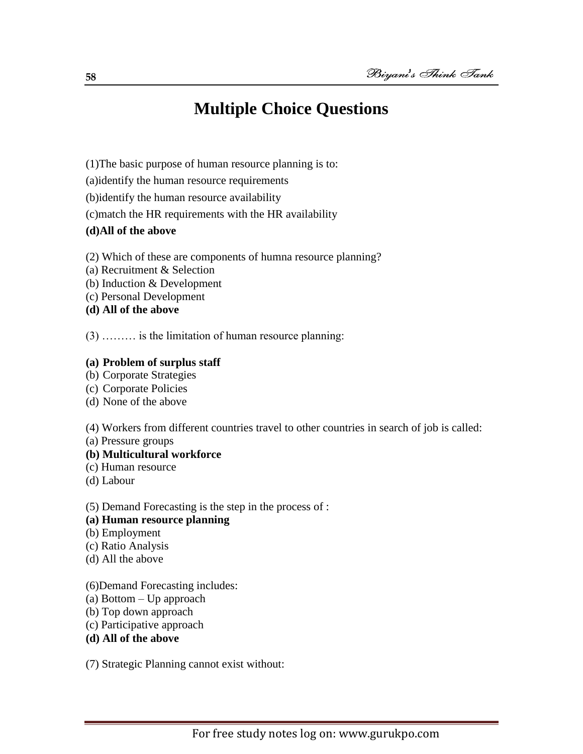# Multiple Choice Questions

(1)The basic purpose of human resource planning is to:

(a)identify the human resource requirements

(b)identify the human resource availability

(c)match the HR requirements with the HR availability

**(d)All of the above**

(2) Which of these are components of humna resource planning?
(a) Recruitment & Selection
(b) Induction & Development
(c) Personal Development
**(d) All of the above**

(3) ……… is the limitation of human resource planning:

**(a) Problem of surplus staff**
(b) Corporate Strategies
(c) Corporate Policies
(d) None of the above

(4) Workers from different countries travel to other countries in search of job is called:
(a) Pressure groups
**(b) Multicultural workforce**
(c) Human resource
(d) Labour

(5) Demand Forecasting is the step in the process of :
**(a) Human resource planning**
(b) Employment
(c) Ratio Analysis
(d) All the above

(6)Demand Forecasting includes:
(a) Bottom – Up approach
(b) Top down approach
(c) Participative approach
**(d) All of the above**

(7) Strategic Planning cannot exist without: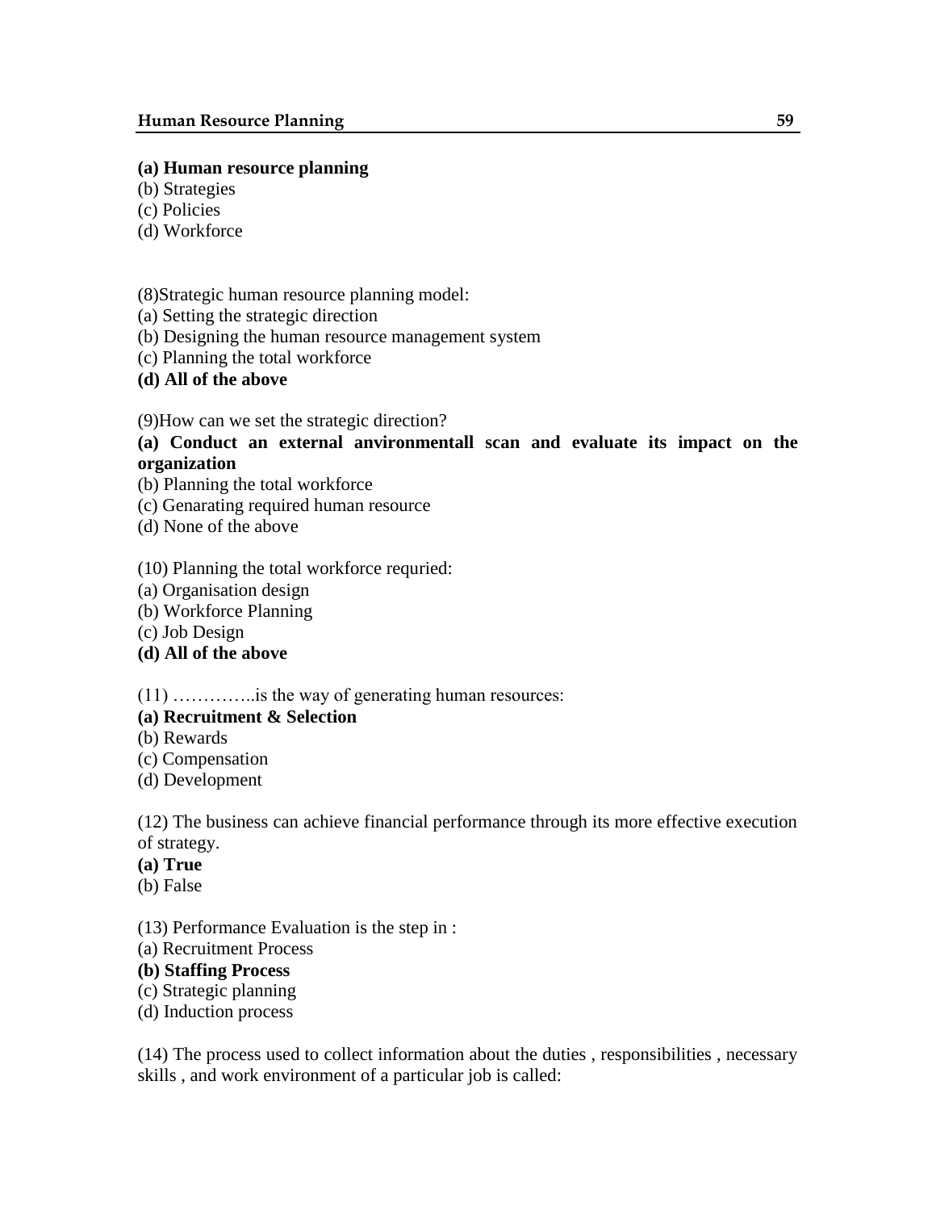**(a) Human resource planning**
(b) Strategies
(c) Policies
(d) Workforce

(8)Strategic human resource planning model:
(a) Setting the strategic direction
(b) Designing the human resource management system
(c) Planning the total workforce
**(d) All of the above**

(9)How can we set the strategic direction?
**(a) Conduct an external anvironmentall scan and evaluate its impact on the organization**
(b) Planning the total workforce
(c) Genarating required human resource
(d) None of the above

(10) Planning the total workforce requried:
(a) Organisation design
(b) Workforce Planning
(c) Job Design
**(d) All of the above**

(11) …………..is the way of generating human resources:
**(a) Recruitment & Selection**
(b) Rewards
(c) Compensation
(d) Development

(12) The business can achieve financial performance through its more effective execution of strategy.
**(a) True**
(b) False

(13) Performance Evaluation is the step in :
(a) Recruitment Process
**(b) Staffing Process**
(c) Strategic planning
(d) Induction process

(14) The process used to collect information about the duties , responsibilities , necessary skills , and work environment of a particular job is called: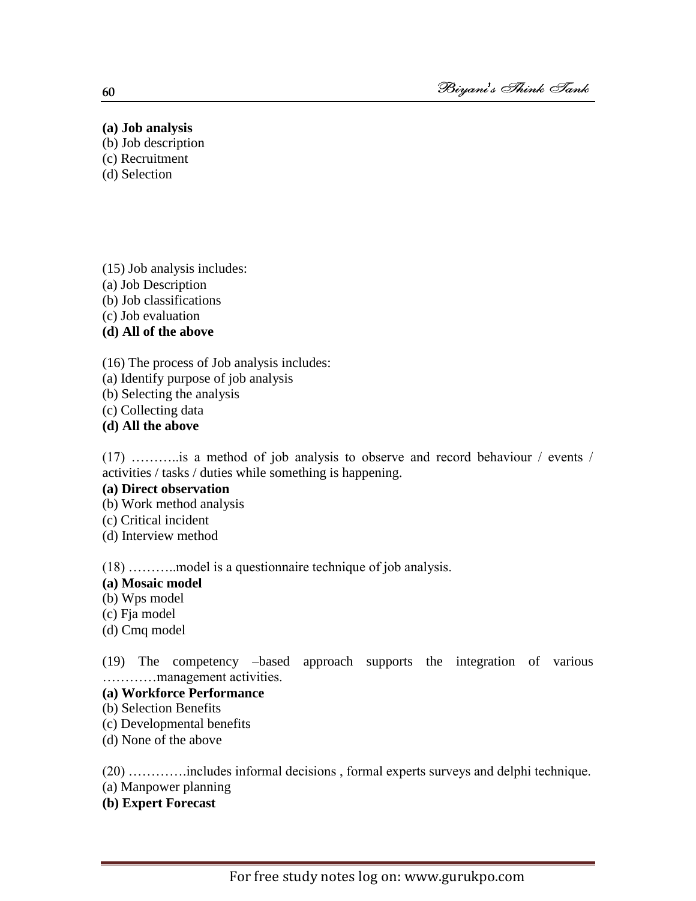**(a) Job analysis**
(b) Job description
(c) Recruitment
(d) Selection

(15) Job analysis includes:
(a) Job Description
(b) Job classifications
(c) Job evaluation
**(d) All of the above**

(16) The process of Job analysis includes:
(a) Identify purpose of job analysis
(b) Selecting the analysis
(c) Collecting data
**(d) All the above**

(17) ………..is a method of job analysis to observe and record behaviour / events / activities / tasks / duties while something is happening.
**(a) Direct observation**
(b) Work method analysis
(c) Critical incident
(d) Interview method

(18) ………..model is a questionnaire technique of job analysis.
**(a) Mosaic model**
(b) Wps model
(c) Fja model
(d) Cmq model

(19) The competency –based approach supports the integration of various …………management activities.
**(a) Workforce Performance**
(b) Selection Benefits
(c) Developmental benefits
(d) None of the above

(20) ………….includes informal decisions , formal experts surveys and delphi technique.
(a) Manpower planning
**(b) Expert Forecast**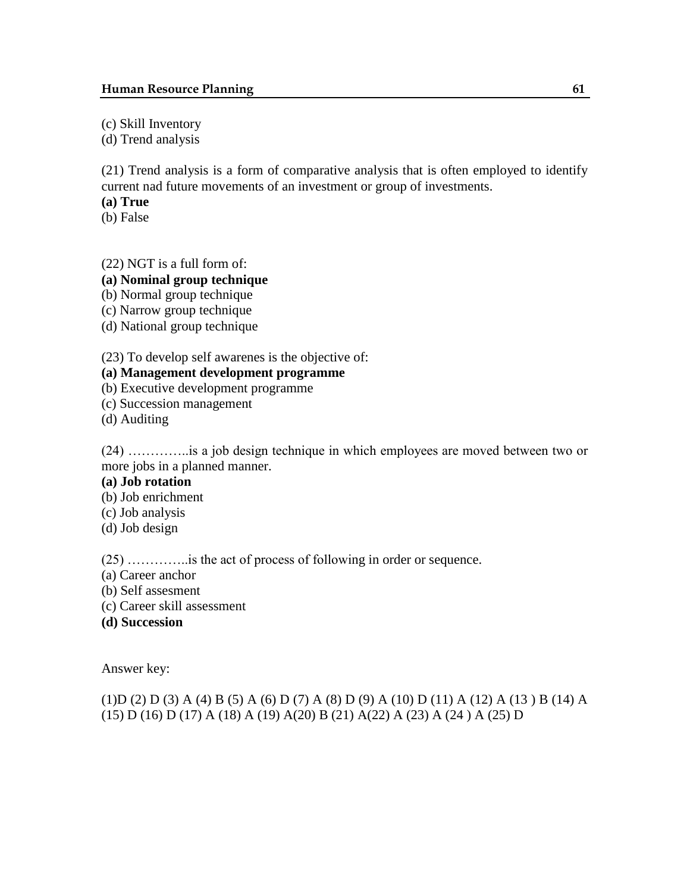(c) Skill Inventory
(d) Trend analysis

(21) Trend analysis is a form of comparative analysis that is often employed to identify current nad future movements of an investment or group of investments.
**(a) True**
(b) False

(22) NGT is a full form of:
**(a) Nominal group technique**
(b) Normal group technique
(c) Narrow group technique
(d) National group technique

(23) To develop self awarenes is the objective of:
**(a) Management development programme**
(b) Executive development programme
(c) Succession management
(d) Auditing

(24) …………..is a job design technique in which employees are moved between two or more jobs in a planned manner.
**(a) Job rotation**
(b) Job enrichment
(c) Job analysis
(d) Job design

(25) …………..is the act of process of following in order or sequence.
(a) Career anchor
(b) Self assesment
(c) Career skill assessment
**(d) Succession**

Answer key:

(1)D (2) D (3) A (4) B (5) A (6) D (7) A (8) D (9) A (10) D (11) A (12) A (13 ) B (14) A (15) D (16) D (17) A (18) A (19) A(20) B (21) A(22) A (23) A (24 ) A (25) D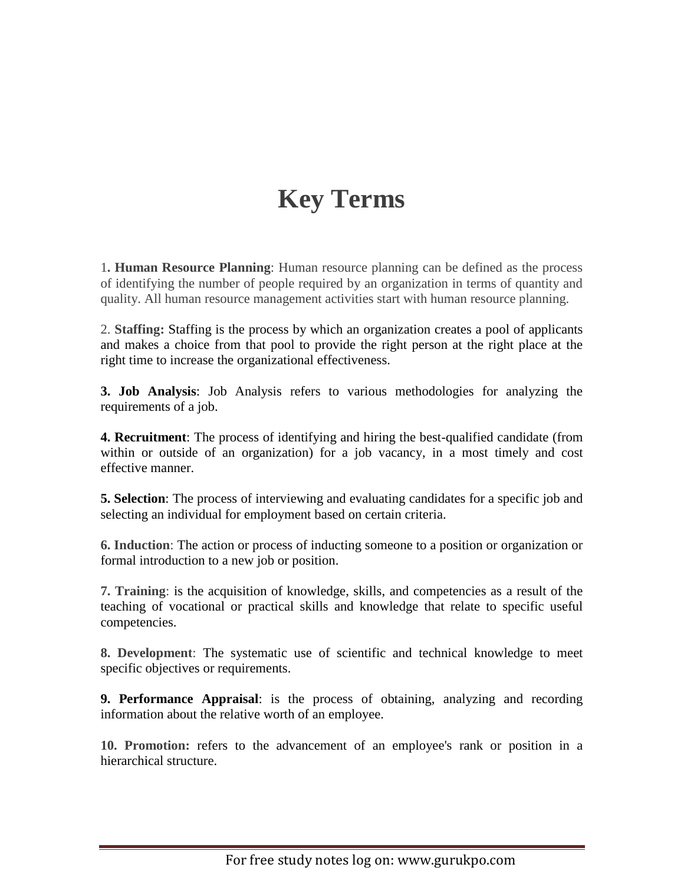# Key Terms

1**. Human Resource Planning**: Human resource planning can be defined as the process of identifying the number of people required by an organization in terms of quantity and quality. All human resource management activities start with human resource planning.

2. **Staffing:** Staffing is the process by which an organization creates a pool of applicants and makes a choice from that pool to provide the right person at the right place at the right time to increase the organizational effectiveness.

**3. Job Analysis**: Job Analysis refers to various methodologies for analyzing the requirements of a job.

**4. Recruitment**: The process of identifying and hiring the best-qualified candidate (from within or outside of an organization) for a job vacancy, in a most timely and cost effective manner.

**5. Selection**: The process of interviewing and evaluating candidates for a specific job and selecting an individual for employment based on certain criteria.

**6. Induction**: The action or process of inducting someone to a position or organization or formal introduction to a new job or position.

**7. Training**: is the acquisition of knowledge, skills, and competencies as a result of the teaching of vocational or practical skills and knowledge that relate to specific useful competencies.

**8. Development**: The systematic use of scientific and technical knowledge to meet specific objectives or requirements.

**9. Performance Appraisal**: is the process of obtaining, analyzing and recording information about the relative worth of an employee.

**10. Promotion:** refers to the advancement of an employee's rank or position in a hierarchical structure.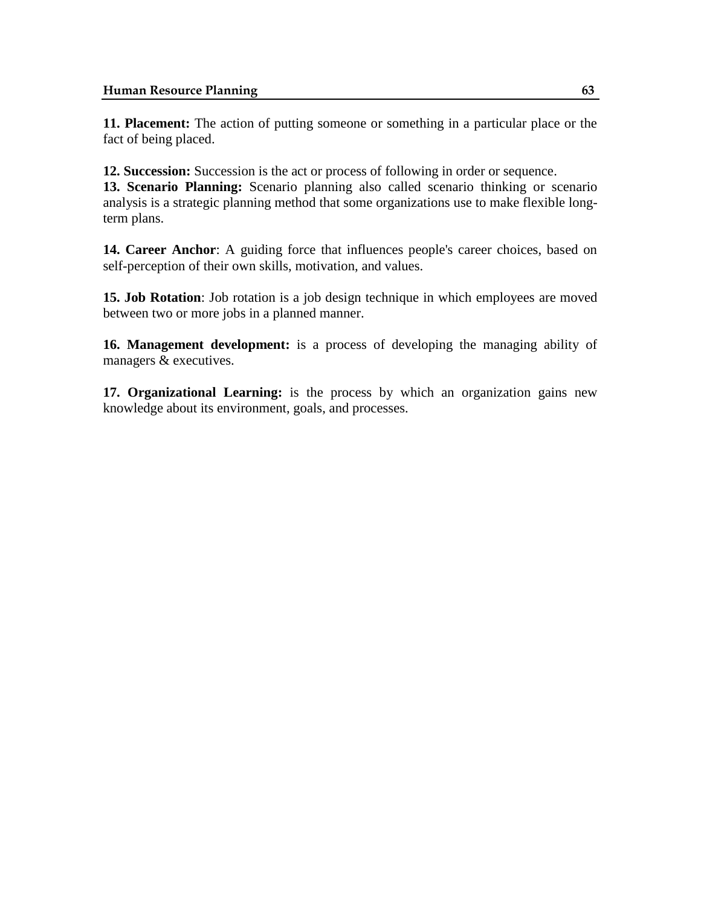**11. Placement:** The action of putting someone or something in a particular place or the fact of being placed.

**12. Succession:** Succession is the act or process of following in order or sequence.

**13. Scenario Planning:** Scenario planning also called scenario thinking or scenario analysis is a strategic planning method that some organizations use to make flexible long-term plans.

**14. Career Anchor**: A guiding force that influences people's career choices, based on self-perception of their own skills, motivation, and values.

**15. Job Rotation**: Job rotation is a job design technique in which employees are moved between two or more jobs in a planned manner.

**16. Management development:** is a process of developing the managing ability of managers & executives.

**17. Organizational Learning:** is the process by which an organization gains new knowledge about its environment, goals, and processes.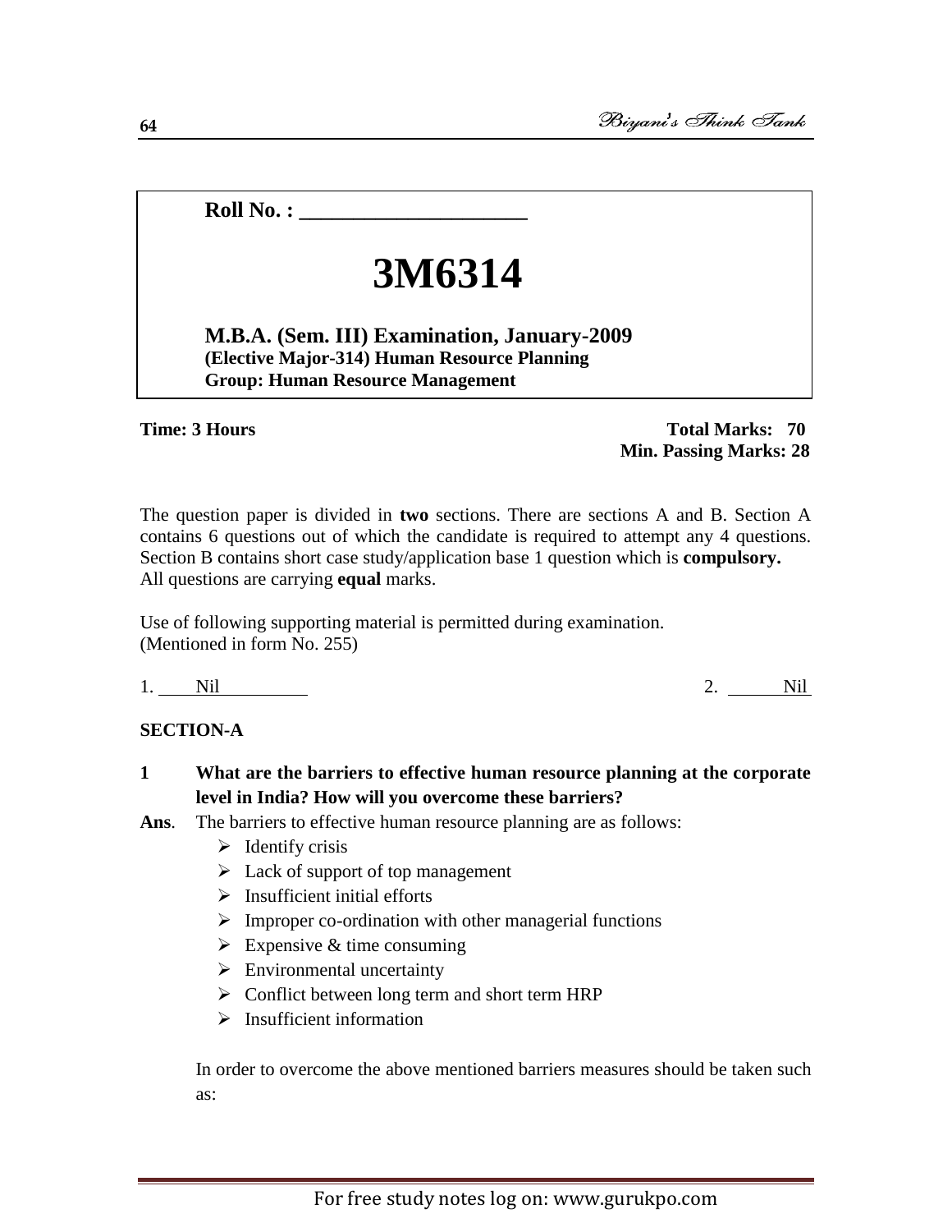**Roll No. : \_\_\_\_\_\_\_\_\_\_\_\_\_\_\_\_\_\_\_\_\_\_**

# 3M6314

**M.B.A. (Sem. III) Examination, January-2009**
**(Elective Major-314) Human Resource Planning**
**Group: Human Resource Management**

**Time: 3 Hours** **Total Marks: 70**
**Min. Passing Marks: 28**

The question paper is divided in **two** sections. There are sections A and B. Section A contains 6 questions out of which the candidate is required to attempt any 4 questions. Section B contains short case study/application base 1 question which is **compulsory.**
All questions are carrying **equal** marks.

Use of following supporting material is permitted during examination.
(Mentioned in form No. 255)

1. Nil 2. Nil

**SECTION-A**

**1 What are the barriers to effective human resource planning at the corporate level in India? How will you overcome these barriers?**

**Ans**. The barriers to effective human resource planning are as follows:

- Identify crisis
- Lack of support of top management
- Insufficient initial efforts
- Improper co-ordination with other managerial functions
- Expensive & time consuming
- Environmental uncertainty
- Conflict between long term and short term HRP
- Insufficient information

In order to overcome the above mentioned barriers measures should be taken such as: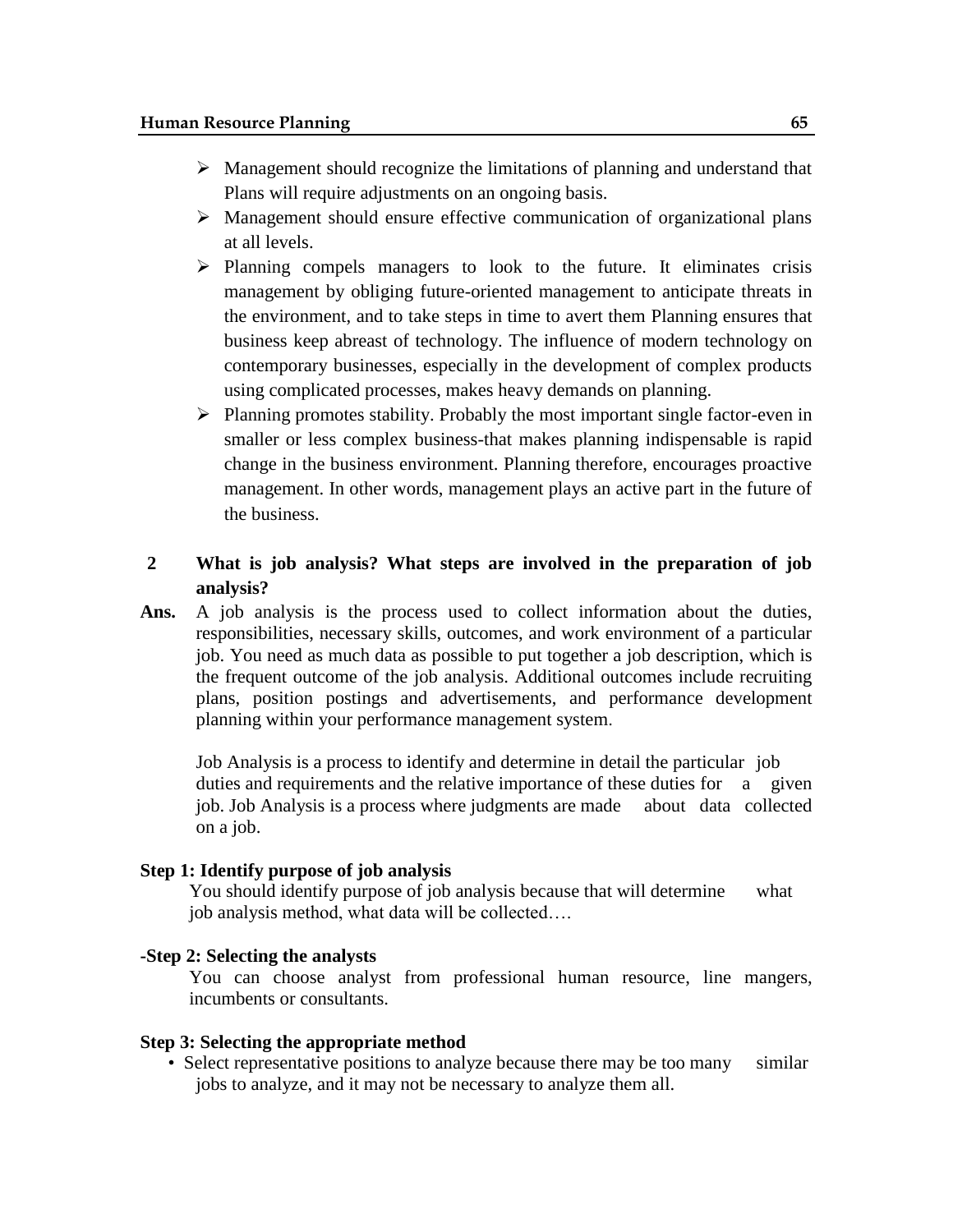- Management should recognize the limitations of planning and understand that Plans will require adjustments on an ongoing basis.
- Management should ensure effective communication of organizational plans at all levels.
- Planning compels managers to look to the future. It eliminates crisis management by obliging future-oriented management to anticipate threats in the environment, and to take steps in time to avert them Planning ensures that business keep abreast of technology. The influence of modern technology on contemporary businesses, especially in the development of complex products using complicated processes, makes heavy demands on planning.
- Planning promotes stability. Probably the most important single factor-even in smaller or less complex business-that makes planning indispensable is rapid change in the business environment. Planning therefore, encourages proactive management. In other words, management plays an active part in the future of the business.

**2 What is job analysis? What steps are involved in the preparation of job analysis?**

**Ans.** A job analysis is the process used to collect information about the duties, responsibilities, necessary skills, outcomes, and work environment of a particular job. You need as much data as possible to put together a job description, which is the frequent outcome of the job analysis. Additional outcomes include recruiting plans, position postings and advertisements, and performance development planning within your performance management system.

Job Analysis is a process to identify and determine in detail the particular job duties and requirements and the relative importance of these duties for a given job. Job Analysis is a process where judgments are made about data collected on a job.

**Step 1: Identify purpose of job analysis**

You should identify purpose of job analysis because that will determine what job analysis method, what data will be collected….

**-Step 2: Selecting the analysts**

You can choose analyst from professional human resource, line mangers, incumbents or consultants.

**Step 3: Selecting the appropriate method**

- Select representative positions to analyze because there may be too many similar jobs to analyze, and it may not be necessary to analyze them all.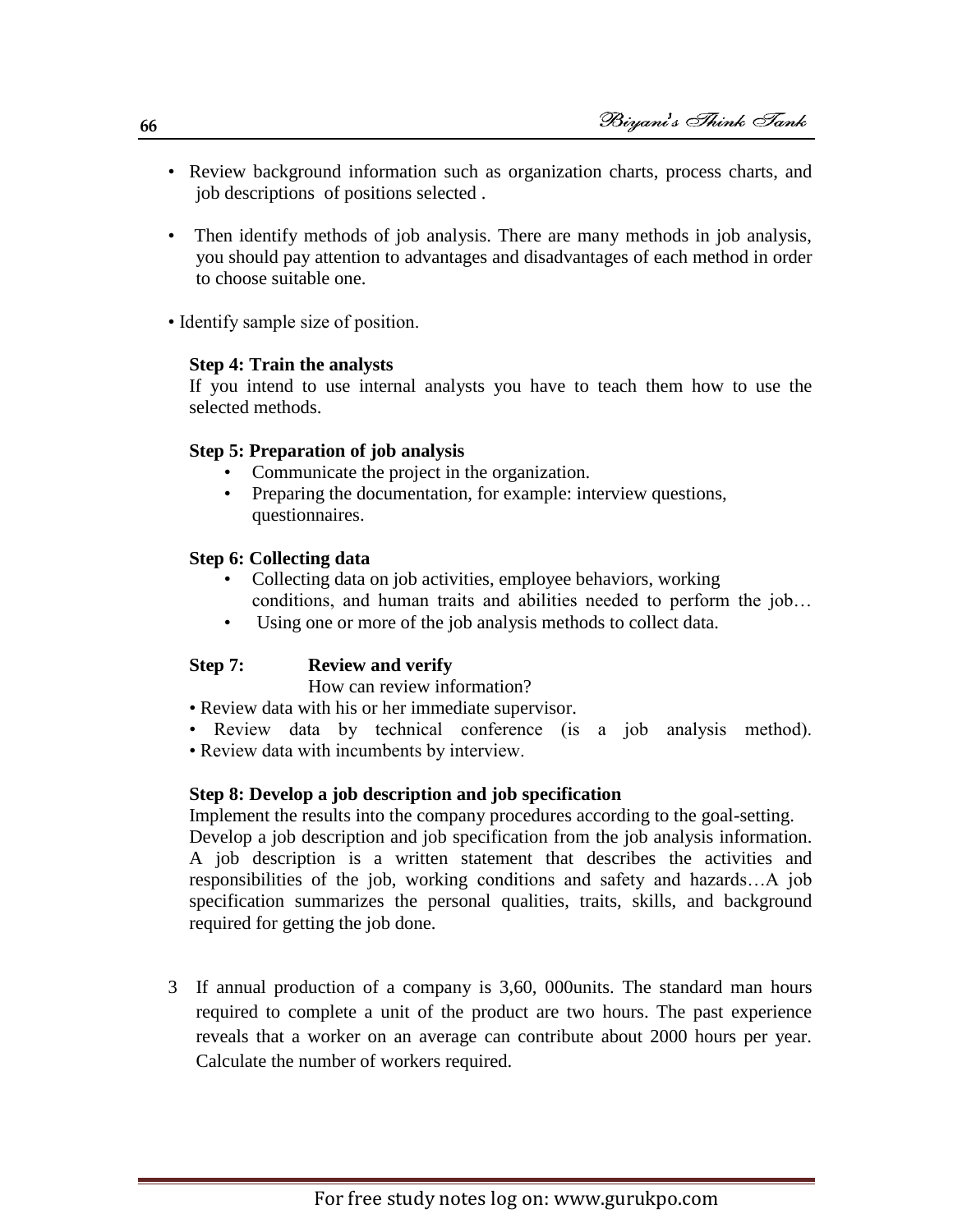- Review background information such as organization charts, process charts, and job descriptions of positions selected .

- Then identify methods of job analysis. There are many methods in job analysis, you should pay attention to advantages and disadvantages of each method in order to choose suitable one.

- Identify sample size of position.

**Step 4: Train the analysts**

If you intend to use internal analysts you have to teach them how to use the selected methods.

**Step 5: Preparation of job analysis**

- Communicate the project in the organization.
- Preparing the documentation, for example: interview questions, questionnaires.

**Step 6: Collecting data**

- Collecting data on job activities, employee behaviors, working conditions, and human traits and abilities needed to perform the job…
- Using one or more of the job analysis methods to collect data.

**Step 7: Review and verify**

How can review information?

- Review data with his or her immediate supervisor.
- Review data by technical conference (is a job analysis method).
- Review data with incumbents by interview.

**Step 8: Develop a job description and job specification**

Implement the results into the company procedures according to the goal-setting. Develop a job description and job specification from the job analysis information. A job description is a written statement that describes the activities and responsibilities of the job, working conditions and safety and hazards…A job specification summarizes the personal qualities, traits, skills, and background required for getting the job done.

3 If annual production of a company is 3,60, 000units. The standard man hours required to complete a unit of the product are two hours. The past experience reveals that a worker on an average can contribute about 2000 hours per year. Calculate the number of workers required.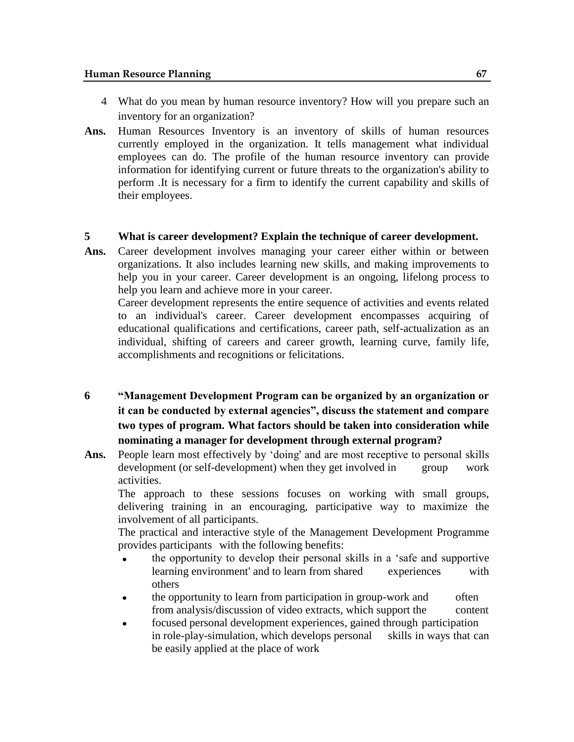4 What do you mean by human resource inventory? How will you prepare such an inventory for an organization?

**Ans.** Human Resources Inventory is an inventory of skills of human resources currently employed in the organization. It tells management what individual employees can do. The profile of the human resource inventory can provide information for identifying current or future threats to the organization's ability to perform .It is necessary for a firm to identify the current capability and skills of their employees.

**5 What is career development? Explain the technique of career development.**

**Ans.** Career development involves managing your career either within or between organizations. It also includes learning new skills, and making improvements to help you in your career. Career development is an ongoing, lifelong process to help you learn and achieve more in your career.

Career development represents the entire sequence of activities and events related to an individual's career. Career development encompasses acquiring of educational qualifications and certifications, career path, self-actualization as an individual, shifting of careers and career growth, learning curve, family life, accomplishments and recognitions or felicitations.

**6 "Management Development Program can be organized by an organization or it can be conducted by external agencies", discuss the statement and compare two types of program. What factors should be taken into consideration while nominating a manager for development through external program?**

**Ans.** People learn most effectively by 'doing' and are most receptive to personal skills development (or self-development) when they get involved in group work activities.

The approach to these sessions focuses on working with small groups, delivering training in an encouraging, participative way to maximize the involvement of all participants.

The practical and interactive style of the Management Development Programme provides participants with the following benefits:

- the opportunity to develop their personal skills in a 'safe and supportive learning environment' and to learn from shared experiences with others
- the opportunity to learn from participation in group-work and often from analysis/discussion of video extracts, which support the content
- focused personal development experiences, gained through participation in role-play-simulation, which develops personal skills in ways that can be easily applied at the place of work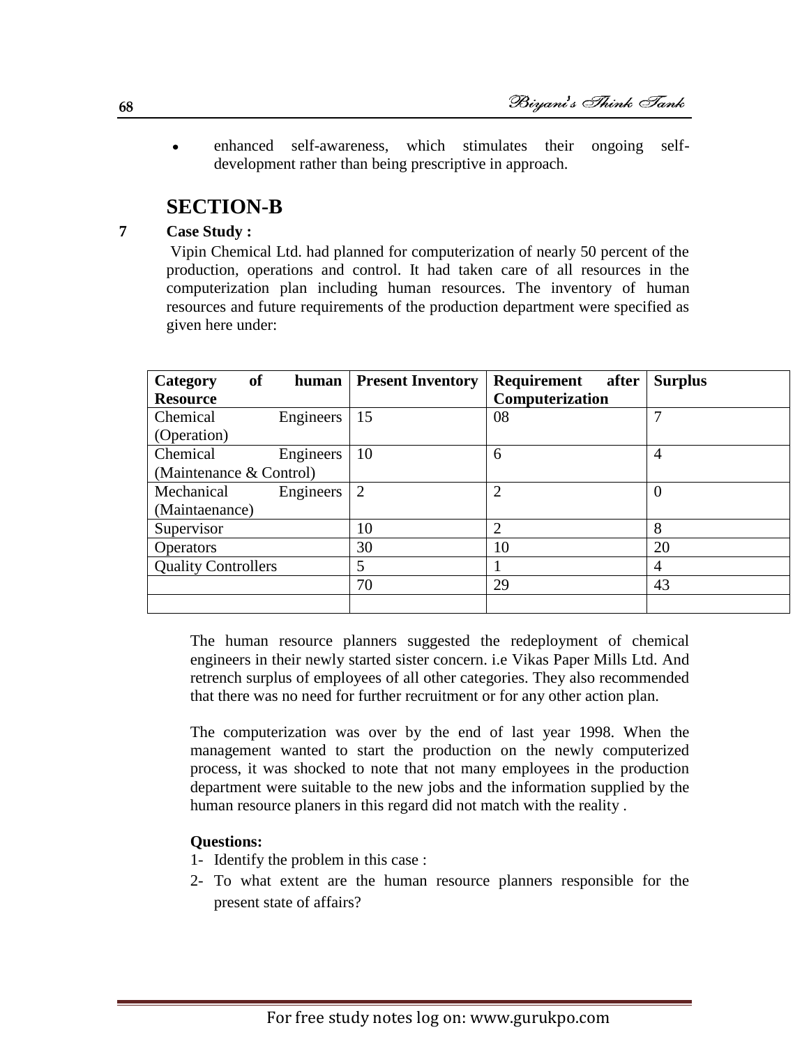- enhanced self-awareness, which stimulates their ongoing self-development rather than being prescriptive in approach.

## SECTION-B

**7 Case Study :**

Vipin Chemical Ltd. had planned for computerization of nearly 50 percent of the production, operations and control. It had taken care of all resources in the computerization plan including human resources. The inventory of human resources and future requirements of the production department were specified as given here under:

| Category of human Resource | Present Inventory | Requirement after Computerization | Surplus |
|---|---|---|---|
| Chemical Engineers (Operation) | 15 | 08 | 7 |
| Chemical Engineers (Maintenance & Control) | 10 | 6 | 4 |
| Mechanical Engineers (Maintaenance) | 2 | 2 | 0 |
| Supervisor | 10 | 2 | 8 |
| Operators | 30 | 10 | 20 |
| Quality Controllers | 5 | 1 | 4 |
| | 70 | 29 | 43 |
| | | | |

The human resource planners suggested the redeployment of chemical engineers in their newly started sister concern. i.e Vikas Paper Mills Ltd. And retrench surplus of employees of all other categories. They also recommended that there was no need for further recruitment or for any other action plan.

The computerization was over by the end of last year 1998. When the management wanted to start the production on the newly computerized process, it was shocked to note that not many employees in the production department were suitable to the new jobs and the information supplied by the human resource planers in this regard did not match with the reality .

**Questions:**

1- Identify the problem in this case :

2- To what extent are the human resource planners responsible for the present state of affairs?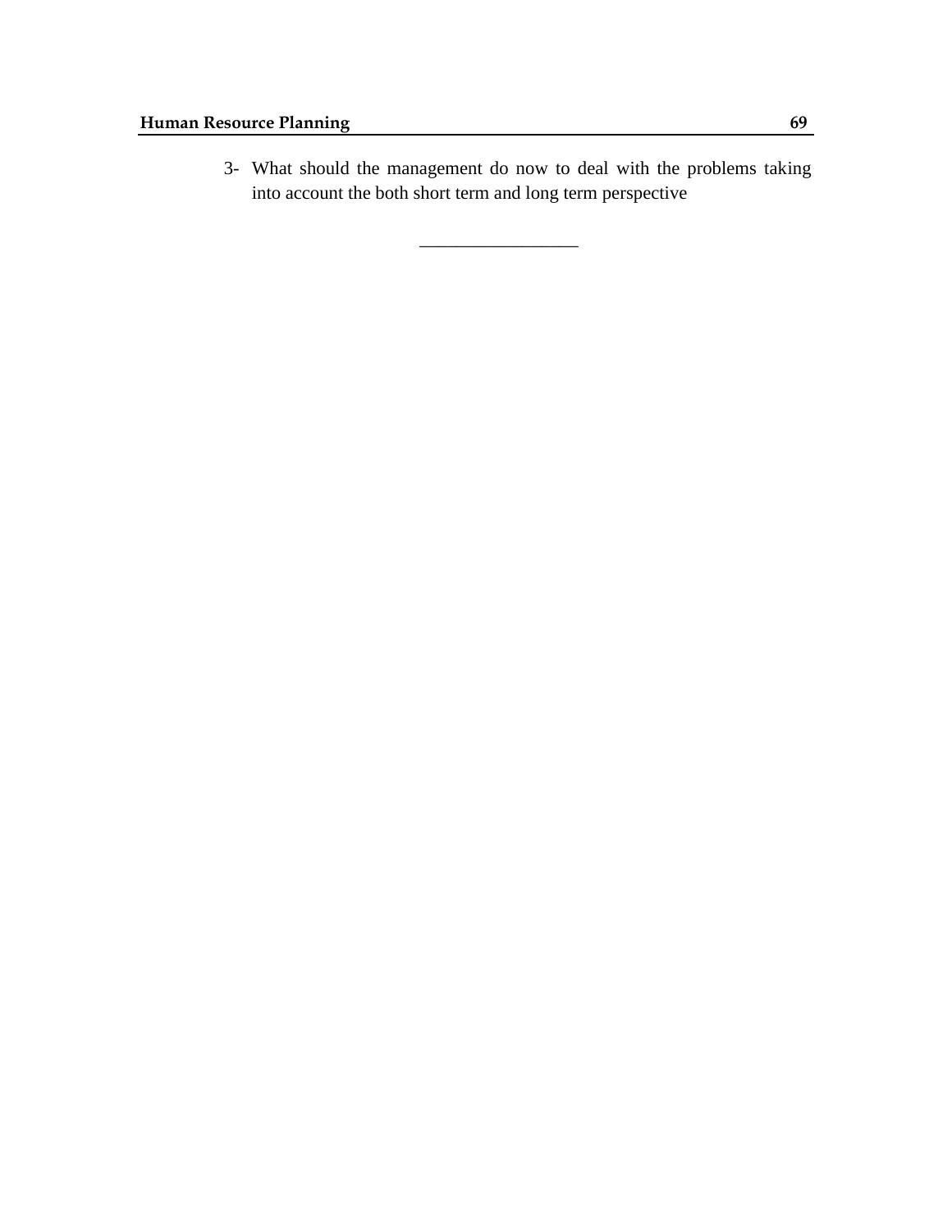3- What should the management do now to deal with the problems taking into account the both short term and long term perspective

---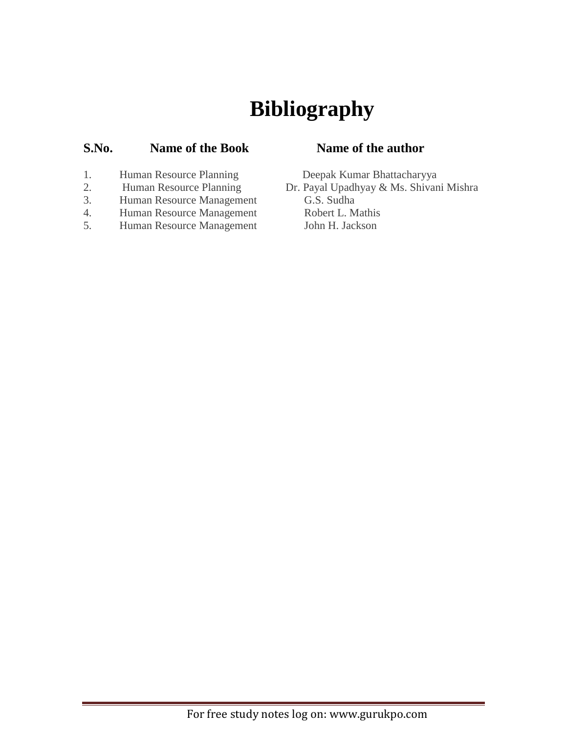# Bibliography

| S.No. | Name of the Book | Name of the author |
|---|---|---|
| 1. | Human Resource Planning | Deepak Kumar Bhattacharyya |
| 2. | Human Resource Planning | Dr. Payal Upadhyay & Ms. Shivani Mishra |
| 3. | Human Resource Management | G.S. Sudha |
| 4. | Human Resource Management | Robert L. Mathis |
| 5. | Human Resource Management | John H. Jackson |